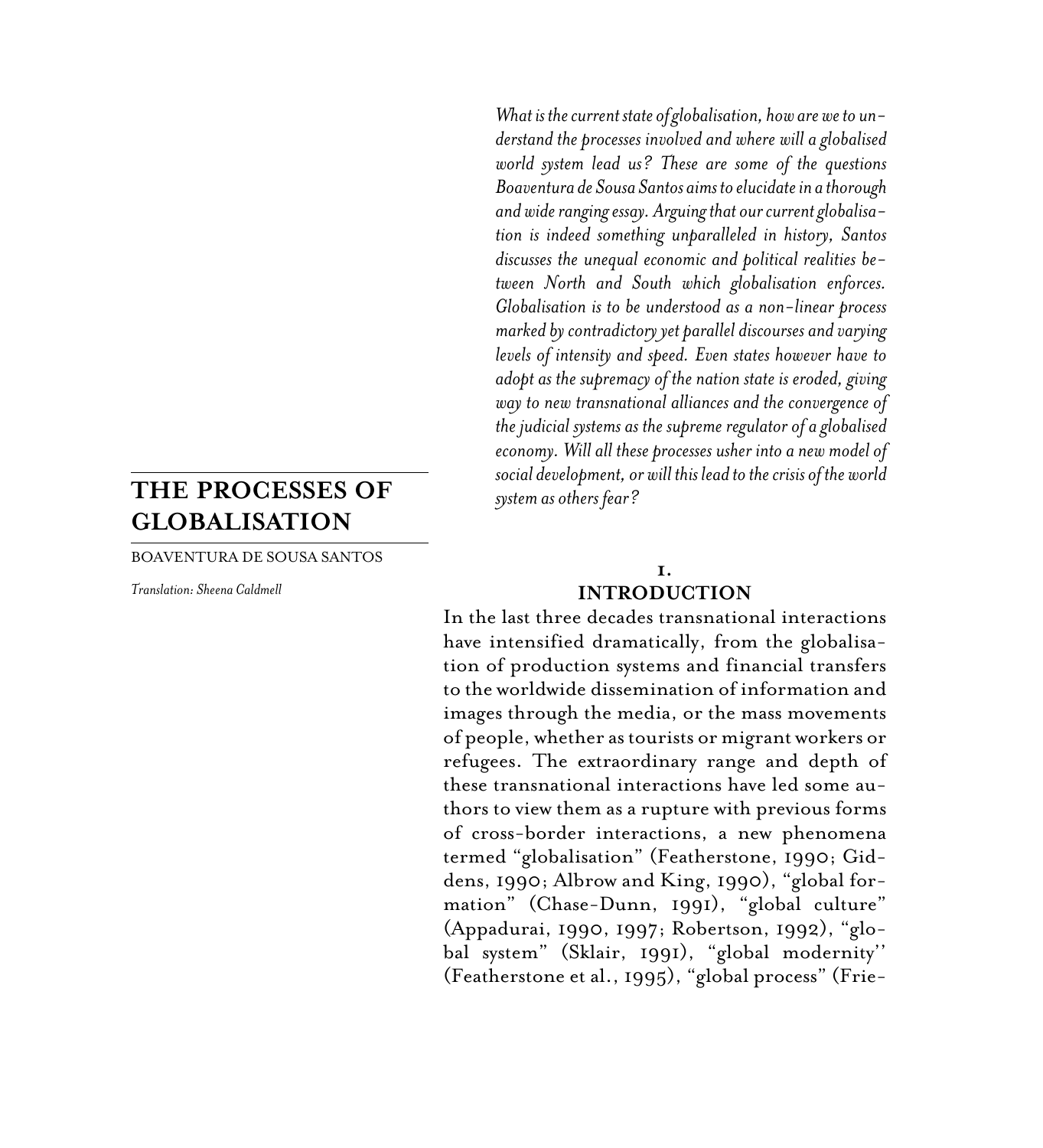# THE PROCESSES OF GLOBALISATION

BOAVENTURA DE SOUSA SANTOS

*Translation: Sheena Caldmell*

*What is the current state of globalisation, how are we to understand the processes involved and where will a globalised world system lead us? These are some of the questions Boaventura de Sousa Santos aims to elucidate in a thorough and wide ranging essay. Arguing that our current globalisation is indeed something unparalleled in history, Santos discusses the unequal economic and political realities between North and South which globalisation enforces. Globalisation is to be understood as a non-linear process marked by contradictory yet parallel discourses and varying levels of intensity and speed. Even states however have to adopt as the supremacy of the nation state is eroded, giving way to new transnational alliances and the convergence of the judicial systems as the supreme regulator of a globalised economy. Will all these processes usher into a new model of social development, or will this lead to the crisis of the world system as others fear?*

## 1. INTRODUCTION

In the last three decades transnational interactions have intensified dramatically, from the globalisation of production systems and financial transfers to the worldwide dissemination of information and images through the media, or the mass movements of people, whether as tourists or migrant workers or refugees. The extraordinary range and depth of these transnational interactions have led some authors to view them as a rupture with previous forms of cross-border interactions, a new phenomena termed "globalisation" (Featherstone, 1990; Giddens, 1990; Albrow and King, 1990), "global formation" (Chase-Dunn, 1991), "global culture" (Appadurai, 1990, 1997; Robertson, 1992), "global system" (Sklair, 1991), "global modernity'' (Featherstone et al., 1995), "global process" (Frie-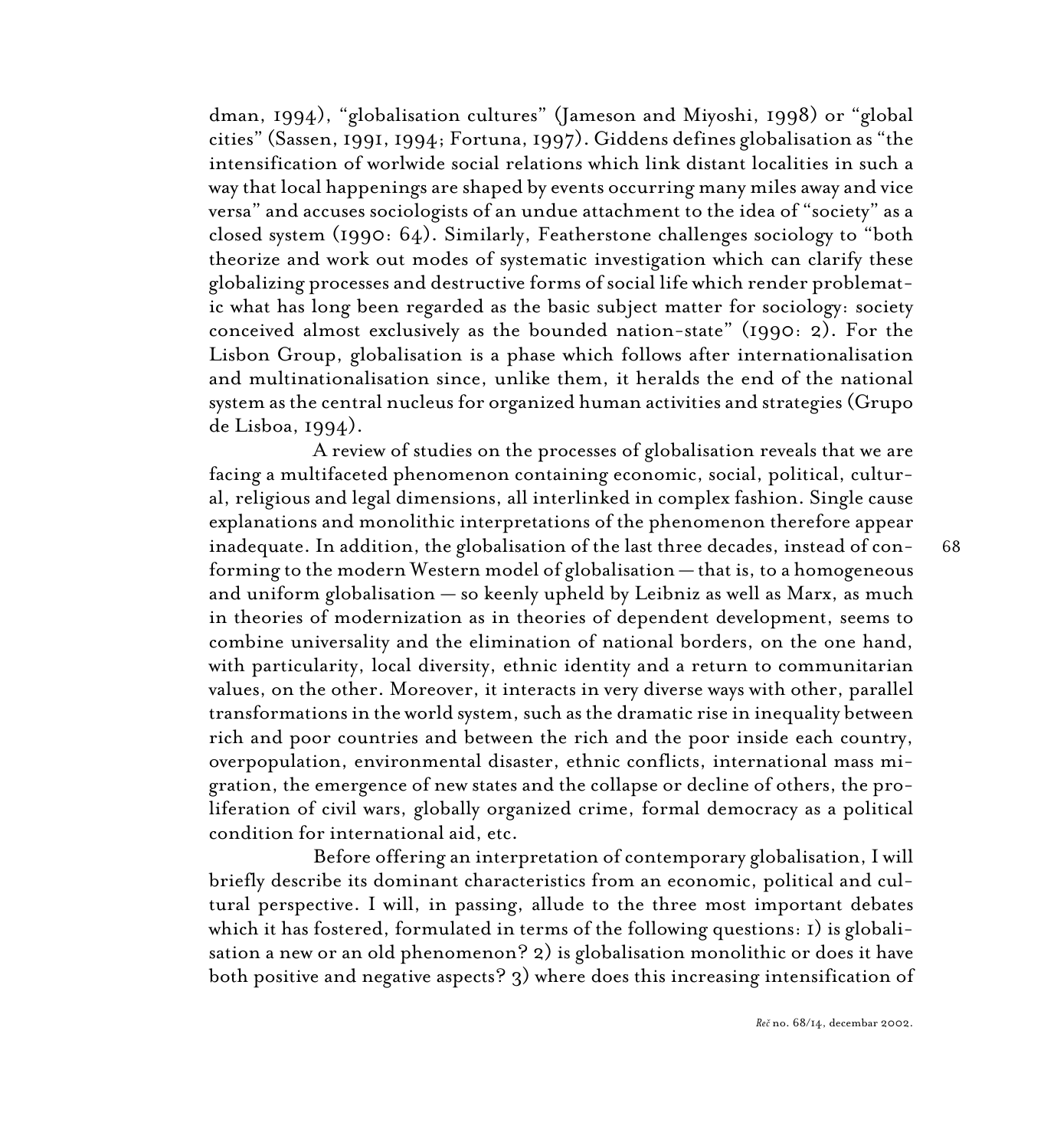dman, 1994), "globalisation cultures" (Jameson and Miyoshi, 1998) or "global cities" (Sassen, 1991, 1994; Fortuna, 1997). Giddens defines globalisation as "the intensification of worlwide social relations which link distant localities in such a way that local happenings are shaped by events occurring many miles away and vice versa" and accuses sociologists of an undue attachment to the idea of "society" as a closed system (1990: 64). Similarly, Featherstone challenges sociology to "both theorize and work out modes of systematic investigation which can clarify these globalizing processes and destructive forms of social life which render problematic what has long been regarded as the basic subject matter for sociology: society conceived almost exclusively as the bounded nation-state" (1990: 2). For the Lisbon Group, globalisation is a phase which follows after internationalisation and multinationalisation since, unlike them, it heralds the end of the national system as the central nucleus for organized human activities and strategies (Grupo de Lisboa, 1994).

A review of studies on the processes of globalisation reveals that we are facing a multifaceted phenomenon containing economic, social, political, cultural, religious and legal dimensions, all interlinked in complex fashion. Single cause explanations and monolithic interpretations of the phenomenon therefore appear inadequate. In addition, the globalisation of the last three decades, instead of conforming to the modern Western model of globalisation — that is, to a homogeneous and uniform globalisation — so keenly upheld by Leibniz as well as Marx, as much in theories of modernization as in theories of dependent development, seems to combine universality and the elimination of national borders, on the one hand, with particularity, local diversity, ethnic identity and a return to communitarian values, on the other. Moreover, it interacts in very diverse ways with other, parallel transformations in the world system, such as the dramatic rise in inequality between rich and poor countries and between the rich and the poor inside each country, overpopulation, environmental disaster, ethnic conflicts, international mass migration, the emergence of new states and the collapse or decline of others, the proliferation of civil wars, globally organized crime, formal democracy as a political condition for international aid, etc.

Before offering an interpretation of contemporary globalisation, I will briefly describe its dominant characteristics from an economic, political and cultural perspective. I will, in passing, allude to the three most important debates which it has fostered, formulated in terms of the following questions: 1) is globalisation a new or an old phenomenon? 2) is globalisation monolithic or does it have both positive and negative aspects? 3) where does this increasing intensification of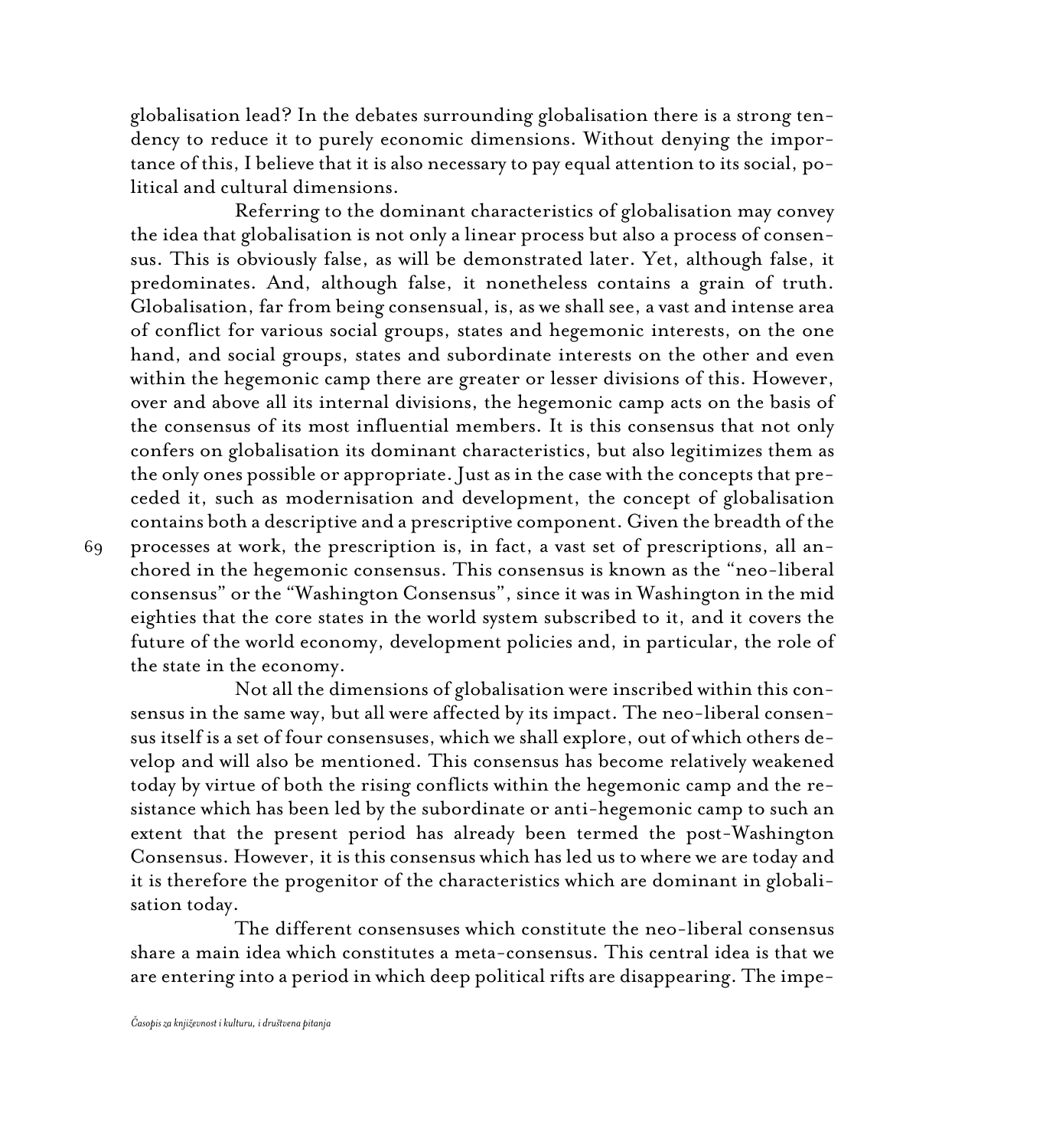globalisation lead? In the debates surrounding globalisation there is a strong tendency to reduce it to purely economic dimensions. Without denying the importance of this, I believe that it is also necessary to pay equal attention to its social, political and cultural dimensions.

Referring to the dominant characteristics of globalisation may convey the idea that globalisation is not only a linear process but also a process of consensus. This is obviously false, as will be demonstrated later. Yet, although false, it predominates. And, although false, it nonetheless contains a grain of truth. Globalisation, far from being consensual, is, as we shall see, a vast and intense area of conflict for various social groups, states and hegemonic interests, on the one hand, and social groups, states and subordinate interests on the other and even within the hegemonic camp there are greater or lesser divisions of this. However, over and above all its internal divisions, the hegemonic camp acts on the basis of the consensus of its most influential members. It is this consensus that not only confers on globalisation its dominant characteristics, but also legitimizes them as the only ones possible or appropriate. Just as in the case with the concepts that preceded it, such as modernisation and development, the concept of globalisation contains both a descriptive and a prescriptive component. Given the breadth of the processes at work, the prescription is, in fact, a vast set of prescriptions, all anchored in the hegemonic consensus. This consensus is known as the "neo-liberal consensus" or the "Washington Consensus", since it was in Washington in the mid eighties that the core states in the world system subscribed to it, and it covers the future of the world economy, development policies and, in particular, the role of the state in the economy.

Not all the dimensions of globalisation were inscribed within this consensus in the same way, but all were affected by its impact. The neo-liberal consensus itself is a set of four consensuses, which we shall explore, out of which others develop and will also be mentioned. This consensus has become relatively weakened today by virtue of both the rising conflicts within the hegemonic camp and the resistance which has been led by the subordinate or anti-hegemonic camp to such an extent that the present period has already been termed the post-Washington Consensus. However, it is this consensus which has led us to where we are today and it is therefore the progenitor of the characteristics which are dominant in globalisation today.

The different consensuses which constitute the neo-liberal consensus share a main idea which constitutes a meta-consensus. This central idea is that we are entering into a period in which deep political rifts are disappearing. The impe-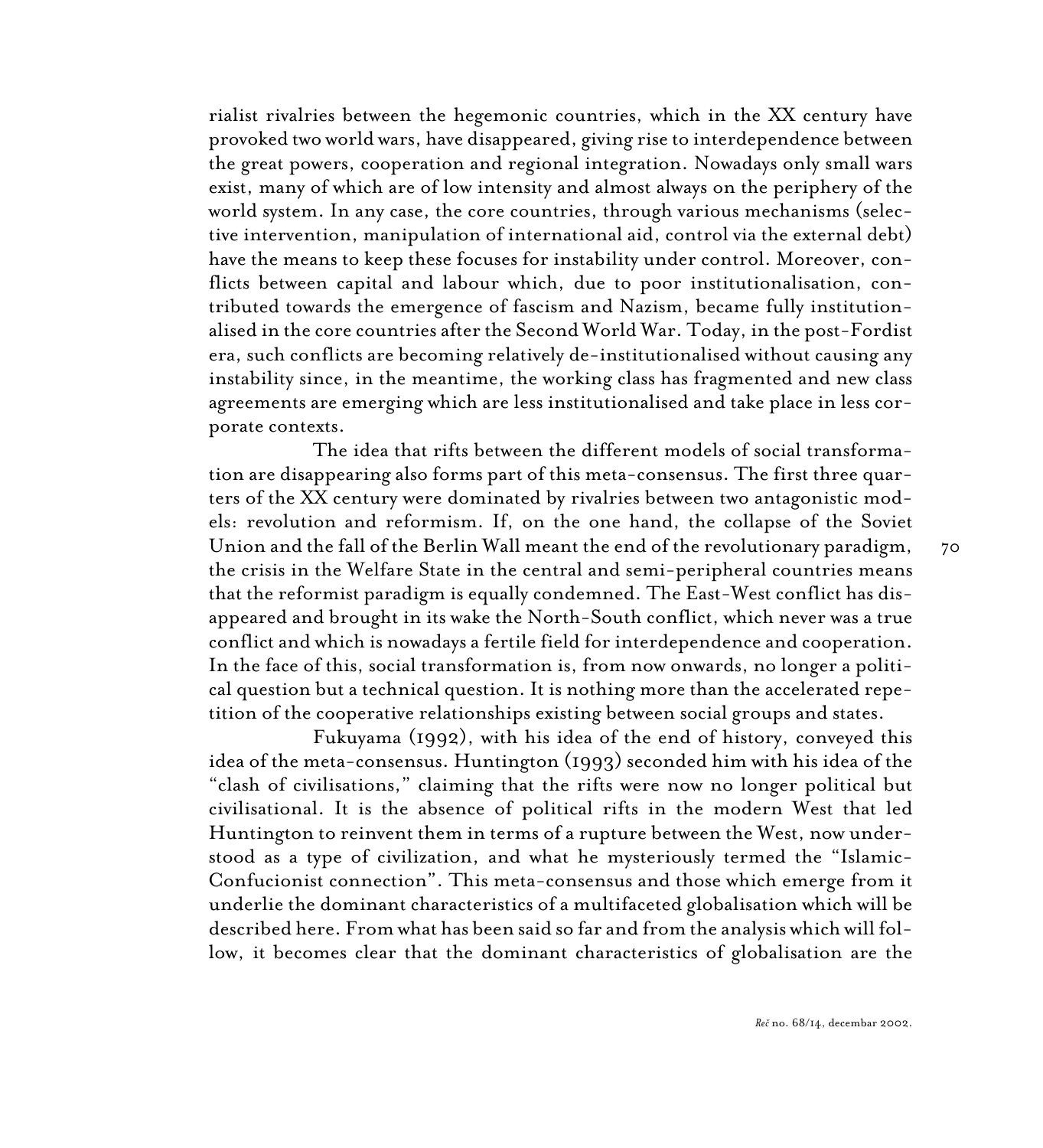rialist rivalries between the hegemonic countries, which in the XX century have provoked two world wars, have disappeared, giving rise to interdependence between the great powers, cooperation and regional integration. Nowadays only small wars exist, many of which are of low intensity and almost always on the periphery of the world system. In any case, the core countries, through various mechanisms (selective intervention, manipulation of international aid, control via the external debt) have the means to keep these focuses for instability under control. Moreover, conflicts between capital and labour which, due to poor institutionalisation, contributed towards the emergence of fascism and Nazism, became fully institutionalised in the core countries after the Second World War. Today, in the post-Fordist era, such conflicts are becoming relatively de-institutionalised without causing any instability since, in the meantime, the working class has fragmented and new class agreements are emerging which are less institutionalised and take place in less corporate contexts.

The idea that rifts between the different models of social transformation are disappearing also forms part of this meta-consensus. The first three quarters of the XX century were dominated by rivalries between two antagonistic models: revolution and reformism. If, on the one hand, the collapse of the Soviet Union and the fall of the Berlin Wall meant the end of the revolutionary paradigm, the crisis in the Welfare State in the central and semi-peripheral countries means that the reformist paradigm is equally condemned. The East-West conflict has disappeared and brought in its wake the North-South conflict, which never was a true conflict and which is nowadays a fertile field for interdependence and cooperation. In the face of this, social transformation is, from now onwards, no longer a political question but a technical question. It is nothing more than the accelerated repetition of the cooperative relationships existing between social groups and states.

Fukuyama (1992), with his idea of the end of history, conveyed this idea of the meta-consensus. Huntington (1993) seconded him with his idea of the "clash of civilisations," claiming that the rifts were now no longer political but civilisational. It is the absence of political rifts in the modern West that led Huntington to reinvent them in terms of a rupture between the West, now understood as a type of civilization, and what he mysteriously termed the "Islamic-Confucionist connection". This meta-consensus and those which emerge from it underlie the dominant characteristics of a multifaceted globalisation which will be described here. From what has been said so far and from the analysis which will follow, it becomes clear that the dominant characteristics of globalisation are the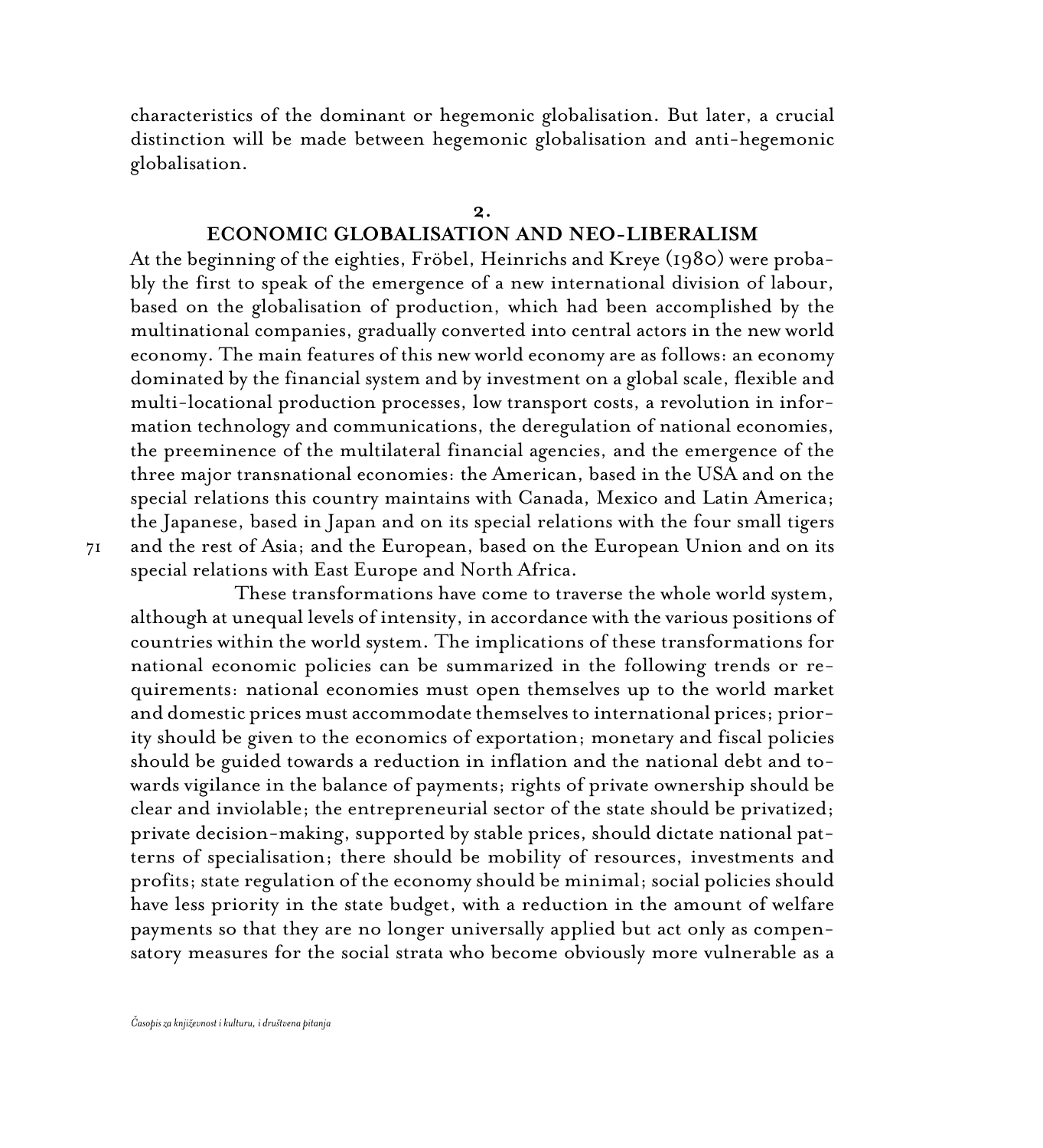characteristics of the dominant or hegemonic globalisation. But later, a crucial distinction will be made between hegemonic globalisation and anti-hegemonic globalisation.

## 2. ECONOMIC GLOBALISATION AND NEO-LIBERALISM

At the beginning of the eighties, Fröbel, Heinrichs and Kreye (1980) were probably the first to speak of the emergence of a new international division of labour, based on the globalisation of production, which had been accomplished by the multinational companies, gradually converted into central actors in the new world economy. The main features of this new world economy are as follows: an economy dominated by the financial system and by investment on a global scale, flexible and multi-locational production processes, low transport costs, a revolution in information technology and communications, the deregulation of national economies, the preeminence of the multilateral financial agencies, and the emergence of the three major transnational economies: the American, based in the USA and on the special relations this country maintains with Canada, Mexico and Latin America; the Japanese, based in Japan and on its special relations with the four small tigers and the rest of Asia; and the European, based on the European Union and on its special relations with East Europe and North Africa.

These transformations have come to traverse the whole world system, although at unequal levels of intensity, in accordance with the various positions of countries within the world system. The implications of these transformations for national economic policies can be summarized in the following trends or requirements: national economies must open themselves up to the world market and domestic prices must accommodate themselves to international prices; priority should be given to the economics of exportation; monetary and fiscal policies should be guided towards a reduction in inflation and the national debt and towards vigilance in the balance of payments; rights of private ownership should be clear and inviolable; the entrepreneurial sector of the state should be privatized; private decision-making, supported by stable prices, should dictate national patterns of specialisation; there should be mobility of resources, investments and profits; state regulation of the economy should be minimal; social policies should have less priority in the state budget, with a reduction in the amount of welfare payments so that they are no longer universally applied but act only as compensatory measures for the social strata who become obviously more vulnerable as a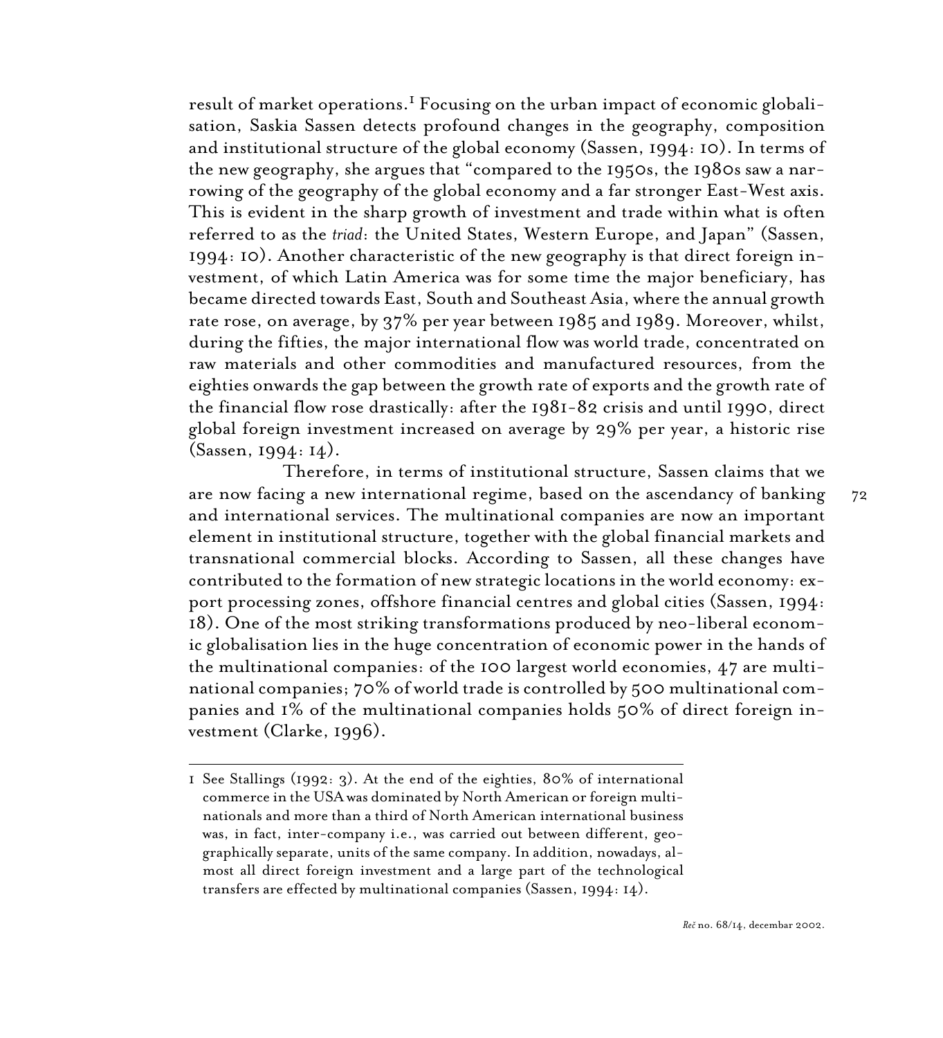result of market operations.[1] Focusing on the urban impact of economic globalisation, Saskia Sassen detects profound changes in the geography, composition and institutional structure of the global economy (Sassen, 1994: 10). In terms of the new geography, she argues that "compared to the 1950s, the 1980s saw a narrowing of the geography of the global economy and a far stronger East-West axis. This is evident in the sharp growth of investment and trade within what is often referred to as the *triad*: the United States, Western Europe, and Japan" (Sassen, 1994: 10). Another characteristic of the new geography is that direct foreign investment, of which Latin America was for some time the major beneficiary, has became directed towards East, South and Southeast Asia, where the annual growth rate rose, on average, by 37% per year between 1985 and 1989. Moreover, whilst, during the fifties, the major international flow was world trade, concentrated on raw materials and other commodities and manufactured resources, from the eighties onwards the gap between the growth rate of exports and the growth rate of the financial flow rose drastically: after the 1981-82 crisis and until 1990, direct global foreign investment increased on average by 29% per year, a historic rise (Sassen, 1994: 14).

Therefore, in terms of institutional structure, Sassen claims that we are now facing a new international regime, based on the ascendancy of banking and international services. The multinational companies are now an important element in institutional structure, together with the global financial markets and transnational commercial blocks. According to Sassen, all these changes have contributed to the formation of new strategic locations in the world economy: export processing zones, offshore financial centres and global cities (Sassen, 1994: 18). One of the most striking transformations produced by neo-liberal economic globalisation lies in the huge concentration of economic power in the hands of the multinational companies: of the 100 largest world economies, 47 are multinational companies; 70% of world trade is controlled by 500 multinational companies and 1% of the multinational companies holds 50% of direct foreign investment (Clarke, 1996).

---

1 See Stallings (1992: 3). At the end of the eighties, 80% of international commerce in the USA was dominated by North American or foreign multinationals and more than a third of North American international business was, in fact, inter-company i.e., was carried out between different, geographically separate, units of the same company. In addition, nowadays, almost all direct foreign investment and a large part of the technological transfers are effected by multinational companies (Sassen, 1994: 14).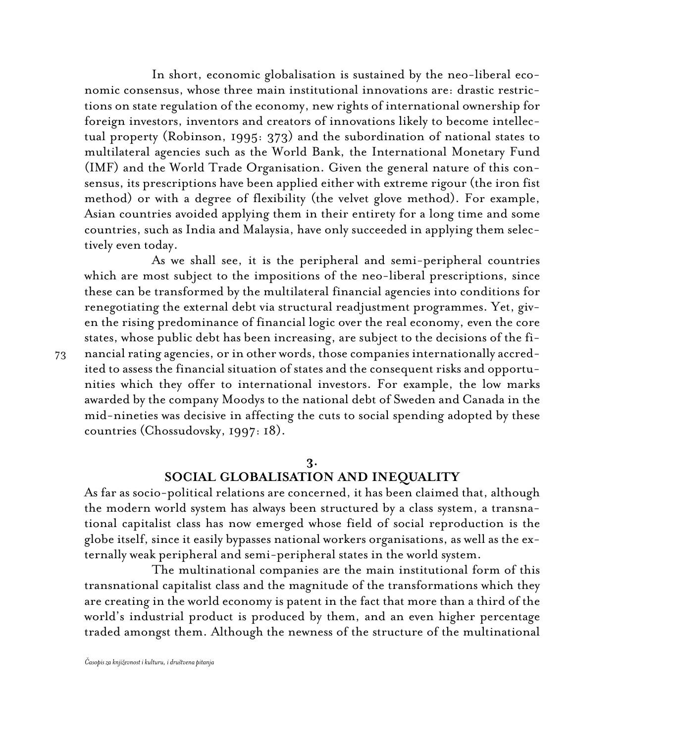In short, economic globalisation is sustained by the neo-liberal economic consensus, whose three main institutional innovations are: drastic restrictions on state regulation of the economy, new rights of international ownership for foreign investors, inventors and creators of innovations likely to become intellectual property (Robinson, 1995: 373) and the subordination of national states to multilateral agencies such as the World Bank, the International Monetary Fund (IMF) and the World Trade Organisation. Given the general nature of this consensus, its prescriptions have been applied either with extreme rigour (the iron fist method) or with a degree of flexibility (the velvet glove method). For example, Asian countries avoided applying them in their entirety for a long time and some countries, such as India and Malaysia, have only succeeded in applying them selectively even today.

As we shall see, it is the peripheral and semi-peripheral countries which are most subject to the impositions of the neo-liberal prescriptions, since these can be transformed by the multilateral financial agencies into conditions for renegotiating the external debt via structural readjustment programmes. Yet, given the rising predominance of financial logic over the real economy, even the core states, whose public debt has been increasing, are subject to the decisions of the financial rating agencies, or in other words, those companies internationally accredited to assess the financial situation of states and the consequent risks and opportunities which they offer to international investors. For example, the low marks awarded by the company Moodys to the national debt of Sweden and Canada in the mid-nineties was decisive in affecting the cuts to social spending adopted by these countries (Chossudovsky, 1997: 18).

## 3. SOCIAL GLOBALISATION AND INEQUALITY

As far as socio-political relations are concerned, it has been claimed that, although the modern world system has always been structured by a class system, a transnational capitalist class has now emerged whose field of social reproduction is the globe itself, since it easily bypasses national workers organisations, as well as the externally weak peripheral and semi-peripheral states in the world system.

The multinational companies are the main institutional form of this transnational capitalist class and the magnitude of the transformations which they are creating in the world economy is patent in the fact that more than a third of the world's industrial product is produced by them, and an even higher percentage traded amongst them. Although the newness of the structure of the multinational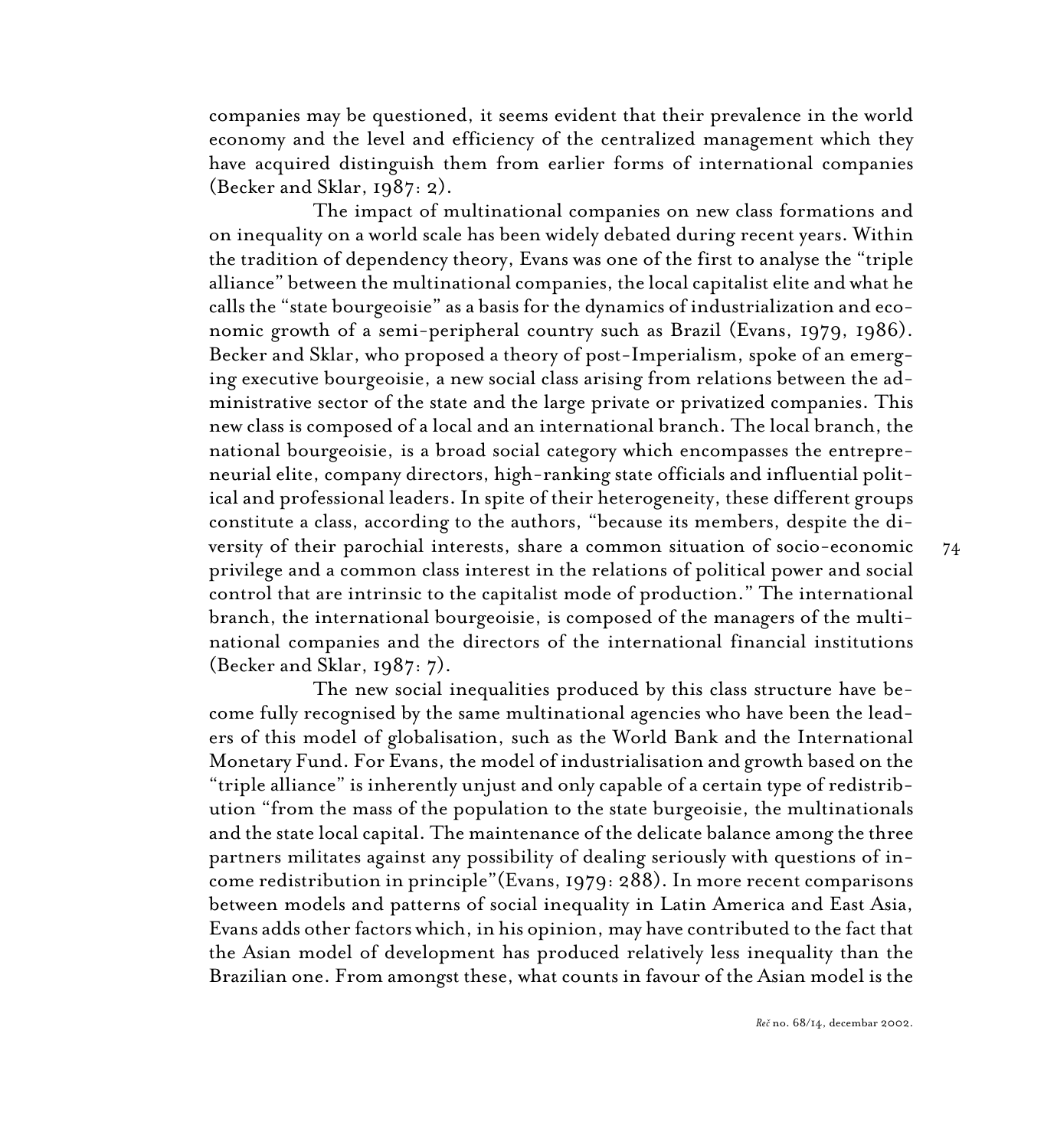companies may be questioned, it seems evident that their prevalence in the world economy and the level and efficiency of the centralized management which they have acquired distinguish them from earlier forms of international companies (Becker and Sklar, 1987: 2).

The impact of multinational companies on new class formations and on inequality on a world scale has been widely debated during recent years. Within the tradition of dependency theory, Evans was one of the first to analyse the "triple alliance" between the multinational companies, the local capitalist elite and what he calls the "state bourgeoisie" as a basis for the dynamics of industrialization and economic growth of a semi-peripheral country such as Brazil (Evans, 1979, 1986). Becker and Sklar, who proposed a theory of post-Imperialism, spoke of an emerging executive bourgeoisie, a new social class arising from relations between the administrative sector of the state and the large private or privatized companies. This new class is composed of a local and an international branch. The local branch, the national bourgeoisie, is a broad social category which encompasses the entrepreneurial elite, company directors, high-ranking state officials and influential political and professional leaders. In spite of their heterogeneity, these different groups constitute a class, according to the authors, "because its members, despite the diversity of their parochial interests, share a common situation of socio-economic privilege and a common class interest in the relations of political power and social control that are intrinsic to the capitalist mode of production." The international branch, the international bourgeoisie, is composed of the managers of the multinational companies and the directors of the international financial institutions (Becker and Sklar, 1987: 7).

The new social inequalities produced by this class structure have become fully recognised by the same multinational agencies who have been the leaders of this model of globalisation, such as the World Bank and the International Monetary Fund. For Evans, the model of industrialisation and growth based on the "triple alliance" is inherently unjust and only capable of a certain type of redistribution "from the mass of the population to the state burgeoisie, the multinationals and the state local capital. The maintenance of the delicate balance among the three partners militates against any possibility of dealing seriously with questions of income redistribution in principle"(Evans, 1979: 288). In more recent comparisons between models and patterns of social inequality in Latin America and East Asia, Evans adds other factors which, in his opinion, may have contributed to the fact that the Asian model of development has produced relatively less inequality than the Brazilian one. From amongst these, what counts in favour of the Asian model is the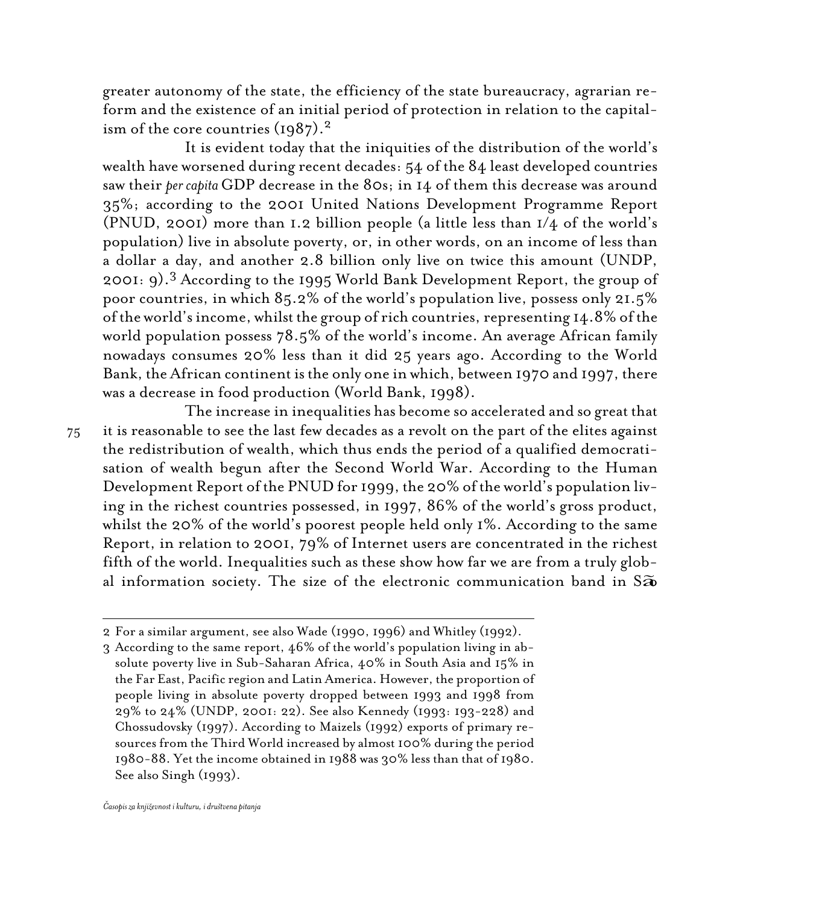greater autonomy of the state, the efficiency of the state bureaucracy, agrarian reform and the existence of an initial period of protection in relation to the capitalism of the core countries (1987).[2]

It is evident today that the iniquities of the distribution of the world's wealth have worsened during recent decades: 54 of the 84 least developed countries saw their *per capita* GDP decrease in the 80s; in 14 of them this decrease was around 35%; according to the 2001 United Nations Development Programme Report (PNUD, 2001) more than 1.2 billion people (a little less than 1/4 of the world's population) live in absolute poverty, or, in other words, on an income of less than a dollar a day, and another 2.8 billion only live on twice this amount (UNDP, 2001: 9).[3] According to the 1995 World Bank Development Report, the group of poor countries, in which 85.2% of the world's population live, possess only 21.5% of the world's income, whilst the group of rich countries, representing 14.8% of the world population possess 78.5% of the world's income. An average African family nowadays consumes 20% less than it did 25 years ago. According to the World Bank, the African continent is the only one in which, between 1970 and 1997, there was a decrease in food production (World Bank, 1998).

The increase in inequalities has become so accelerated and so great that it is reasonable to see the last few decades as a revolt on the part of the elites against the redistribution of wealth, which thus ends the period of a qualified democratisation of wealth begun after the Second World War. According to the Human Development Report of the PNUD for 1999, the 20% of the world's population living in the richest countries possessed, in 1997, 86% of the world's gross product, whilst the 20% of the world's poorest people held only 1%. According to the same Report, in relation to 2001, 79% of Internet users are concentrated in the richest fifth of the world. Inequalities such as these show how far we are from a truly global information society. The size of the electronic communication band in São

---

2 For a similar argument, see also Wade (1990, 1996) and Whitley (1992).

3 According to the same report, 46% of the world's population living in absolute poverty live in Sub-Saharan Africa, 40% in South Asia and 15% in the Far East, Pacific region and Latin America. However, the proportion of people living in absolute poverty dropped between 1993 and 1998 from 29% to 24% (UNDP, 2001: 22). See also Kennedy (1993: 193-228) and Chossudovsky (1997). According to Maizels (1992) exports of primary resources from the Third World increased by almost 100% during the period 1980-88. Yet the income obtained in 1988 was 30% less than that of 1980. See also Singh (1993).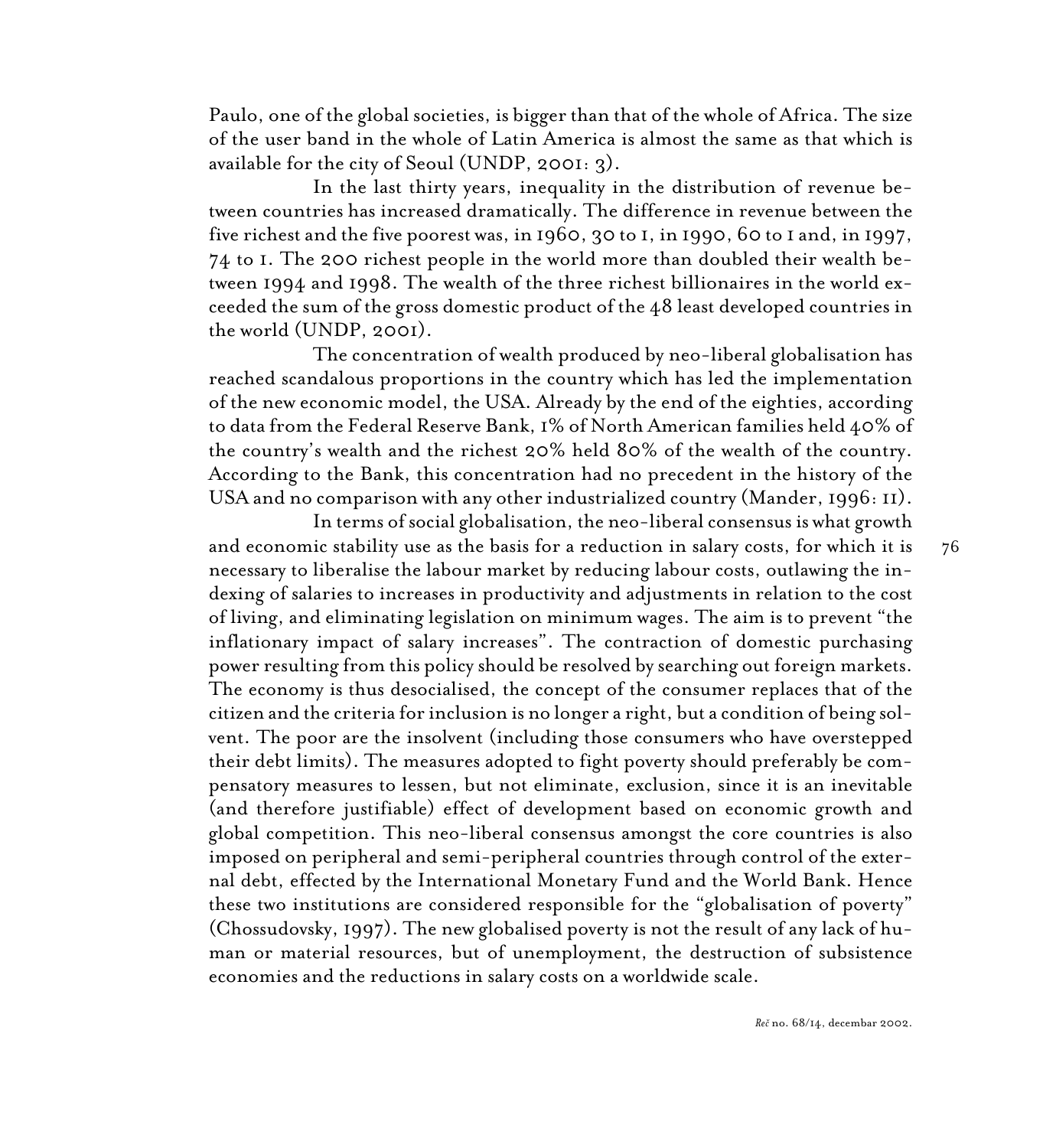Paulo, one of the global societies, is bigger than that of the whole of Africa. The size of the user band in the whole of Latin America is almost the same as that which is available for the city of Seoul (UNDP, 2001: 3).

In the last thirty years, inequality in the distribution of revenue between countries has increased dramatically. The difference in revenue between the five richest and the five poorest was, in 1960, 30 to 1, in 1990, 60 to 1 and, in 1997, 74 to 1. The 200 richest people in the world more than doubled their wealth between 1994 and 1998. The wealth of the three richest billionaires in the world exceeded the sum of the gross domestic product of the 48 least developed countries in the world (UNDP, 2001).

The concentration of wealth produced by neo-liberal globalisation has reached scandalous proportions in the country which has led the implementation of the new economic model, the USA. Already by the end of the eighties, according to data from the Federal Reserve Bank, 1% of North American families held 40% of the country's wealth and the richest 20% held 80% of the wealth of the country. According to the Bank, this concentration had no precedent in the history of the USA and no comparison with any other industrialized country (Mander, 1996: 11).

In terms of social globalisation, the neo-liberal consensus is what growth and economic stability use as the basis for a reduction in salary costs, for which it is necessary to liberalise the labour market by reducing labour costs, outlawing the indexing of salaries to increases in productivity and adjustments in relation to the cost of living, and eliminating legislation on minimum wages. The aim is to prevent "the inflationary impact of salary increases". The contraction of domestic purchasing power resulting from this policy should be resolved by searching out foreign markets. The economy is thus desocialised, the concept of the consumer replaces that of the citizen and the criteria for inclusion is no longer a right, but a condition of being solvent. The poor are the insolvent (including those consumers who have overstepped their debt limits). The measures adopted to fight poverty should preferably be compensatory measures to lessen, but not eliminate, exclusion, since it is an inevitable (and therefore justifiable) effect of development based on economic growth and global competition. This neo-liberal consensus amongst the core countries is also imposed on peripheral and semi-peripheral countries through control of the external debt, effected by the International Monetary Fund and the World Bank. Hence these two institutions are considered responsible for the "globalisation of poverty" (Chossudovsky, 1997). The new globalised poverty is not the result of any lack of human or material resources, but of unemployment, the destruction of subsistence economies and the reductions in salary costs on a worldwide scale.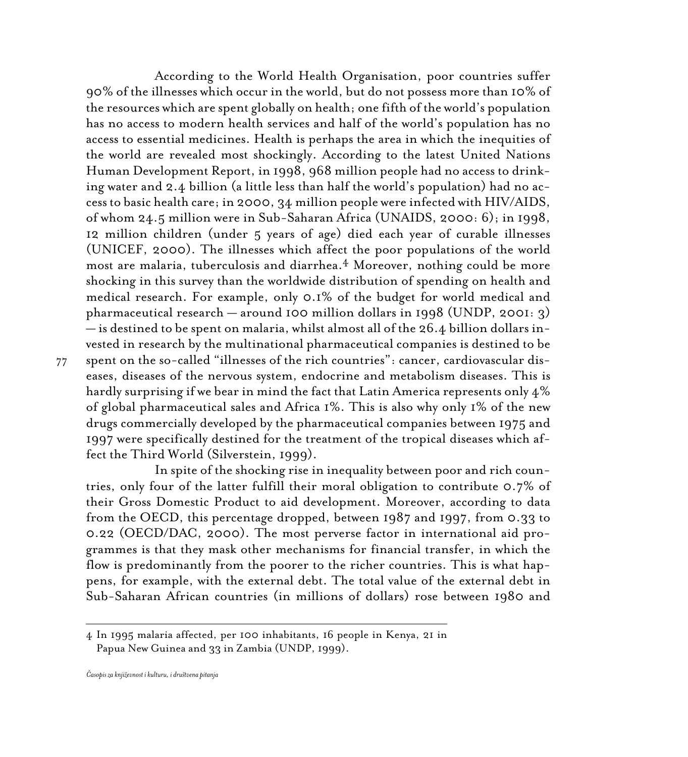According to the World Health Organisation, poor countries suffer 90% of the illnesses which occur in the world, but do not possess more than 10% of the resources which are spent globally on health; one fifth of the world's population has no access to modern health services and half of the world's population has no access to essential medicines. Health is perhaps the area in which the inequities of the world are revealed most shockingly. According to the latest United Nations Human Development Report, in 1998, 968 million people had no access to drinking water and 2.4 billion (a little less than half the world's population) had no access to basic health care; in 2000, 34 million people were infected with HIV/AIDS, of whom 24.5 million were in Sub-Saharan Africa (UNAIDS, 2000: 6); in 1998, 12 million children (under 5 years of age) died each year of curable illnesses (UNICEF, 2000). The illnesses which affect the poor populations of the world most are malaria, tuberculosis and diarrhea.[4] Moreover, nothing could be more shocking in this survey than the worldwide distribution of spending on health and medical research. For example, only 0.1% of the budget for world medical and pharmaceutical research — around 100 million dollars in 1998 (UNDP, 2001: 3) — is destined to be spent on malaria, whilst almost all of the 26.4 billion dollars invested in research by the multinational pharmaceutical companies is destined to be spent on the so-called "illnesses of the rich countries": cancer, cardiovascular diseases, diseases of the nervous system, endocrine and metabolism diseases. This is hardly surprising if we bear in mind the fact that Latin America represents only 4% of global pharmaceutical sales and Africa 1%. This is also why only 1% of the new drugs commercially developed by the pharmaceutical companies between 1975 and 1997 were specifically destined for the treatment of the tropical diseases which affect the Third World (Silverstein, 1999).

In spite of the shocking rise in inequality between poor and rich countries, only four of the latter fulfill their moral obligation to contribute 0.7% of their Gross Domestic Product to aid development. Moreover, according to data from the OECD, this percentage dropped, between 1987 and 1997, from 0.33 to 0.22 (OECD/DAC, 2000). The most perverse factor in international aid programmes is that they mask other mechanisms for financial transfer, in which the flow is predominantly from the poorer to the richer countries. This is what happens, for example, with the external debt. The total value of the external debt in Sub-Saharan African countries (in millions of dollars) rose between 1980 and

---

4 In 1995 malaria affected, per 100 inhabitants, 16 people in Kenya, 21 in Papua New Guinea and 33 in Zambia (UNDP, 1999).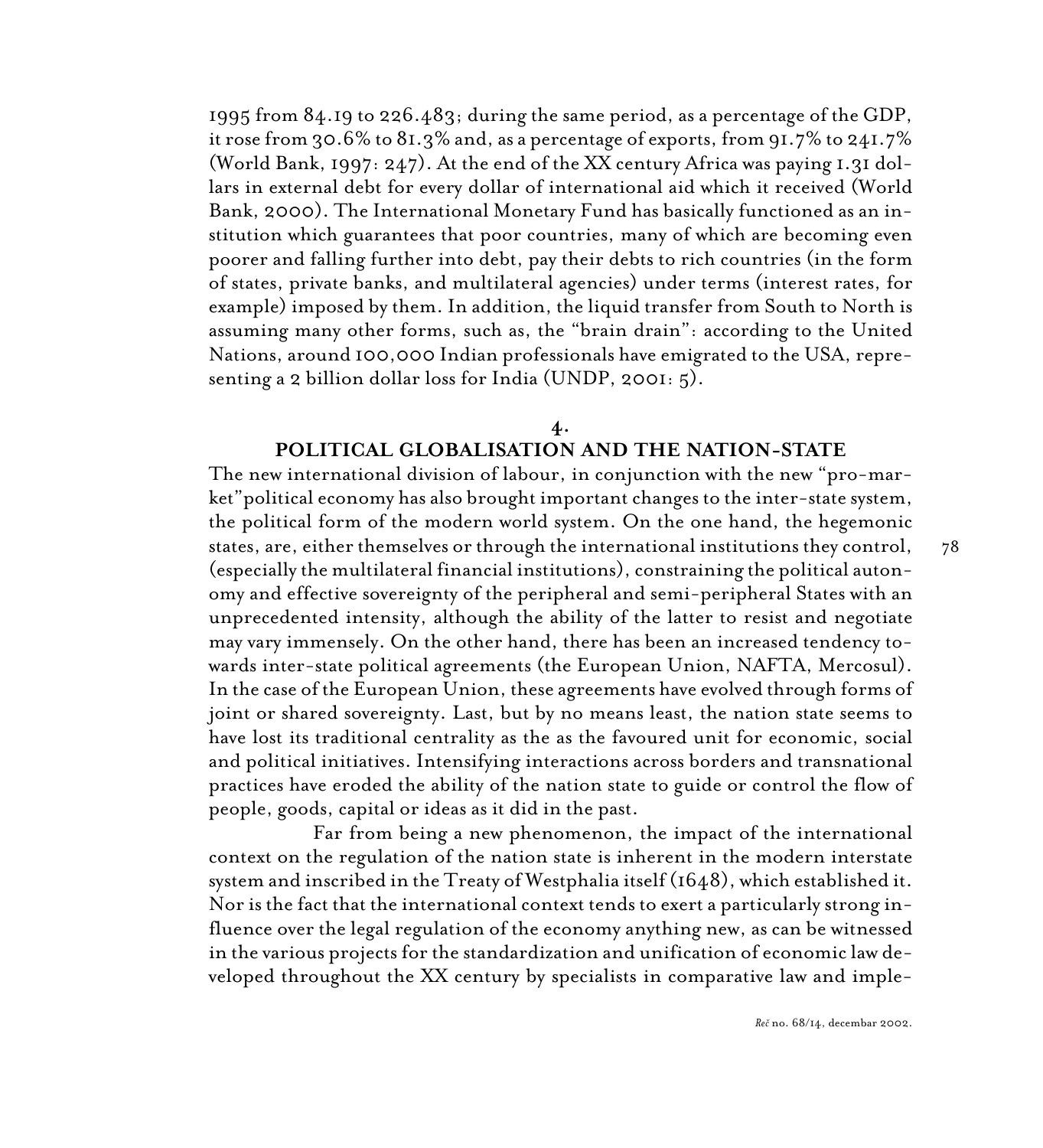1995 from 84.19 to 226.483; during the same period, as a percentage of the GDP, it rose from 30.6% to 81.3% and, as a percentage of exports, from 91.7% to 241.7% (World Bank, 1997: 247). At the end of the XX century Africa was paying 1.31 dollars in external debt for every dollar of international aid which it received (World Bank, 2000). The International Monetary Fund has basically functioned as an institution which guarantees that poor countries, many of which are becoming even poorer and falling further into debt, pay their debts to rich countries (in the form of states, private banks, and multilateral agencies) under terms (interest rates, for example) imposed by them. In addition, the liquid transfer from South to North is assuming many other forms, such as, the "brain drain": according to the United Nations, around 100,000 Indian professionals have emigrated to the USA, representing a 2 billion dollar loss for India (UNDP, 2001: 5).

## 4. POLITICAL GLOBALISATION AND THE NATION-STATE

The new international division of labour, in conjunction with the new "pro-market"political economy has also brought important changes to the inter-state system, the political form of the modern world system. On the one hand, the hegemonic states, are, either themselves or through the international institutions they control, (especially the multilateral financial institutions), constraining the political autonomy and effective sovereignty of the peripheral and semi-peripheral States with an unprecedented intensity, although the ability of the latter to resist and negotiate may vary immensely. On the other hand, there has been an increased tendency towards inter-state political agreements (the European Union, NAFTA, Mercosul). In the case of the European Union, these agreements have evolved through forms of joint or shared sovereignty. Last, but by no means least, the nation state seems to have lost its traditional centrality as the as the favoured unit for economic, social and political initiatives. Intensifying interactions across borders and transnational practices have eroded the ability of the nation state to guide or control the flow of people, goods, capital or ideas as it did in the past.

Far from being a new phenomenon, the impact of the international context on the regulation of the nation state is inherent in the modern interstate system and inscribed in the Treaty of Westphalia itself (1648), which established it. Nor is the fact that the international context tends to exert a particularly strong influence over the legal regulation of the economy anything new, as can be witnessed in the various projects for the standardization and unification of economic law developed throughout the XX century by specialists in comparative law and imple-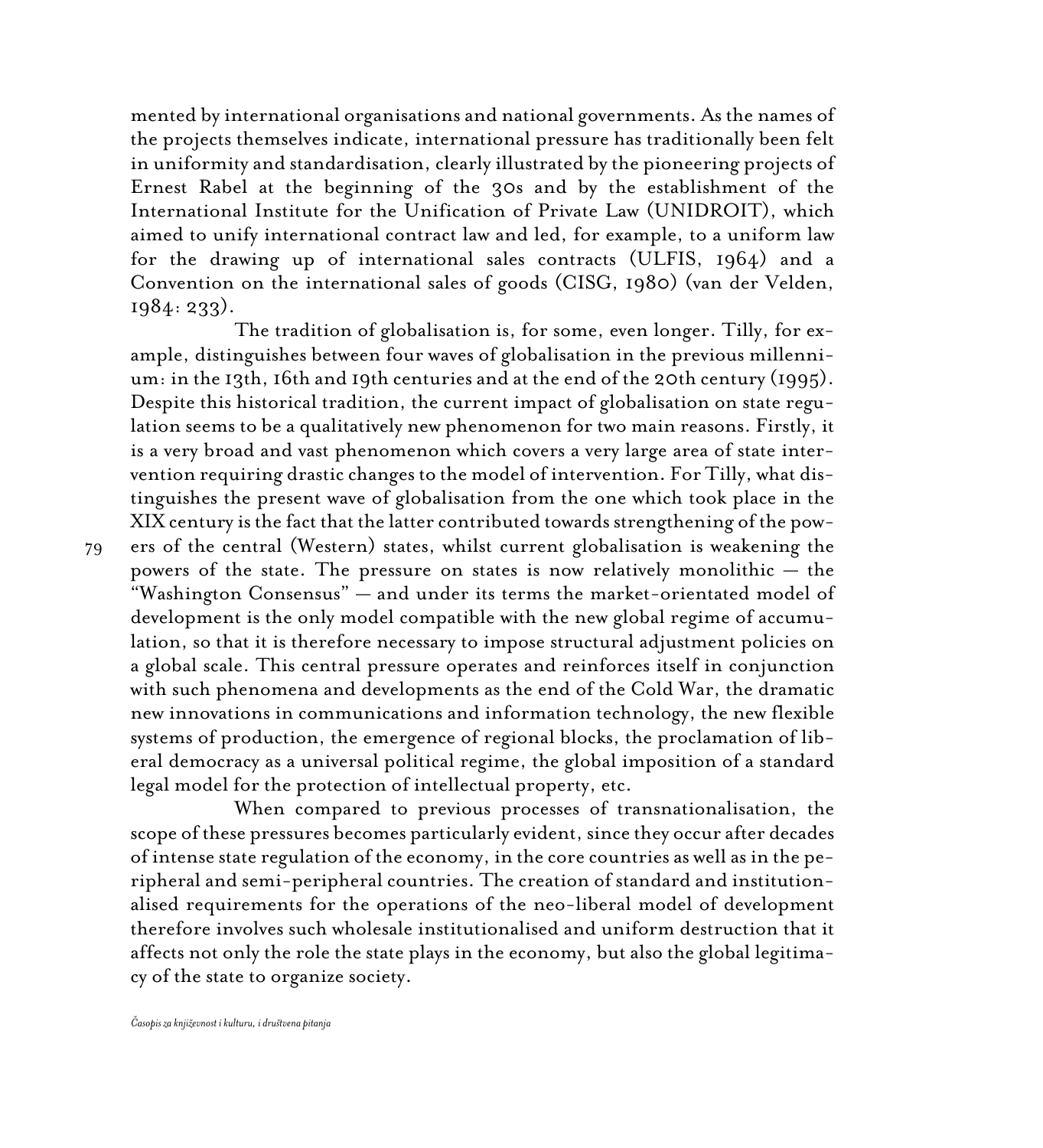mented by international organisations and national governments. As the names of the projects themselves indicate, international pressure has traditionally been felt in uniformity and standardisation, clearly illustrated by the pioneering projects of Ernest Rabel at the beginning of the 30s and by the establishment of the International Institute for the Unification of Private Law (UNIDROIT), which aimed to unify international contract law and led, for example, to a uniform law for the drawing up of international sales contracts (ULFIS, 1964) and a Convention on the international sales of goods (CISG, 1980) (van der Velden, 1984: 233).

The tradition of globalisation is, for some, even longer. Tilly, for example, distinguishes between four waves of globalisation in the previous millennium: in the 13th, 16th and 19th centuries and at the end of the 20th century (1995). Despite this historical tradition, the current impact of globalisation on state regulation seems to be a qualitatively new phenomenon for two main reasons. Firstly, it is a very broad and vast phenomenon which covers a very large area of state intervention requiring drastic changes to the model of intervention. For Tilly, what distinguishes the present wave of globalisation from the one which took place in the XIX century is the fact that the latter contributed towards strengthening of the powers of the central (Western) states, whilst current globalisation is weakening the powers of the state. The pressure on states is now relatively monolithic — the "Washington Consensus" — and under its terms the market-orientated model of development is the only model compatible with the new global regime of accumulation, so that it is therefore necessary to impose structural adjustment policies on a global scale. This central pressure operates and reinforces itself in conjunction with such phenomena and developments as the end of the Cold War, the dramatic new innovations in communications and information technology, the new flexible systems of production, the emergence of regional blocks, the proclamation of liberal democracy as a universal political regime, the global imposition of a standard legal model for the protection of intellectual property, etc.

When compared to previous processes of transnationalisation, the scope of these pressures becomes particularly evident, since they occur after decades of intense state regulation of the economy, in the core countries as well as in the peripheral and semi-peripheral countries. The creation of standard and institutionalised requirements for the operations of the neo-liberal model of development therefore involves such wholesale institutionalised and uniform destruction that it affects not only the role the state plays in the economy, but also the global legitimacy of the state to organize society.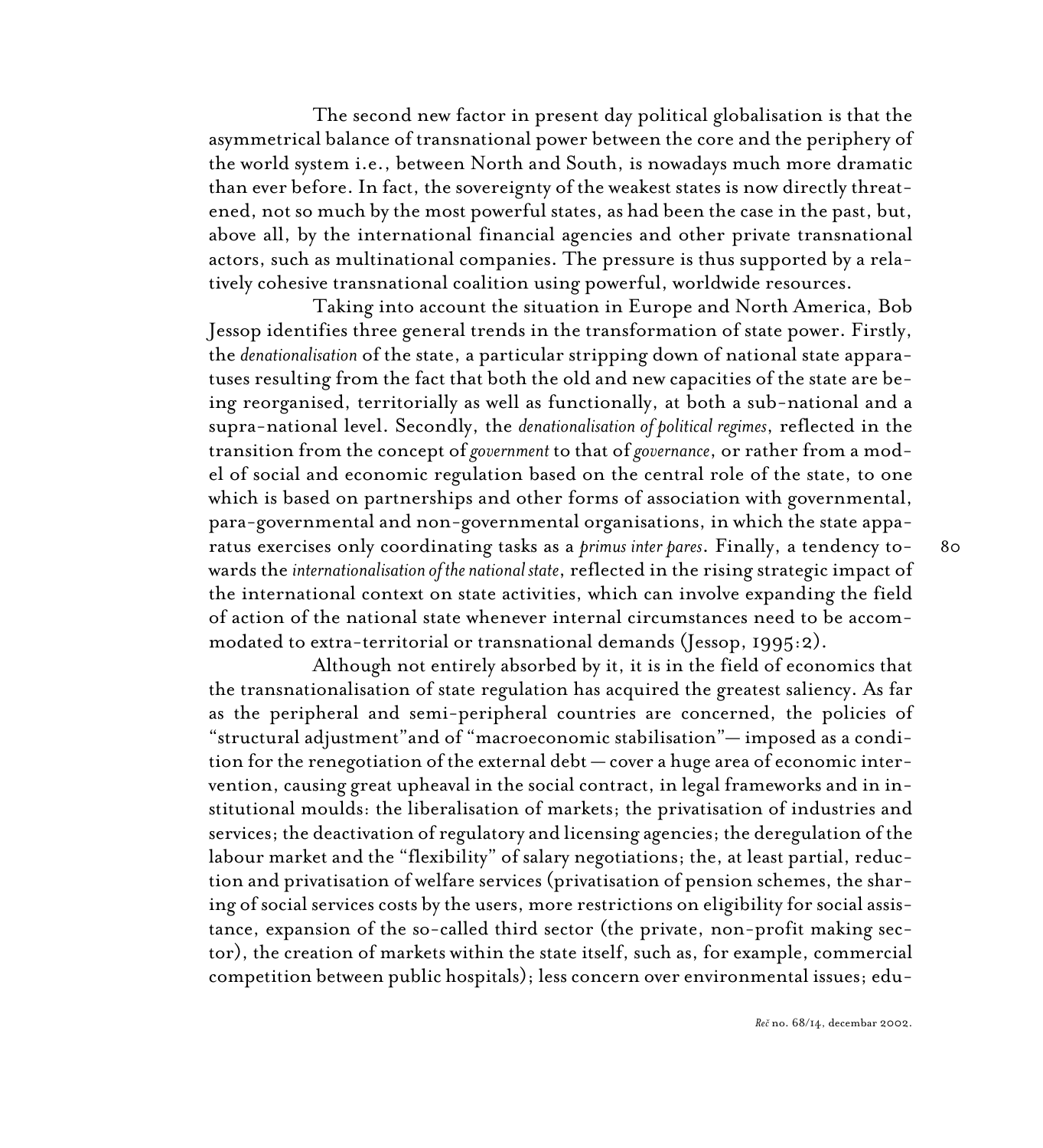The second new factor in present day political globalisation is that the asymmetrical balance of transnational power between the core and the periphery of the world system i.e., between North and South, is nowadays much more dramatic than ever before. In fact, the sovereignty of the weakest states is now directly threatened, not so much by the most powerful states, as had been the case in the past, but, above all, by the international financial agencies and other private transnational actors, such as multinational companies. The pressure is thus supported by a relatively cohesive transnational coalition using powerful, worldwide resources.

Taking into account the situation in Europe and North America, Bob Jessop identifies three general trends in the transformation of state power. Firstly, the *denationalisation* of the state, a particular stripping down of national state apparatuses resulting from the fact that both the old and new capacities of the state are being reorganised, territorially as well as functionally, at both a sub-national and a supra-national level. Secondly, the *denationalisation of political regimes*, reflected in the transition from the concept of *government* to that of *governance*, or rather from a model of social and economic regulation based on the central role of the state, to one which is based on partnerships and other forms of association with governmental, para-governmental and non-governmental organisations, in which the state apparatus exercises only coordinating tasks as a *primus inter pares*. Finally, a tendency towards the *internationalisation of the national state*, reflected in the rising strategic impact of the international context on state activities, which can involve expanding the field of action of the national state whenever internal circumstances need to be accommodated to extra-territorial or transnational demands (Jessop, 1995:2).

Although not entirely absorbed by it, it is in the field of economics that the transnationalisation of state regulation has acquired the greatest saliency. As far as the peripheral and semi-peripheral countries are concerned, the policies of "structural adjustment"and of "macroeconomic stabilisation"— imposed as a condition for the renegotiation of the external debt — cover a huge area of economic intervention, causing great upheaval in the social contract, in legal frameworks and in institutional moulds: the liberalisation of markets; the privatisation of industries and services; the deactivation of regulatory and licensing agencies; the deregulation of the labour market and the "flexibility" of salary negotiations; the, at least partial, reduction and privatisation of welfare services (privatisation of pension schemes, the sharing of social services costs by the users, more restrictions on eligibility for social assistance, expansion of the so-called third sector (the private, non-profit making sector), the creation of markets within the state itself, such as, for example, commercial competition between public hospitals); less concern over environmental issues; edu-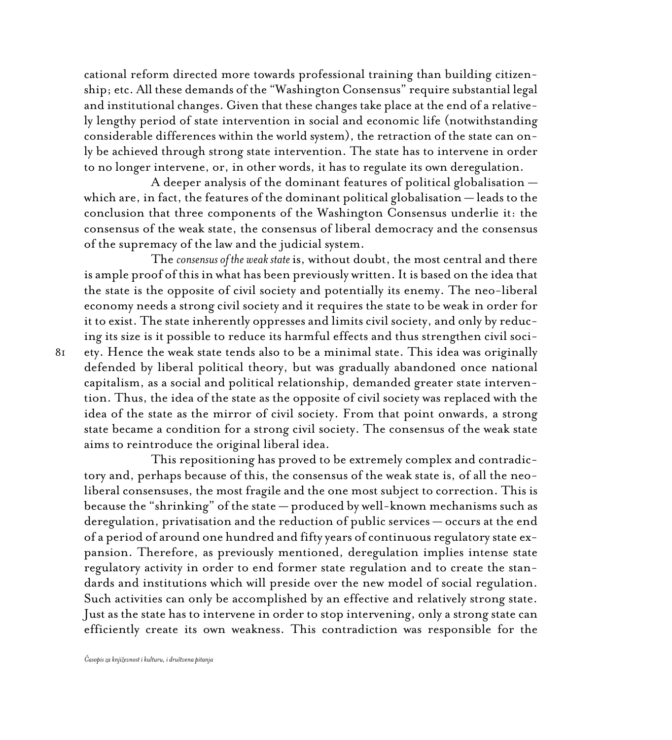cational reform directed more towards professional training than building citizenship; etc. All these demands of the "Washington Consensus" require substantial legal and institutional changes. Given that these changes take place at the end of a relatively lengthy period of state intervention in social and economic life (notwithstanding considerable differences within the world system), the retraction of the state can only be achieved through strong state intervention. The state has to intervene in order to no longer intervene, or, in other words, it has to regulate its own deregulation.

A deeper analysis of the dominant features of political globalisation — which are, in fact, the features of the dominant political globalisation — leads to the conclusion that three components of the Washington Consensus underlie it: the consensus of the weak state, the consensus of liberal democracy and the consensus of the supremacy of the law and the judicial system.

The *consensus of the weak state* is, without doubt, the most central and there is ample proof of this in what has been previously written. It is based on the idea that the state is the opposite of civil society and potentially its enemy. The neo-liberal economy needs a strong civil society and it requires the state to be weak in order for it to exist. The state inherently oppresses and limits civil society, and only by reducing its size is it possible to reduce its harmful effects and thus strengthen civil society. Hence the weak state tends also to be a minimal state. This idea was originally defended by liberal political theory, but was gradually abandoned once national capitalism, as a social and political relationship, demanded greater state intervention. Thus, the idea of the state as the opposite of civil society was replaced with the idea of the state as the mirror of civil society. From that point onwards, a strong state became a condition for a strong civil society. The consensus of the weak state aims to reintroduce the original liberal idea.

This repositioning has proved to be extremely complex and contradictory and, perhaps because of this, the consensus of the weak state is, of all the neo-liberal consensuses, the most fragile and the one most subject to correction. This is because the "shrinking" of the state — produced by well-known mechanisms such as deregulation, privatisation and the reduction of public services — occurs at the end of a period of around one hundred and fifty years of continuous regulatory state expansion. Therefore, as previously mentioned, deregulation implies intense state regulatory activity in order to end former state regulation and to create the standards and institutions which will preside over the new model of social regulation. Such activities can only be accomplished by an effective and relatively strong state. Just as the state has to intervene in order to stop intervening, only a strong state can efficiently create its own weakness. This contradiction was responsible for the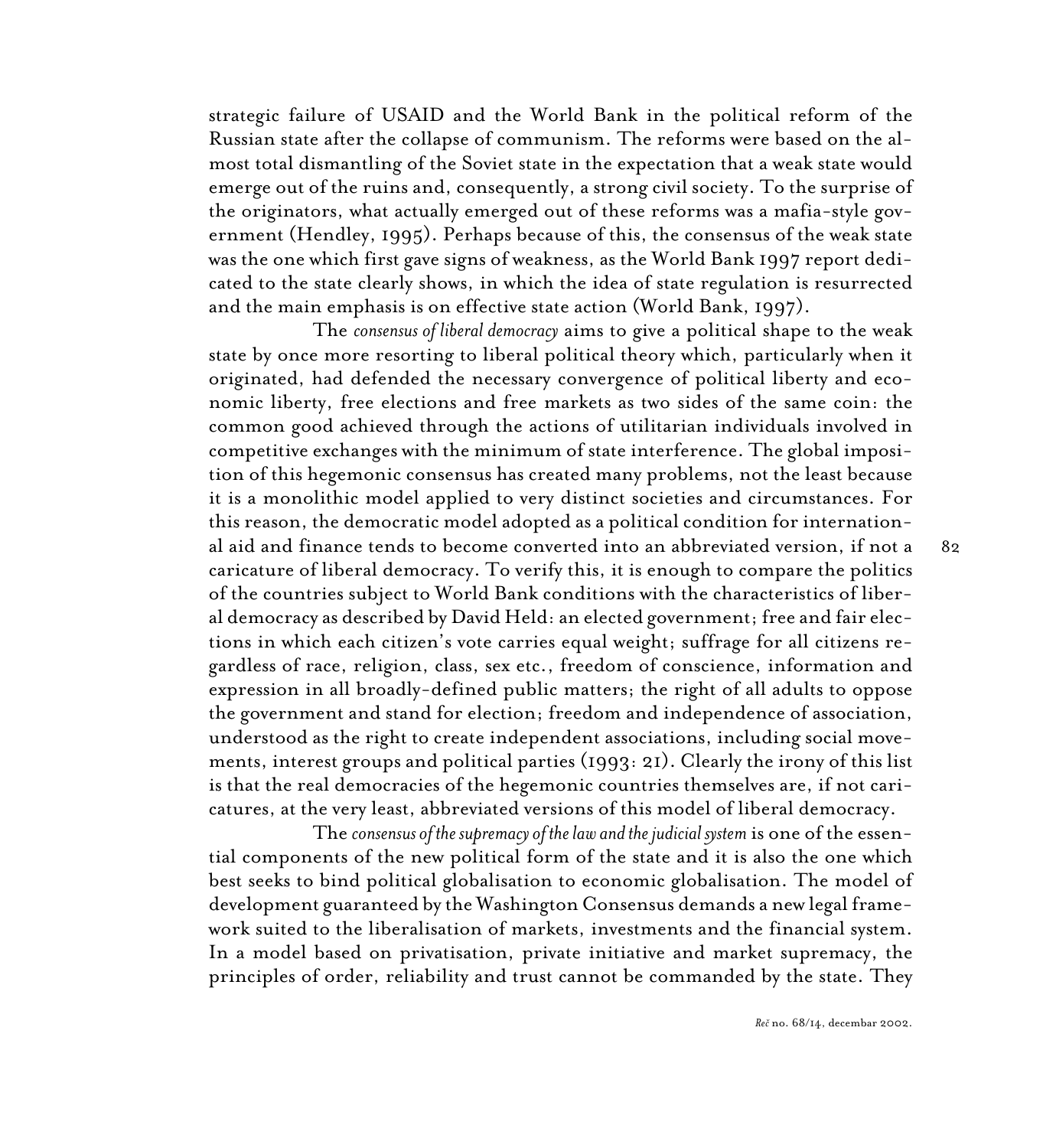strategic failure of USAID and the World Bank in the political reform of the Russian state after the collapse of communism. The reforms were based on the almost total dismantling of the Soviet state in the expectation that a weak state would emerge out of the ruins and, consequently, a strong civil society. To the surprise of the originators, what actually emerged out of these reforms was a mafia-style government (Hendley, 1995). Perhaps because of this, the consensus of the weak state was the one which first gave signs of weakness, as the World Bank 1997 report dedicated to the state clearly shows, in which the idea of state regulation is resurrected and the main emphasis is on effective state action (World Bank, 1997).

The *consensus of liberal democracy* aims to give a political shape to the weak state by once more resorting to liberal political theory which, particularly when it originated, had defended the necessary convergence of political liberty and economic liberty, free elections and free markets as two sides of the same coin: the common good achieved through the actions of utilitarian individuals involved in competitive exchanges with the minimum of state interference. The global imposition of this hegemonic consensus has created many problems, not the least because it is a monolithic model applied to very distinct societies and circumstances. For this reason, the democratic model adopted as a political condition for international aid and finance tends to become converted into an abbreviated version, if not a caricature of liberal democracy. To verify this, it is enough to compare the politics of the countries subject to World Bank conditions with the characteristics of liberal democracy as described by David Held: an elected government; free and fair elections in which each citizen's vote carries equal weight; suffrage for all citizens regardless of race, religion, class, sex etc., freedom of conscience, information and expression in all broadly-defined public matters; the right of all adults to oppose the government and stand for election; freedom and independence of association, understood as the right to create independent associations, including social movements, interest groups and political parties (1993: 21). Clearly the irony of this list is that the real democracies of the hegemonic countries themselves are, if not caricatures, at the very least, abbreviated versions of this model of liberal democracy.

The *consensus of the supremacy of the law and the judicial system* is one of the essential components of the new political form of the state and it is also the one which best seeks to bind political globalisation to economic globalisation. The model of development guaranteed by the Washington Consensus demands a new legal framework suited to the liberalisation of markets, investments and the financial system. In a model based on privatisation, private initiative and market supremacy, the principles of order, reliability and trust cannot be commanded by the state. They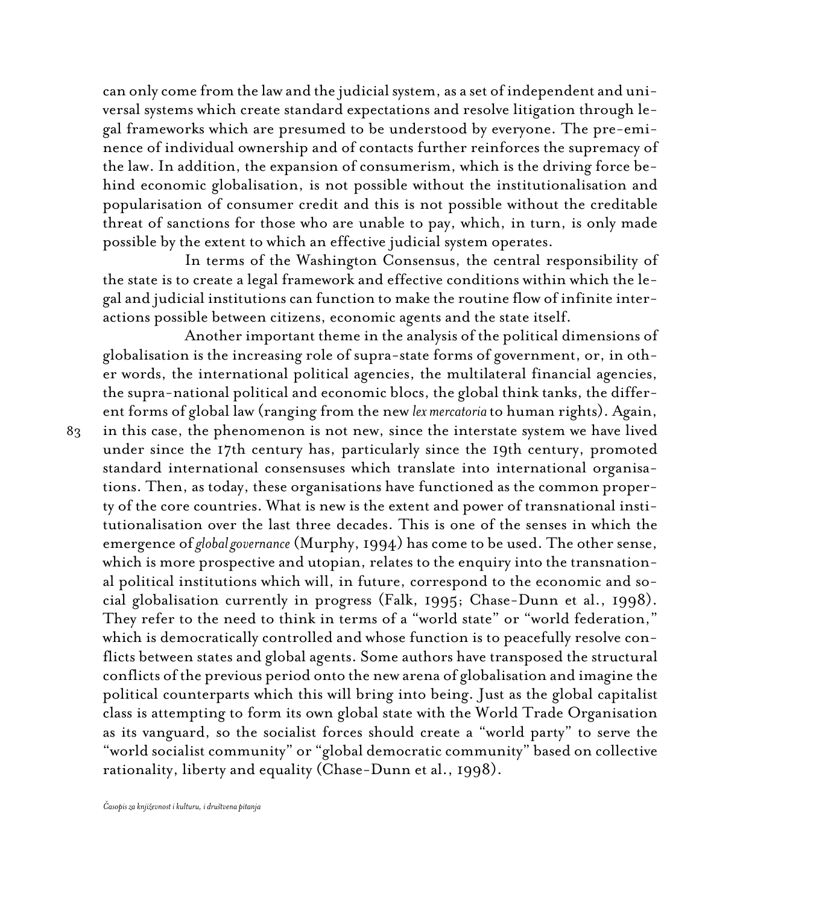can only come from the law and the judicial system, as a set of independent and universal systems which create standard expectations and resolve litigation through legal frameworks which are presumed to be understood by everyone. The pre-eminence of individual ownership and of contacts further reinforces the supremacy of the law. In addition, the expansion of consumerism, which is the driving force behind economic globalisation, is not possible without the institutionalisation and popularisation of consumer credit and this is not possible without the creditable threat of sanctions for those who are unable to pay, which, in turn, is only made possible by the extent to which an effective judicial system operates.

In terms of the Washington Consensus, the central responsibility of the state is to create a legal framework and effective conditions within which the legal and judicial institutions can function to make the routine flow of infinite interactions possible between citizens, economic agents and the state itself.

Another important theme in the analysis of the political dimensions of globalisation is the increasing role of supra-state forms of government, or, in other words, the international political agencies, the multilateral financial agencies, the supra-national political and economic blocs, the global think tanks, the different forms of global law (ranging from the new *lex mercatoria* to human rights). Again, in this case, the phenomenon is not new, since the interstate system we have lived under since the 17th century has, particularly since the 19th century, promoted standard international consensuses which translate into international organisations. Then, as today, these organisations have functioned as the common property of the core countries. What is new is the extent and power of transnational institutionalisation over the last three decades. This is one of the senses in which the emergence of *global governance* (Murphy, 1994) has come to be used. The other sense, which is more prospective and utopian, relates to the enquiry into the transnational political institutions which will, in future, correspond to the economic and social globalisation currently in progress (Falk, 1995; Chase-Dunn et al., 1998). They refer to the need to think in terms of a "world state" or "world federation," which is democratically controlled and whose function is to peacefully resolve conflicts between states and global agents. Some authors have transposed the structural conflicts of the previous period onto the new arena of globalisation and imagine the political counterparts which this will bring into being. Just as the global capitalist class is attempting to form its own global state with the World Trade Organisation as its vanguard, so the socialist forces should create a "world party" to serve the "world socialist community" or "global democratic community" based on collective rationality, liberty and equality (Chase-Dunn et al., 1998).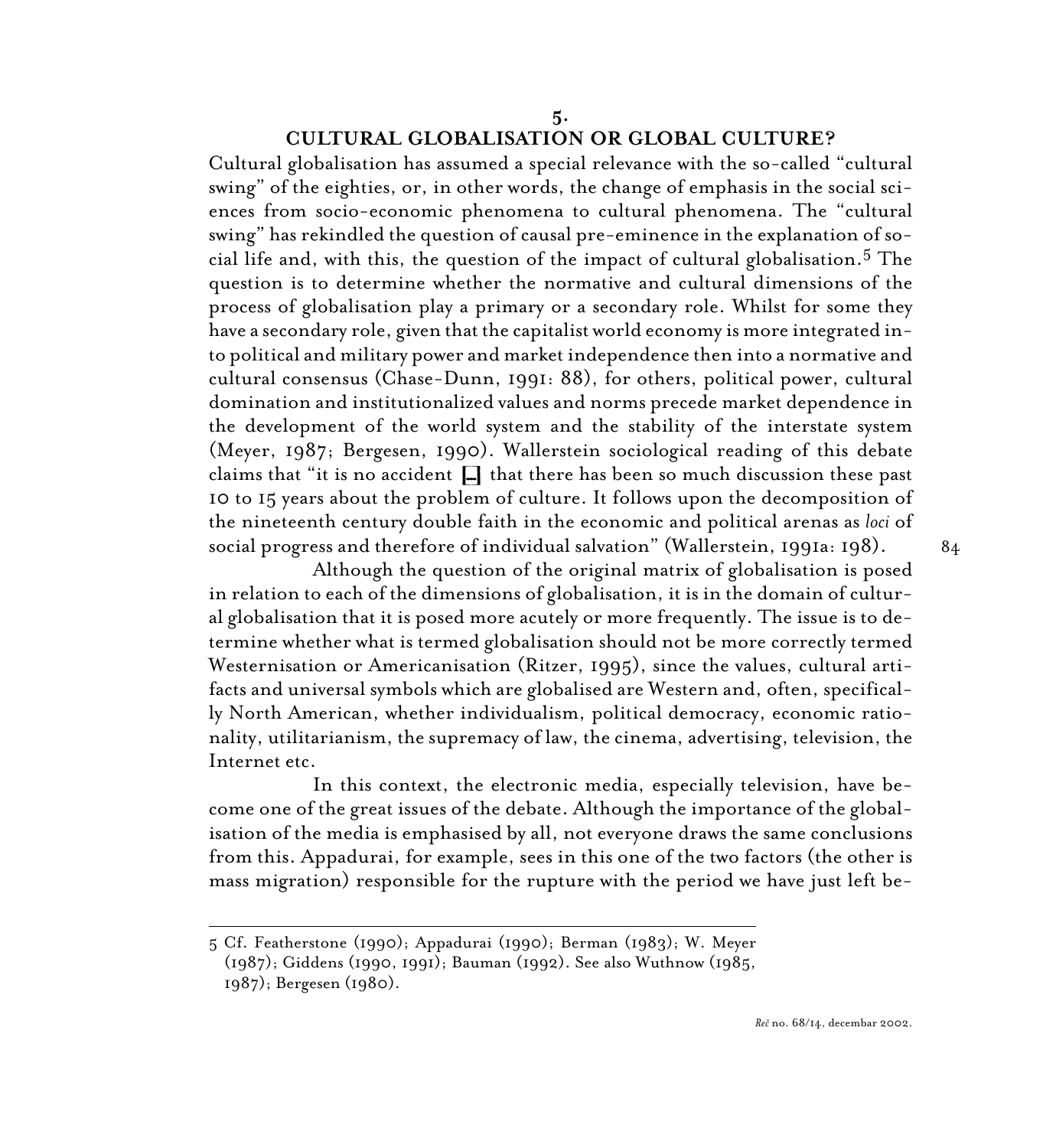## 5. CULTURAL GLOBALISATION OR GLOBAL CULTURE?

Cultural globalisation has assumed a special relevance with the so-called "cultural swing" of the eighties, or, in other words, the change of emphasis in the social sciences from socio-economic phenomena to cultural phenomena. The "cultural swing" has rekindled the question of causal pre-eminence in the explanation of social life and, with this, the question of the impact of cultural globalisation.[5] The question is to determine whether the normative and cultural dimensions of the process of globalisation play a primary or a secondary role. Whilst for some they have a secondary role, given that the capitalist world economy is more integrated into political and military power and market independence then into a normative and cultural consensus (Chase-Dunn, 1991: 88), for others, political power, cultural domination and institutionalized values and norms precede market dependence in the development of the world system and the stability of the interstate system (Meyer, 1987; Bergesen, 1990). Wallerstein sociological reading of this debate claims that "it is no accident [...] that there has been so much discussion these past 10 to 15 years about the problem of culture. It follows upon the decomposition of the nineteenth century double faith in the economic and political arenas as *loci* of social progress and therefore of individual salvation" (Wallerstein, 1991a: 198).

Although the question of the original matrix of globalisation is posed in relation to each of the dimensions of globalisation, it is in the domain of cultural globalisation that it is posed more acutely or more frequently. The issue is to determine whether what is termed globalisation should not be more correctly termed Westernisation or Americanisation (Ritzer, 1995), since the values, cultural artifacts and universal symbols which are globalised are Western and, often, specifically North American, whether individualism, political democracy, economic rationality, utilitarianism, the supremacy of law, the cinema, advertising, television, the Internet etc.

In this context, the electronic media, especially television, have become one of the great issues of the debate. Although the importance of the globalisation of the media is emphasised by all, not everyone draws the same conclusions from this. Appadurai, for example, sees in this one of the two factors (the other is mass migration) responsible for the rupture with the period we have just left be-

---

5 Cf. Featherstone (1990); Appadurai (1990); Berman (1983); W. Meyer (1987); Giddens (1990, 1991); Bauman (1992). See also Wuthnow (1985, 1987); Bergesen (1980).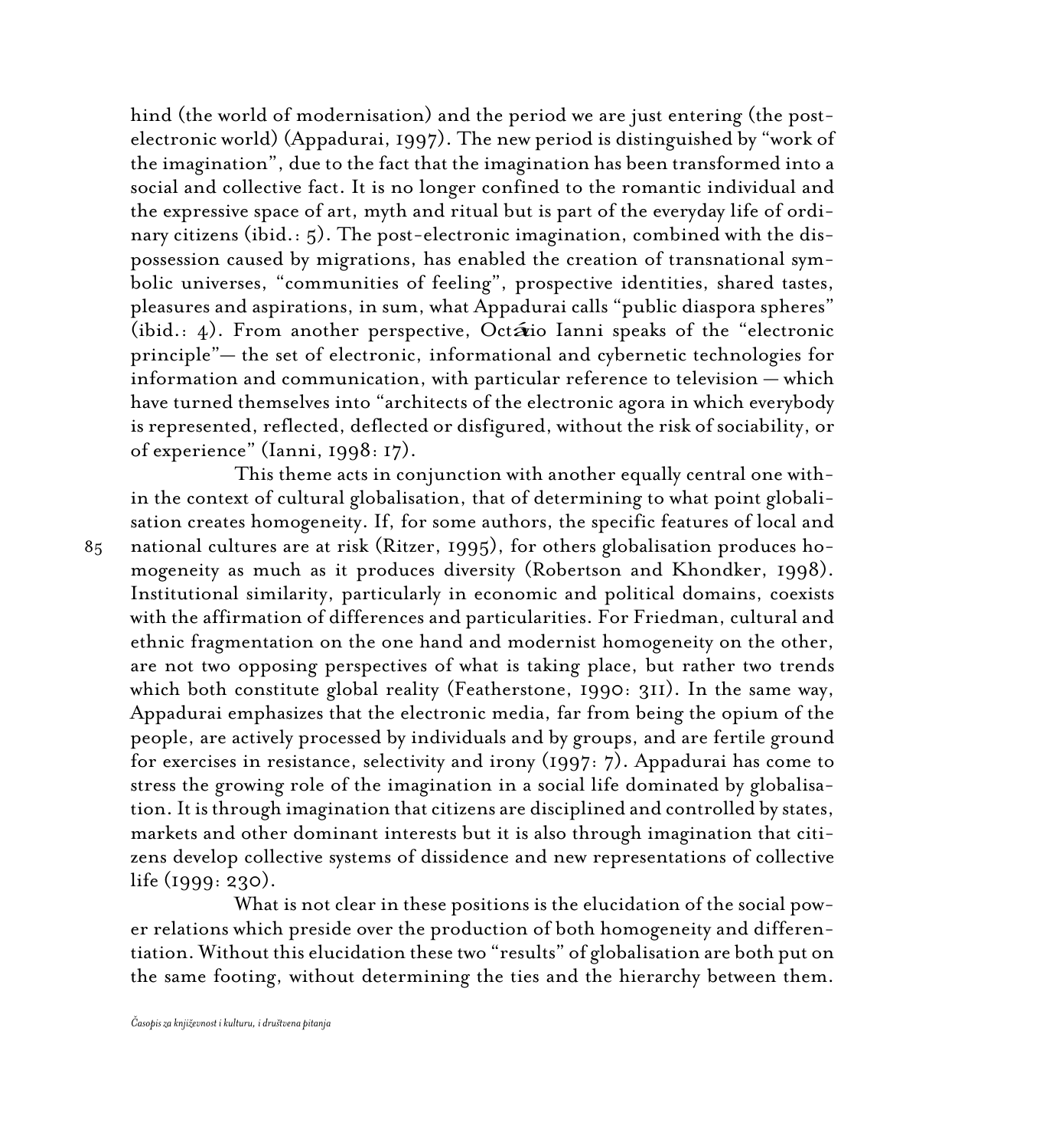hind (the world of modernisation) and the period we are just entering (the post-electronic world) (Appadurai, 1997). The new period is distinguished by "work of the imagination", due to the fact that the imagination has been transformed into a social and collective fact. It is no longer confined to the romantic individual and the expressive space of art, myth and ritual but is part of the everyday life of ordinary citizens (ibid.: 5). The post-electronic imagination, combined with the dispossession caused by migrations, has enabled the creation of transnational symbolic universes, "communities of feeling", prospective identities, shared tastes, pleasures and aspirations, in sum, what Appadurai calls "public diaspora spheres" (ibid.: 4). From another perspective, Octávio Ianni speaks of the "electronic principle"— the set of electronic, informational and cybernetic technologies for information and communication, with particular reference to television — which have turned themselves into "architects of the electronic agora in which everybody is represented, reflected, deflected or disfigured, without the risk of sociability, or of experience" (Ianni, 1998: 17).

This theme acts in conjunction with another equally central one within the context of cultural globalisation, that of determining to what point globalisation creates homogeneity. If, for some authors, the specific features of local and national cultures are at risk (Ritzer, 1995), for others globalisation produces homogeneity as much as it produces diversity (Robertson and Khondker, 1998). Institutional similarity, particularly in economic and political domains, coexists with the affirmation of differences and particularities. For Friedman, cultural and ethnic fragmentation on the one hand and modernist homogeneity on the other, are not two opposing perspectives of what is taking place, but rather two trends which both constitute global reality (Featherstone, 1990: 311). In the same way, Appadurai emphasizes that the electronic media, far from being the opium of the people, are actively processed by individuals and by groups, and are fertile ground for exercises in resistance, selectivity and irony (1997: 7). Appadurai has come to stress the growing role of the imagination in a social life dominated by globalisation. It is through imagination that citizens are disciplined and controlled by states, markets and other dominant interests but it is also through imagination that citizens develop collective systems of dissidence and new representations of collective life (1999: 230).

What is not clear in these positions is the elucidation of the social power relations which preside over the production of both homogeneity and differentiation. Without this elucidation these two "results" of globalisation are both put on the same footing, without determining the ties and the hierarchy between them.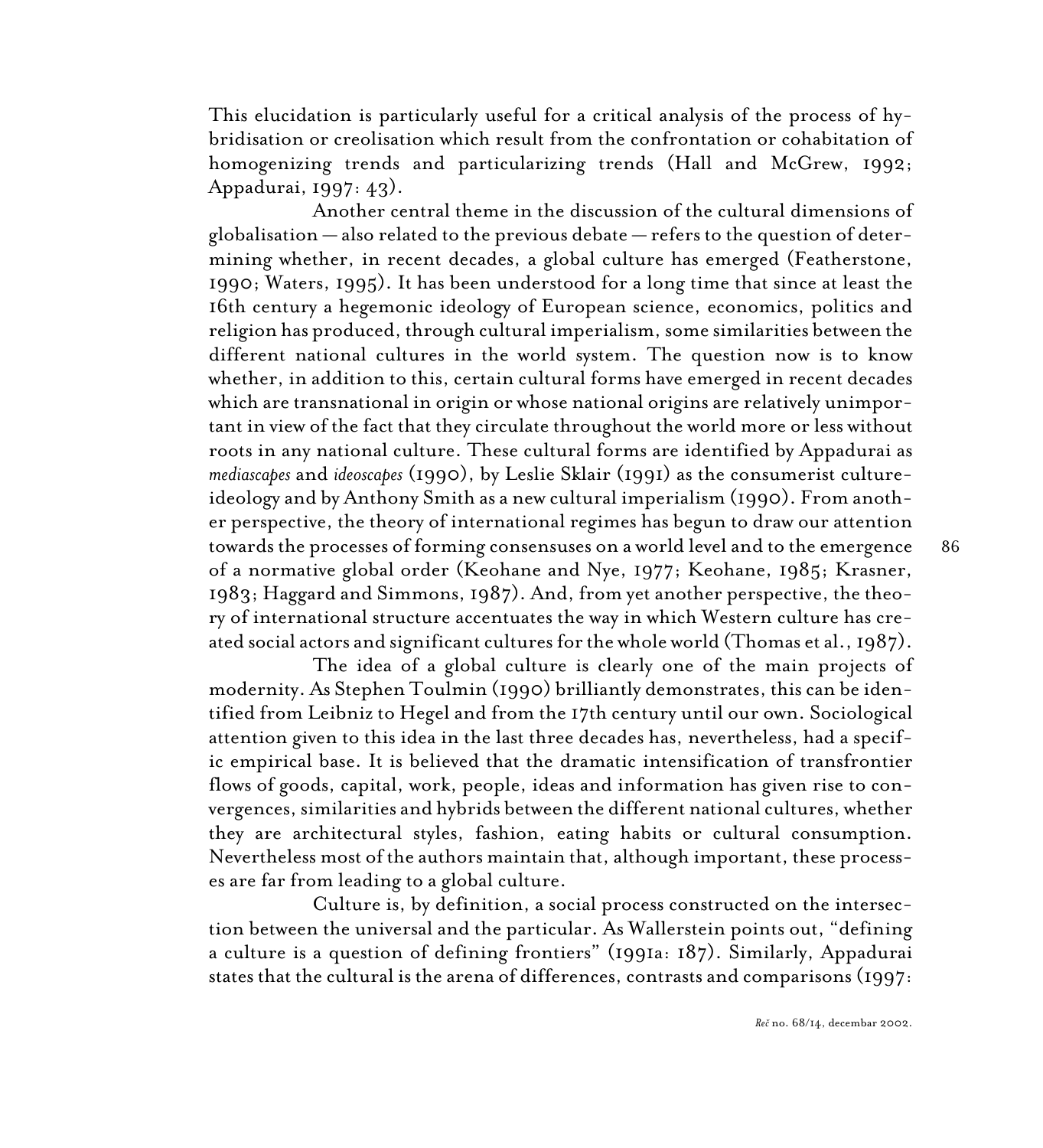This elucidation is particularly useful for a critical analysis of the process of hybridisation or creolisation which result from the confrontation or cohabitation of homogenizing trends and particularizing trends (Hall and McGrew, 1992; Appadurai, 1997: 43).

Another central theme in the discussion of the cultural dimensions of globalisation — also related to the previous debate — refers to the question of determining whether, in recent decades, a global culture has emerged (Featherstone, 1990; Waters, 1995). It has been understood for a long time that since at least the 16th century a hegemonic ideology of European science, economics, politics and religion has produced, through cultural imperialism, some similarities between the different national cultures in the world system. The question now is to know whether, in addition to this, certain cultural forms have emerged in recent decades which are transnational in origin or whose national origins are relatively unimportant in view of the fact that they circulate throughout the world more or less without roots in any national culture. These cultural forms are identified by Appadurai as *mediascapes* and *ideoscapes* (1990), by Leslie Sklair (1991) as the consumerist culture-ideology and by Anthony Smith as a new cultural imperialism (1990). From another perspective, the theory of international regimes has begun to draw our attention towards the processes of forming consensuses on a world level and to the emergence of a normative global order (Keohane and Nye, 1977; Keohane, 1985; Krasner, 1983; Haggard and Simmons, 1987). And, from yet another perspective, the theory of international structure accentuates the way in which Western culture has created social actors and significant cultures for the whole world (Thomas et al., 1987).

The idea of a global culture is clearly one of the main projects of modernity. As Stephen Toulmin (1990) brilliantly demonstrates, this can be identified from Leibniz to Hegel and from the 17th century until our own. Sociological attention given to this idea in the last three decades has, nevertheless, had a specific empirical base. It is believed that the dramatic intensification of transfrontier flows of goods, capital, work, people, ideas and information has given rise to convergences, similarities and hybrids between the different national cultures, whether they are architectural styles, fashion, eating habits or cultural consumption. Nevertheless most of the authors maintain that, although important, these processes are far from leading to a global culture.

Culture is, by definition, a social process constructed on the intersection between the universal and the particular. As Wallerstein points out, "defining a culture is a question of defining frontiers" (1991a: 187). Similarly, Appadurai states that the cultural is the arena of differences, contrasts and comparisons (1997: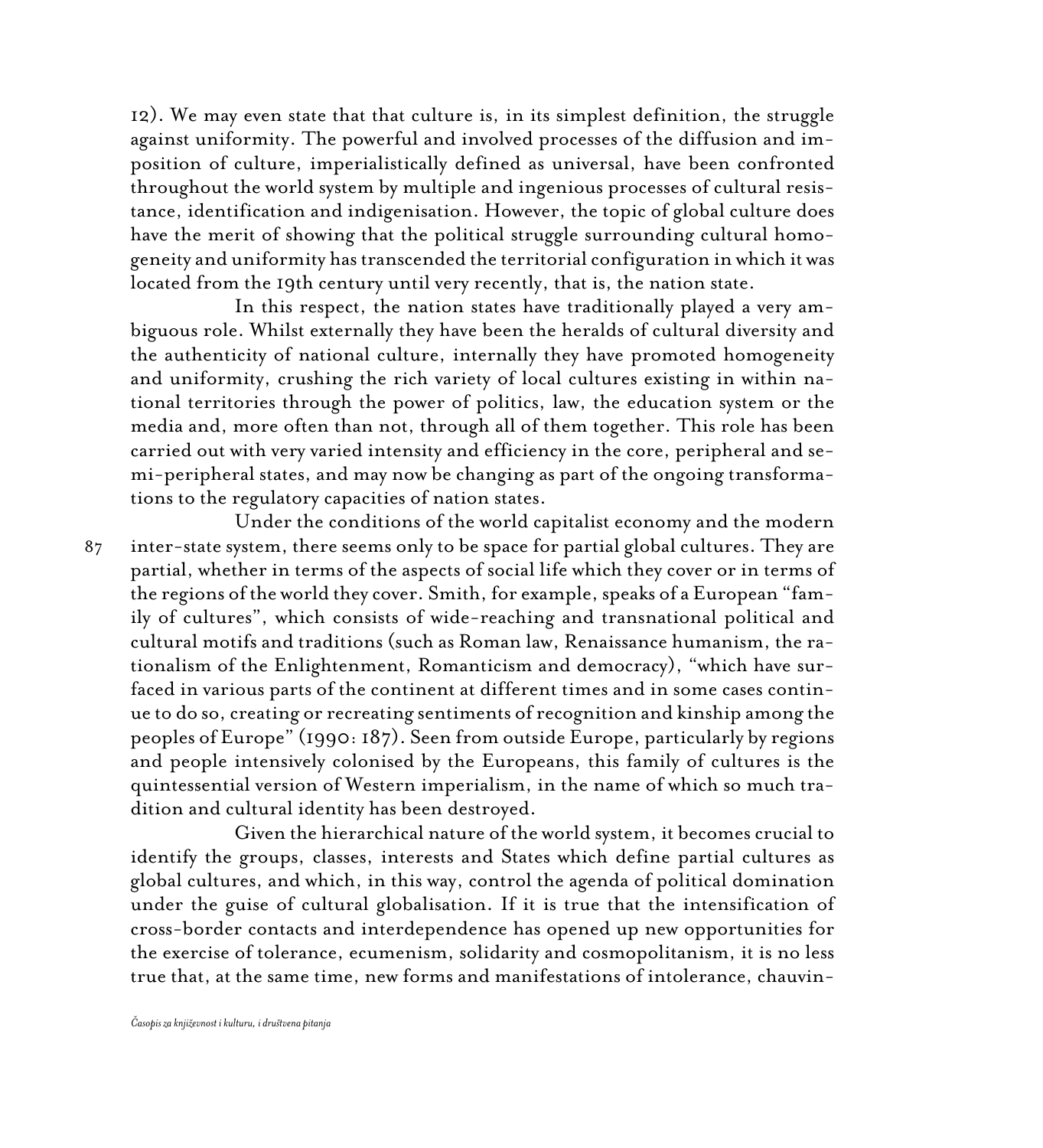12). We may even state that that culture is, in its simplest definition, the struggle against uniformity. The powerful and involved processes of the diffusion and imposition of culture, imperialistically defined as universal, have been confronted throughout the world system by multiple and ingenious processes of cultural resistance, identification and indigenisation. However, the topic of global culture does have the merit of showing that the political struggle surrounding cultural homogeneity and uniformity has transcended the territorial configuration in which it was located from the 19th century until very recently, that is, the nation state.

In this respect, the nation states have traditionally played a very ambiguous role. Whilst externally they have been the heralds of cultural diversity and the authenticity of national culture, internally they have promoted homogeneity and uniformity, crushing the rich variety of local cultures existing in within national territories through the power of politics, law, the education system or the media and, more often than not, through all of them together. This role has been carried out with very varied intensity and efficiency in the core, peripheral and semi-peripheral states, and may now be changing as part of the ongoing transformations to the regulatory capacities of nation states.

Under the conditions of the world capitalist economy and the modern inter-state system, there seems only to be space for partial global cultures. They are partial, whether in terms of the aspects of social life which they cover or in terms of the regions of the world they cover. Smith, for example, speaks of a European "family of cultures", which consists of wide-reaching and transnational political and cultural motifs and traditions (such as Roman law, Renaissance humanism, the rationalism of the Enlightenment, Romanticism and democracy), "which have surfaced in various parts of the continent at different times and in some cases continue to do so, creating or recreating sentiments of recognition and kinship among the peoples of Europe" (1990: 187). Seen from outside Europe, particularly by regions and people intensively colonised by the Europeans, this family of cultures is the quintessential version of Western imperialism, in the name of which so much tradition and cultural identity has been destroyed.

Given the hierarchical nature of the world system, it becomes crucial to identify the groups, classes, interests and States which define partial cultures as global cultures, and which, in this way, control the agenda of political domination under the guise of cultural globalisation. If it is true that the intensification of cross-border contacts and interdependence has opened up new opportunities for the exercise of tolerance, ecumenism, solidarity and cosmopolitanism, it is no less true that, at the same time, new forms and manifestations of intolerance, chauvin-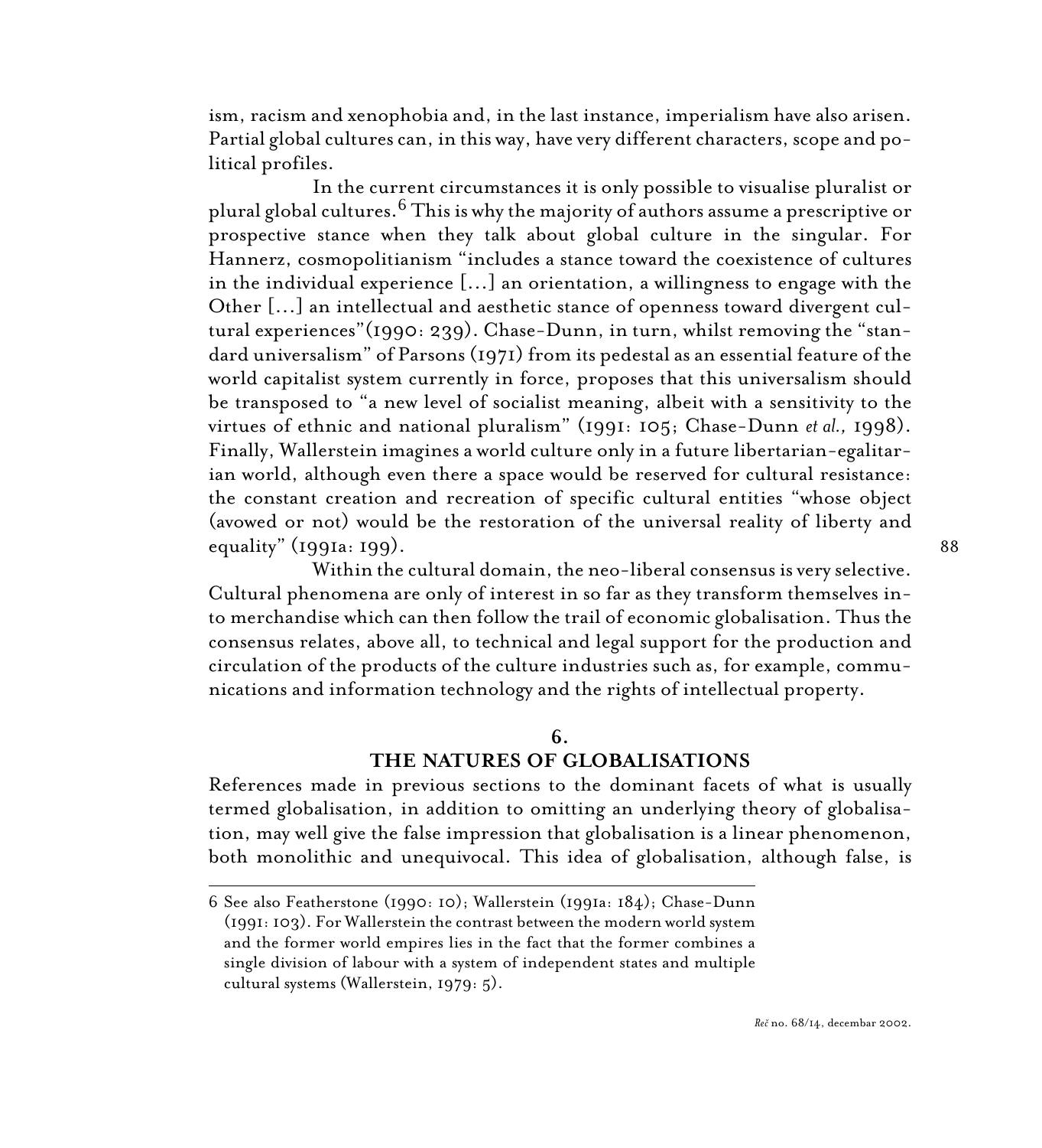ism, racism and xenophobia and, in the last instance, imperialism have also arisen. Partial global cultures can, in this way, have very different characters, scope and political profiles.

In the current circumstances it is only possible to visualise pluralist or plural global cultures.[6] This is why the majority of authors assume a prescriptive or prospective stance when they talk about global culture in the singular. For Hannerz, cosmopolitianism "includes a stance toward the coexistence of cultures in the individual experience [...] an orientation, a willingness to engage with the Other [...] an intellectual and aesthetic stance of openness toward divergent cultural experiences"(1990: 239). Chase-Dunn, in turn, whilst removing the "standard universalism" of Parsons (1971) from its pedestal as an essential feature of the world capitalist system currently in force, proposes that this universalism should be transposed to "a new level of socialist meaning, albeit with a sensitivity to the virtues of ethnic and national pluralism" (1991: 105; Chase-Dunn *et al.,* 1998). Finally, Wallerstein imagines a world culture only in a future libertarian-egalitarian world, although even there a space would be reserved for cultural resistance: the constant creation and recreation of specific cultural entities "whose object (avowed or not) would be the restoration of the universal reality of liberty and equality" (1991a: 199).

Within the cultural domain, the neo-liberal consensus is very selective. Cultural phenomena are only of interest in so far as they transform themselves into merchandise which can then follow the trail of economic globalisation. Thus the consensus relates, above all, to technical and legal support for the production and circulation of the products of the culture industries such as, for example, communications and information technology and the rights of intellectual property.

## 6. THE NATURES OF GLOBALISATIONS

References made in previous sections to the dominant facets of what is usually termed globalisation, in addition to omitting an underlying theory of globalisation, may well give the false impression that globalisation is a linear phenomenon, both monolithic and unequivocal. This idea of globalisation, although false, is

---

6 See also Featherstone (1990: 10); Wallerstein (1991a: 184); Chase-Dunn (1991: 103). For Wallerstein the contrast between the modern world system and the former world empires lies in the fact that the former combines a single division of labour with a system of independent states and multiple cultural systems (Wallerstein, 1979: 5).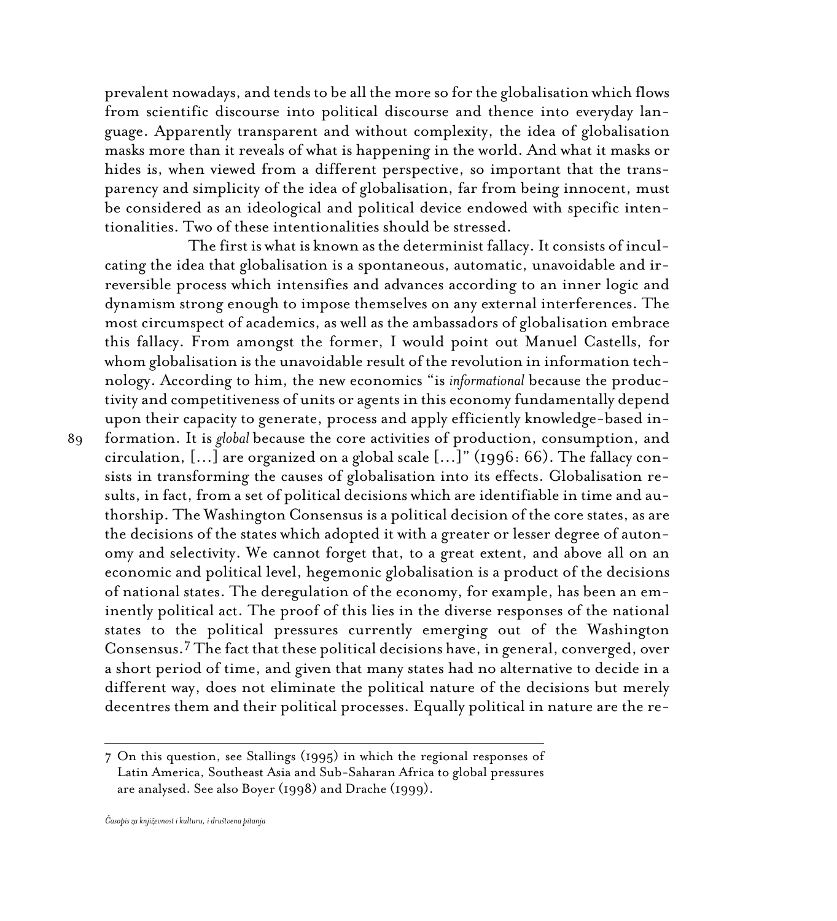prevalent nowadays, and tends to be all the more so for the globalisation which flows from scientific discourse into political discourse and thence into everyday language. Apparently transparent and without complexity, the idea of globalisation masks more than it reveals of what is happening in the world. And what it masks or hides is, when viewed from a different perspective, so important that the transparency and simplicity of the idea of globalisation, far from being innocent, must be considered as an ideological and political device endowed with specific intentionalities. Two of these intentionalities should be stressed.

The first is what is known as the determinist fallacy. It consists of inculcating the idea that globalisation is a spontaneous, automatic, unavoidable and irreversible process which intensifies and advances according to an inner logic and dynamism strong enough to impose themselves on any external interferences. The most circumspect of academics, as well as the ambassadors of globalisation embrace this fallacy. From amongst the former, I would point out Manuel Castells, for whom globalisation is the unavoidable result of the revolution in information technology. According to him, the new economics "is *informational* because the productivity and competitiveness of units or agents in this economy fundamentally depend upon their capacity to generate, process and apply efficiently knowledge-based information. It is *global* because the core activities of production, consumption, and circulation, [...] are organized on a global scale [...]" (1996: 66). The fallacy consists in transforming the causes of globalisation into its effects. Globalisation results, in fact, from a set of political decisions which are identifiable in time and authorship. The Washington Consensus is a political decision of the core states, as are the decisions of the states which adopted it with a greater or lesser degree of autonomy and selectivity. We cannot forget that, to a great extent, and above all on an economic and political level, hegemonic globalisation is a product of the decisions of national states. The deregulation of the economy, for example, has been an eminently political act. The proof of this lies in the diverse responses of the national states to the political pressures currently emerging out of the Washington Consensus.[7] The fact that these political decisions have, in general, converged, over a short period of time, and given that many states had no alternative to decide in a different way, does not eliminate the political nature of the decisions but merely decentres them and their political processes. Equally political in nature are the re-

---

7 On this question, see Stallings (1995) in which the regional responses of Latin America, Southeast Asia and Sub-Saharan Africa to global pressures are analysed. See also Boyer (1998) and Drache (1999).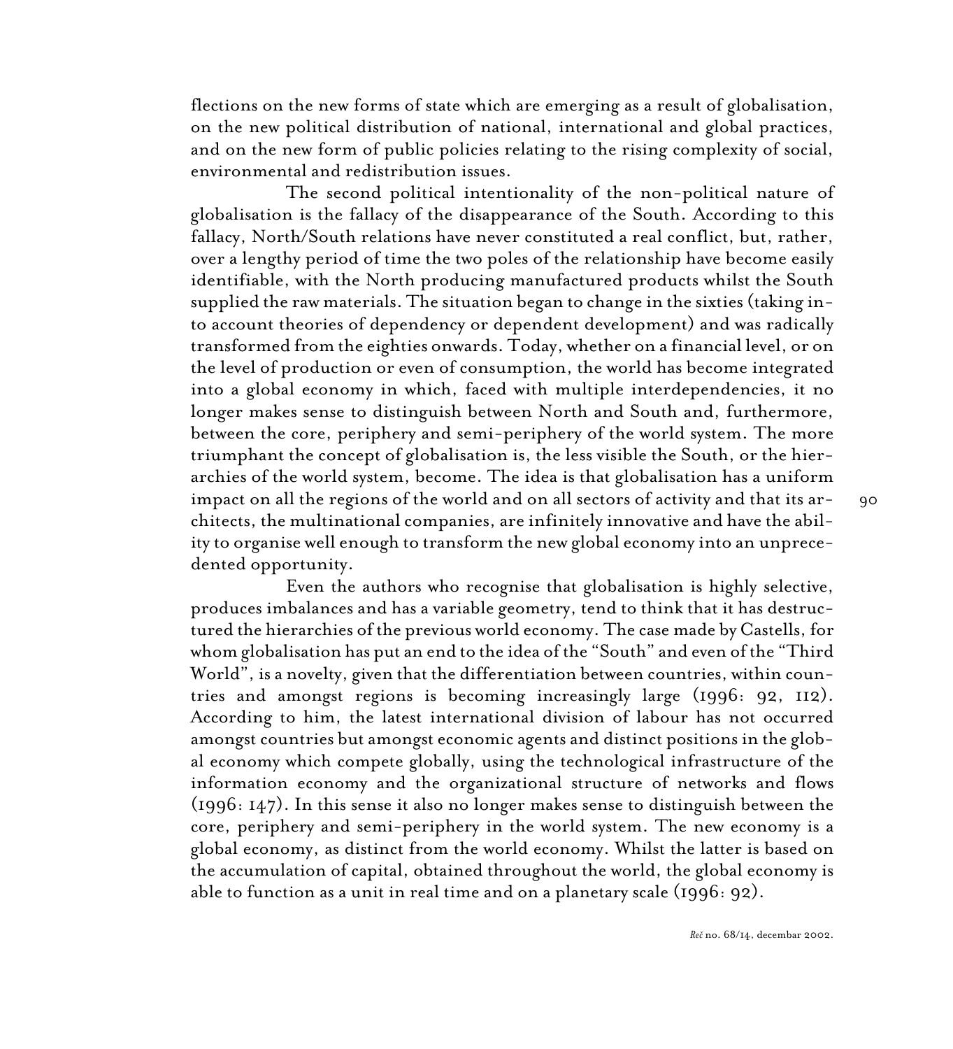flections on the new forms of state which are emerging as a result of globalisation, on the new political distribution of national, international and global practices, and on the new form of public policies relating to the rising complexity of social, environmental and redistribution issues.

The second political intentionality of the non-political nature of globalisation is the fallacy of the disappearance of the South. According to this fallacy, North/South relations have never constituted a real conflict, but, rather, over a lengthy period of time the two poles of the relationship have become easily identifiable, with the North producing manufactured products whilst the South supplied the raw materials. The situation began to change in the sixties (taking into account theories of dependency or dependent development) and was radically transformed from the eighties onwards. Today, whether on a financial level, or on the level of production or even of consumption, the world has become integrated into a global economy in which, faced with multiple interdependencies, it no longer makes sense to distinguish between North and South and, furthermore, between the core, periphery and semi-periphery of the world system. The more triumphant the concept of globalisation is, the less visible the South, or the hierarchies of the world system, become. The idea is that globalisation has a uniform impact on all the regions of the world and on all sectors of activity and that its architects, the multinational companies, are infinitely innovative and have the ability to organise well enough to transform the new global economy into an unprecedented opportunity.

Even the authors who recognise that globalisation is highly selective, produces imbalances and has a variable geometry, tend to think that it has destructured the hierarchies of the previous world economy. The case made by Castells, for whom globalisation has put an end to the idea of the "South" and even of the "Third World", is a novelty, given that the differentiation between countries, within countries and amongst regions is becoming increasingly large (1996: 92, 112). According to him, the latest international division of labour has not occurred amongst countries but amongst economic agents and distinct positions in the global economy which compete globally, using the technological infrastructure of the information economy and the organizational structure of networks and flows (1996: 147). In this sense it also no longer makes sense to distinguish between the core, periphery and semi-periphery in the world system. The new economy is a global economy, as distinct from the world economy. Whilst the latter is based on the accumulation of capital, obtained throughout the world, the global economy is able to function as a unit in real time and on a planetary scale (1996: 92).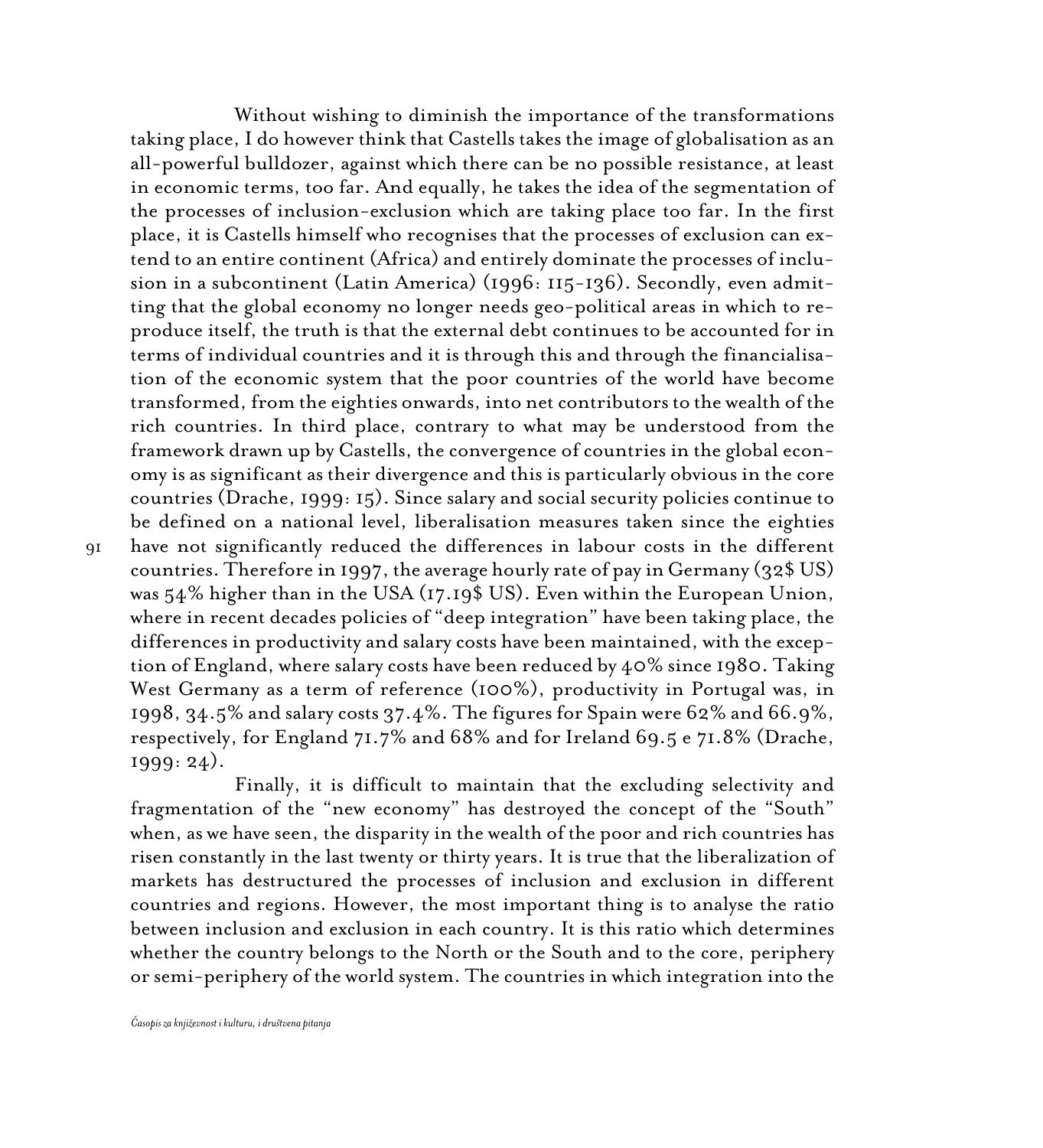Without wishing to diminish the importance of the transformations taking place, I do however think that Castells takes the image of globalisation as an all-powerful bulldozer, against which there can be no possible resistance, at least in economic terms, too far. And equally, he takes the idea of the segmentation of the processes of inclusion-exclusion which are taking place too far. In the first place, it is Castells himself who recognises that the processes of exclusion can extend to an entire continent (Africa) and entirely dominate the processes of inclusion in a subcontinent (Latin America) (1996: 115-136). Secondly, even admitting that the global economy no longer needs geo-political areas in which to reproduce itself, the truth is that the external debt continues to be accounted for in terms of individual countries and it is through this and through the financialisation of the economic system that the poor countries of the world have become transformed, from the eighties onwards, into net contributors to the wealth of the rich countries. In third place, contrary to what may be understood from the framework drawn up by Castells, the convergence of countries in the global economy is as significant as their divergence and this is particularly obvious in the core countries (Drache, 1999: 15). Since salary and social security policies continue to be defined on a national level, liberalisation measures taken since the eighties have not significantly reduced the differences in labour costs in the different countries. Therefore in 1997, the average hourly rate of pay in Germany (32$ US) was 54% higher than in the USA (17.19$ US). Even within the European Union, where in recent decades policies of "deep integration" have been taking place, the differences in productivity and salary costs have been maintained, with the exception of England, where salary costs have been reduced by 40% since 1980. Taking West Germany as a term of reference (100%), productivity in Portugal was, in 1998, 34.5% and salary costs 37.4%. The figures for Spain were 62% and 66.9%, respectively, for England 71.7% and 68% and for Ireland 69.5 e 71.8% (Drache, 1999: 24).

Finally, it is difficult to maintain that the excluding selectivity and fragmentation of the "new economy" has destroyed the concept of the "South" when, as we have seen, the disparity in the wealth of the poor and rich countries has risen constantly in the last twenty or thirty years. It is true that the liberalization of markets has destructured the processes of inclusion and exclusion in different countries and regions. However, the most important thing is to analyse the ratio between inclusion and exclusion in each country. It is this ratio which determines whether the country belongs to the North or the South and to the core, periphery or semi-periphery of the world system. The countries in which integration into the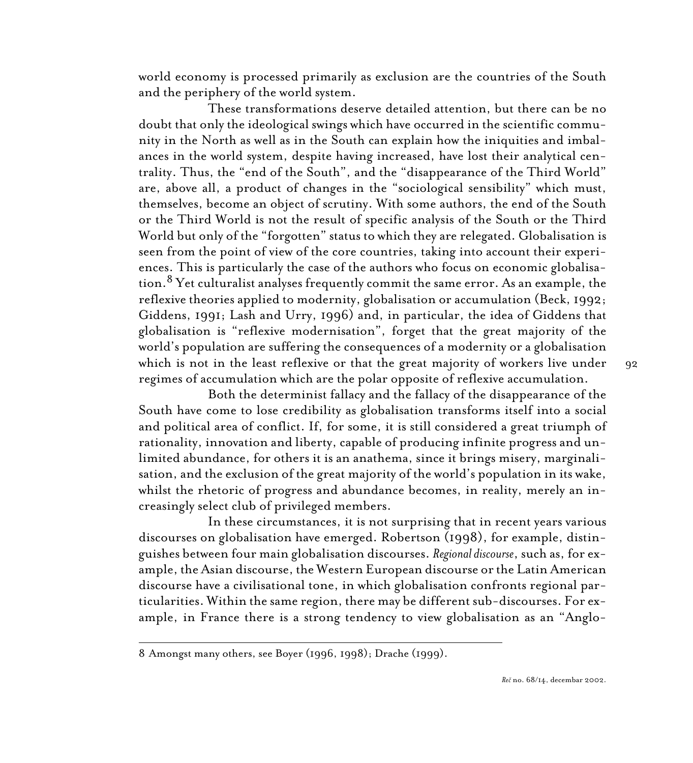world economy is processed primarily as exclusion are the countries of the South and the periphery of the world system.

These transformations deserve detailed attention, but there can be no doubt that only the ideological swings which have occurred in the scientific community in the North as well as in the South can explain how the iniquities and imbalances in the world system, despite having increased, have lost their analytical centrality. Thus, the "end of the South", and the "disappearance of the Third World" are, above all, a product of changes in the "sociological sensibility" which must, themselves, become an object of scrutiny. With some authors, the end of the South or the Third World is not the result of specific analysis of the South or the Third World but only of the "forgotten" status to which they are relegated. Globalisation is seen from the point of view of the core countries, taking into account their experiences. This is particularly the case of the authors who focus on economic globalisation.[8] Yet culturalist analyses frequently commit the same error. As an example, the reflexive theories applied to modernity, globalisation or accumulation (Beck, 1992; Giddens, 1991; Lash and Urry, 1996) and, in particular, the idea of Giddens that globalisation is "reflexive modernisation", forget that the great majority of the world's population are suffering the consequences of a modernity or a globalisation which is not in the least reflexive or that the great majority of workers live under regimes of accumulation which are the polar opposite of reflexive accumulation.

Both the determinist fallacy and the fallacy of the disappearance of the South have come to lose credibility as globalisation transforms itself into a social and political area of conflict. If, for some, it is still considered a great triumph of rationality, innovation and liberty, capable of producing infinite progress and unlimited abundance, for others it is an anathema, since it brings misery, marginalisation, and the exclusion of the great majority of the world's population in its wake, whilst the rhetoric of progress and abundance becomes, in reality, merely an increasingly select club of privileged members.

In these circumstances, it is not surprising that in recent years various discourses on globalisation have emerged. Robertson (1998), for example, distinguishes between four main globalisation discourses. *Regional discourse*, such as, for example, the Asian discourse, the Western European discourse or the Latin American discourse have a civilisational tone, in which globalisation confronts regional particularities. Within the same region, there may be different sub-discourses. For example, in France there is a strong tendency to view globalisation as an "Anglo-

8 Amongst many others, see Boyer (1996, 1998); Drache (1999).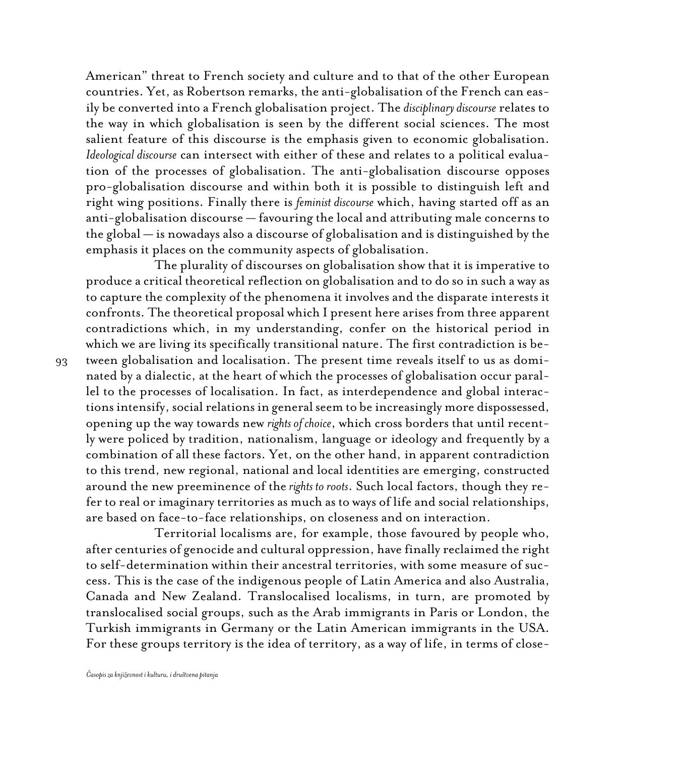American" threat to French society and culture and to that of the other European countries. Yet, as Robertson remarks, the anti-globalisation of the French can easily be converted into a French globalisation project. The *disciplinary discourse* relates to the way in which globalisation is seen by the different social sciences. The most salient feature of this discourse is the emphasis given to economic globalisation. *Ideological discourse* can intersect with either of these and relates to a political evaluation of the processes of globalisation. The anti-globalisation discourse opposes pro-globalisation discourse and within both it is possible to distinguish left and right wing positions. Finally there is *feminist discourse* which, having started off as an anti-globalisation discourse — favouring the local and attributing male concerns to the global — is nowadays also a discourse of globalisation and is distinguished by the emphasis it places on the community aspects of globalisation.

The plurality of discourses on globalisation show that it is imperative to produce a critical theoretical reflection on globalisation and to do so in such a way as to capture the complexity of the phenomena it involves and the disparate interests it confronts. The theoretical proposal which I present here arises from three apparent contradictions which, in my understanding, confer on the historical period in which we are living its specifically transitional nature. The first contradiction is between globalisation and localisation. The present time reveals itself to us as dominated by a dialectic, at the heart of which the processes of globalisation occur parallel to the processes of localisation. In fact, as interdependence and global interactions intensify, social relations in general seem to be increasingly more dispossessed, opening up the way towards new *rights of choice*, which cross borders that until recently were policed by tradition, nationalism, language or ideology and frequently by a combination of all these factors. Yet, on the other hand, in apparent contradiction to this trend, new regional, national and local identities are emerging, constructed around the new preeminence of the *rights to roots*. Such local factors, though they refer to real or imaginary territories as much as to ways of life and social relationships, are based on face-to-face relationships, on closeness and on interaction.

Territorial localisms are, for example, those favoured by people who, after centuries of genocide and cultural oppression, have finally reclaimed the right to self-determination within their ancestral territories, with some measure of success. This is the case of the indigenous people of Latin America and also Australia, Canada and New Zealand. Translocalised localisms, in turn, are promoted by translocalised social groups, such as the Arab immigrants in Paris or London, the Turkish immigrants in Germany or the Latin American immigrants in the USA. For these groups territory is the idea of territory, as a way of life, in terms of close-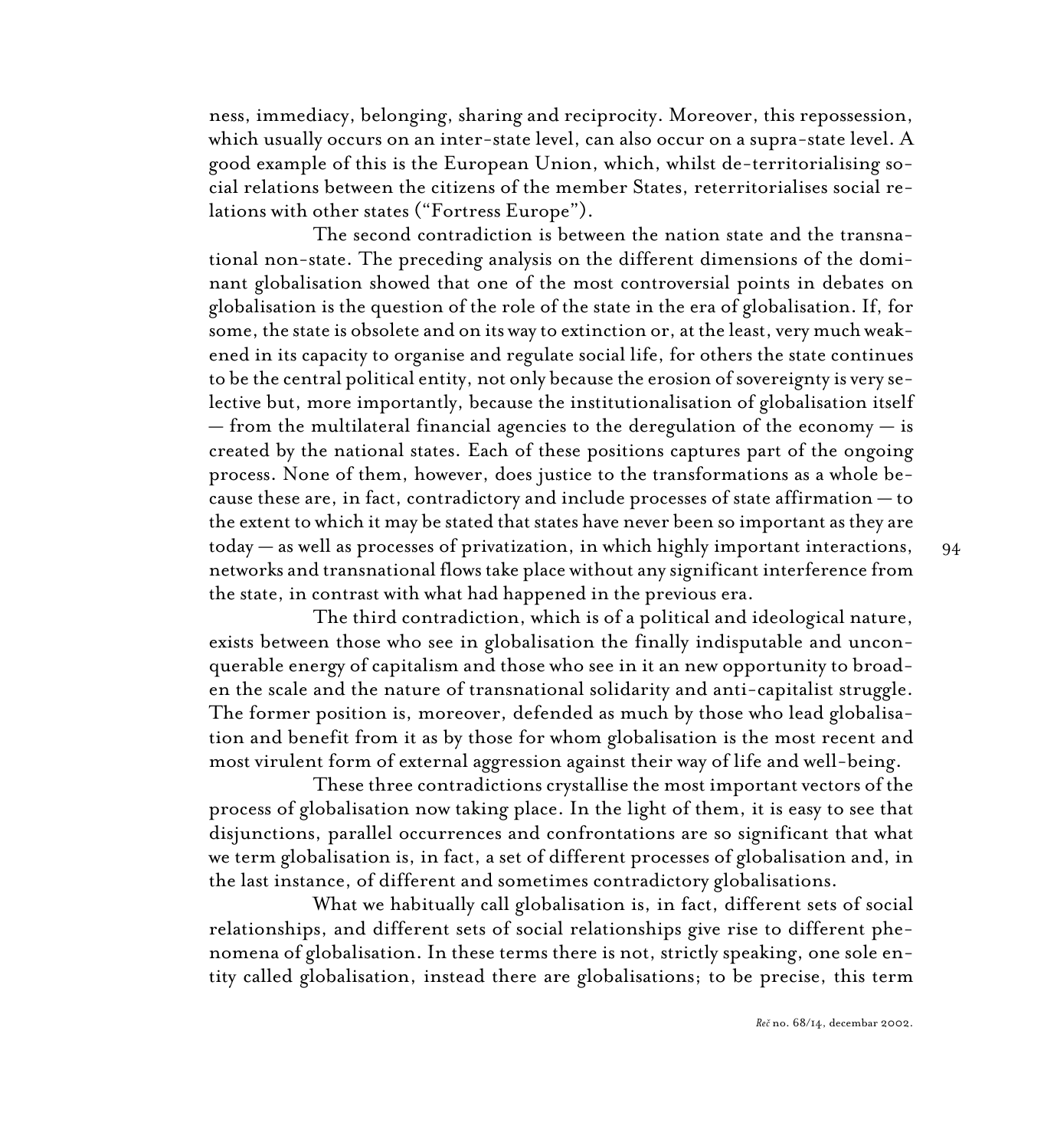ness, immediacy, belonging, sharing and reciprocity. Moreover, this repossession, which usually occurs on an inter-state level, can also occur on a supra-state level. A good example of this is the European Union, which, whilst de-territorialising social relations between the citizens of the member States, reterritorialises social relations with other states ("Fortress Europe").

The second contradiction is between the nation state and the transnational non-state. The preceding analysis on the different dimensions of the dominant globalisation showed that one of the most controversial points in debates on globalisation is the question of the role of the state in the era of globalisation. If, for some, the state is obsolete and on its way to extinction or, at the least, very much weakened in its capacity to organise and regulate social life, for others the state continues to be the central political entity, not only because the erosion of sovereignty is very selective but, more importantly, because the institutionalisation of globalisation itself — from the multilateral financial agencies to the deregulation of the economy — is created by the national states. Each of these positions captures part of the ongoing process. None of them, however, does justice to the transformations as a whole because these are, in fact, contradictory and include processes of state affirmation — to the extent to which it may be stated that states have never been so important as they are today — as well as processes of privatization, in which highly important interactions, networks and transnational flows take place without any significant interference from the state, in contrast with what had happened in the previous era.

The third contradiction, which is of a political and ideological nature, exists between those who see in globalisation the finally indisputable and unconquerable energy of capitalism and those who see in it an new opportunity to broaden the scale and the nature of transnational solidarity and anti-capitalist struggle. The former position is, moreover, defended as much by those who lead globalisation and benefit from it as by those for whom globalisation is the most recent and most virulent form of external aggression against their way of life and well-being.

These three contradictions crystallise the most important vectors of the process of globalisation now taking place. In the light of them, it is easy to see that disjunctions, parallel occurrences and confrontations are so significant that what we term globalisation is, in fact, a set of different processes of globalisation and, in the last instance, of different and sometimes contradictory globalisations.

What we habitually call globalisation is, in fact, different sets of social relationships, and different sets of social relationships give rise to different phenomena of globalisation. In these terms there is not, strictly speaking, one sole entity called globalisation, instead there are globalisations; to be precise, this term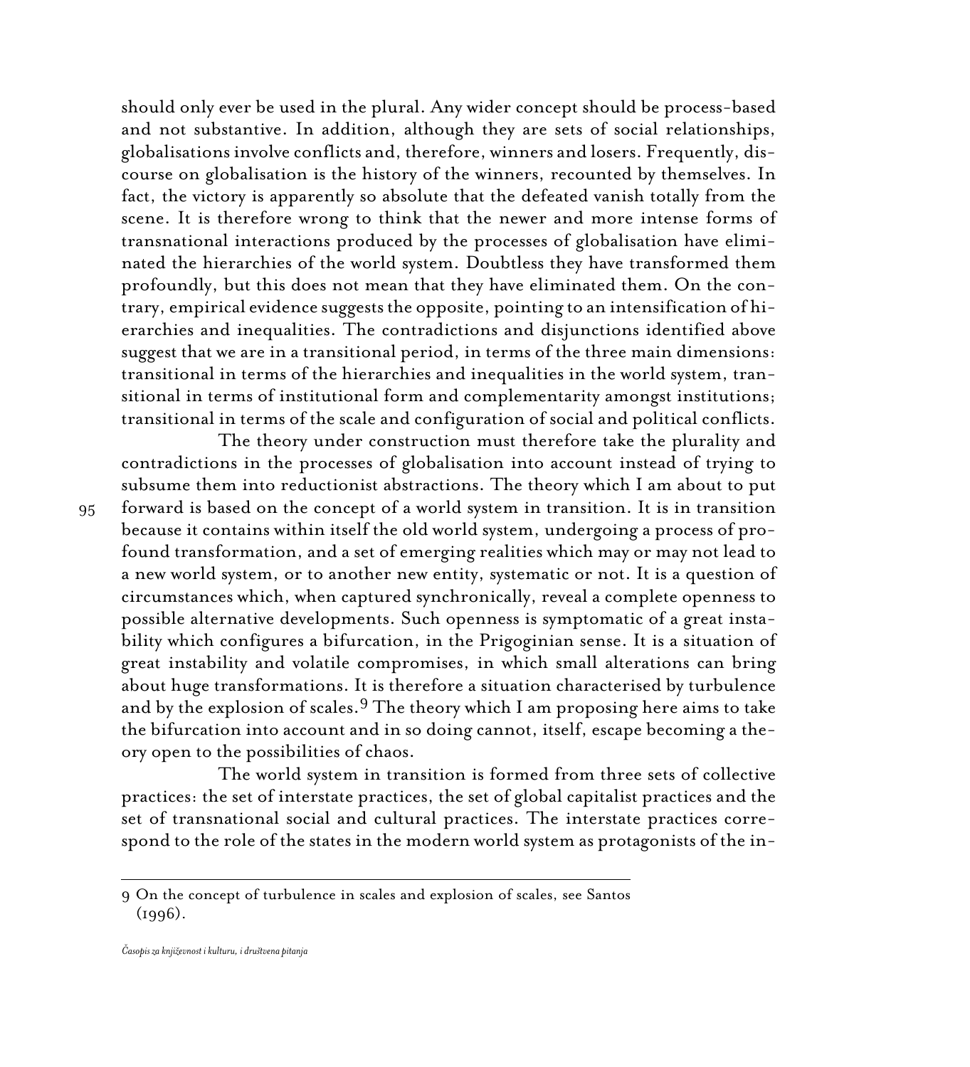should only ever be used in the plural. Any wider concept should be process-based and not substantive. In addition, although they are sets of social relationships, globalisations involve conflicts and, therefore, winners and losers. Frequently, discourse on globalisation is the history of the winners, recounted by themselves. In fact, the victory is apparently so absolute that the defeated vanish totally from the scene. It is therefore wrong to think that the newer and more intense forms of transnational interactions produced by the processes of globalisation have eliminated the hierarchies of the world system. Doubtless they have transformed them profoundly, but this does not mean that they have eliminated them. On the contrary, empirical evidence suggests the opposite, pointing to an intensification of hierarchies and inequalities. The contradictions and disjunctions identified above suggest that we are in a transitional period, in terms of the three main dimensions: transitional in terms of the hierarchies and inequalities in the world system, transitional in terms of institutional form and complementarity amongst institutions; transitional in terms of the scale and configuration of social and political conflicts.

The theory under construction must therefore take the plurality and contradictions in the processes of globalisation into account instead of trying to subsume them into reductionist abstractions. The theory which I am about to put forward is based on the concept of a world system in transition. It is in transition because it contains within itself the old world system, undergoing a process of profound transformation, and a set of emerging realities which may or may not lead to a new world system, or to another new entity, systematic or not. It is a question of circumstances which, when captured synchronically, reveal a complete openness to possible alternative developments. Such openness is symptomatic of a great instability which configures a bifurcation, in the Prigoginian sense. It is a situation of great instability and volatile compromises, in which small alterations can bring about huge transformations. It is therefore a situation characterised by turbulence and by the explosion of scales.[9] The theory which I am proposing here aims to take the bifurcation into account and in so doing cannot, itself, escape becoming a theory open to the possibilities of chaos.

The world system in transition is formed from three sets of collective practices: the set of interstate practices, the set of global capitalist practices and the set of transnational social and cultural practices. The interstate practices correspond to the role of the states in the modern world system as protagonists of the in-

---

9 On the concept of turbulence in scales and explosion of scales, see Santos (1996).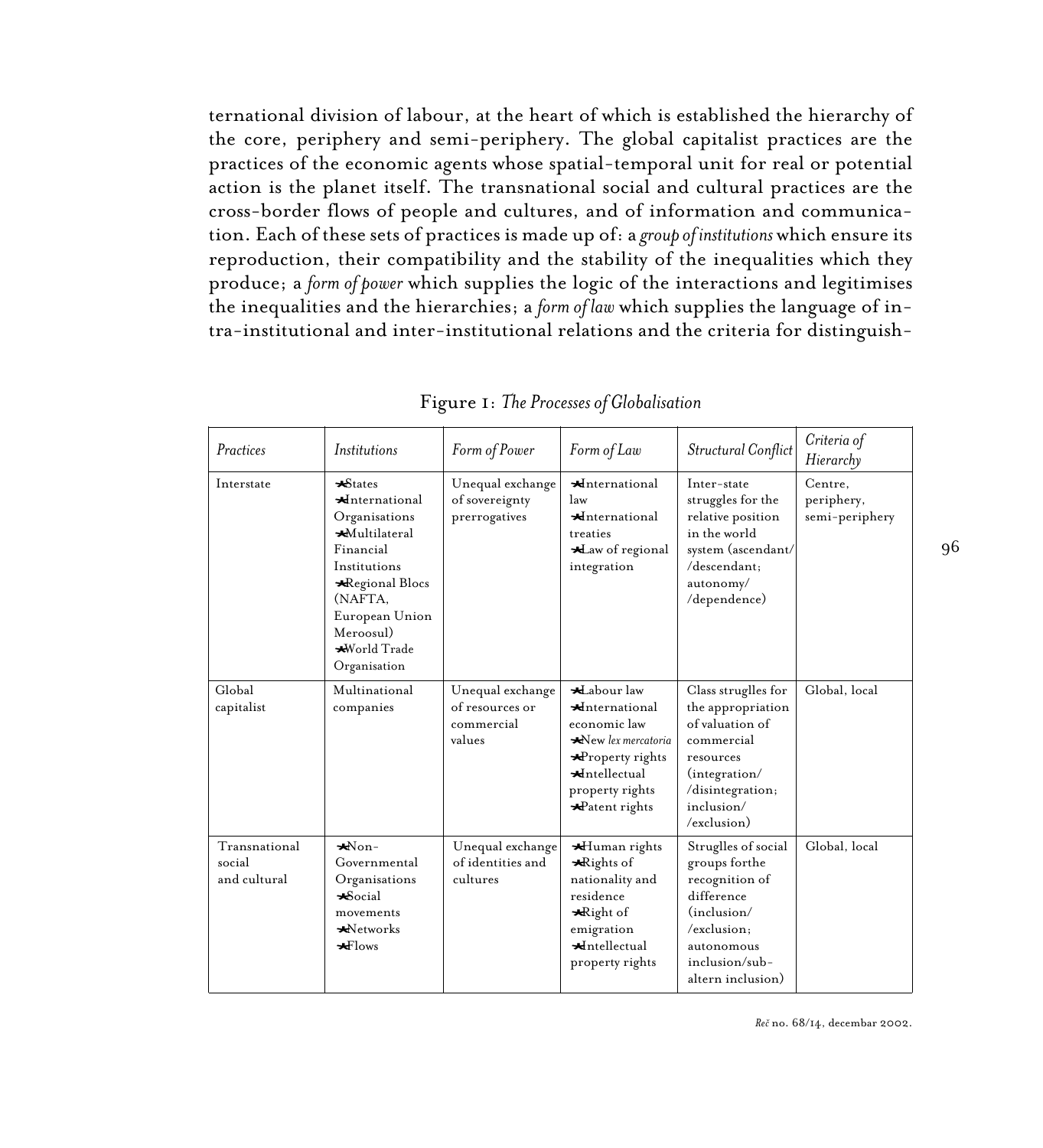ternational division of labour, at the heart of which is established the hierarchy of the core, periphery and semi-periphery. The global capitalist practices are the practices of the economic agents whose spatial-temporal unit for real or potential action is the planet itself. The transnational social and cultural practices are the cross-border flows of people and cultures, and of information and communication. Each of these sets of practices is made up of: a *group of institutions* which ensure its reproduction, their compatibility and the stability of the inequalities which they produce; a *form of power* which supplies the logic of the interactions and legitimises the inequalities and the hierarchies; a *form of law* which supplies the language of intra-institutional and inter-institutional relations and the criteria for distinguish-

Figure 1: *The Processes of Globalisation*

| *Practices* | *Institutions* | *Form of Power* | *Form of Law* | *Structural Conflict* | *Criteria of Hierarchy* |
|---|---|---|---|---|---|
| Interstate | ★States ★International Organisations ★Multilateral Financial Institutions ★Regional Blocs (NAFTA, European Union Meroosul) ★World Trade Organisation | Unequal exchange of sovereignty prerrogatives | ★International law ★International treaties ★Law of regional integration | Inter-state struggles for the relative position in the world system (ascendant/ /descendant; autonomy/ /dependence) | Centre, periphery, semi-periphery |
| Global capitalist | Multinational companies | Unequal exchange of resources or commercial values | ★Labour law ★International economic law ★New *lex mercatoria* ★Property rights ★Intellectual property rights ★Patent rights | Class struglles for the appropriation of valuation of commercial resources (integration/ /disintegration; inclusion/ /exclusion) | Global, local |
| Transnational social and cultural | ★Non-Governmental Organisations ★Social movements ★Networks ★Flows | Unequal exchange of identities and cultures | ★Human rights ★Rights of nationality and residence ★Right of emigration ★Intellectual property rights | Struglles of social groups forthe recognition of difference (inclusion/ /exclusion; autonomous inclusion/sub-altern inclusion) | Global, local |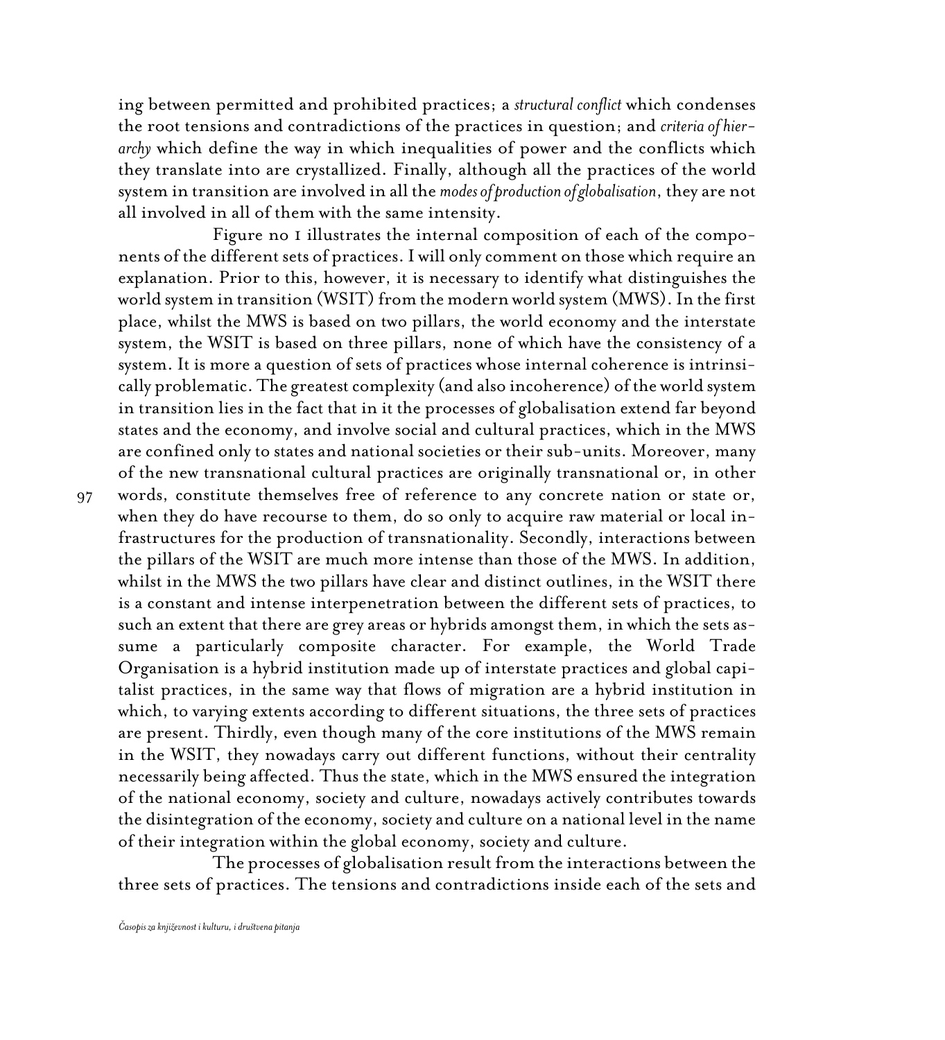ing between permitted and prohibited practices; a *structural conflict* which condenses the root tensions and contradictions of the practices in question; and *criteria of hierarchy* which define the way in which inequalities of power and the conflicts which they translate into are crystallized. Finally, although all the practices of the world system in transition are involved in all the *modes of production of globalisation*, they are not all involved in all of them with the same intensity.

Figure no 1 illustrates the internal composition of each of the components of the different sets of practices. I will only comment on those which require an explanation. Prior to this, however, it is necessary to identify what distinguishes the world system in transition (WSIT) from the modern world system (MWS). In the first place, whilst the MWS is based on two pillars, the world economy and the interstate system, the WSIT is based on three pillars, none of which have the consistency of a system. It is more a question of sets of practices whose internal coherence is intrinsically problematic. The greatest complexity (and also incoherence) of the world system in transition lies in the fact that in it the processes of globalisation extend far beyond states and the economy, and involve social and cultural practices, which in the MWS are confined only to states and national societies or their sub-units. Moreover, many of the new transnational cultural practices are originally transnational or, in other words, constitute themselves free of reference to any concrete nation or state or, when they do have recourse to them, do so only to acquire raw material or local infrastructures for the production of transnationality. Secondly, interactions between the pillars of the WSIT are much more intense than those of the MWS. In addition, whilst in the MWS the two pillars have clear and distinct outlines, in the WSIT there is a constant and intense interpenetration between the different sets of practices, to such an extent that there are grey areas or hybrids amongst them, in which the sets assume a particularly composite character. For example, the World Trade Organisation is a hybrid institution made up of interstate practices and global capitalist practices, in the same way that flows of migration are a hybrid institution in which, to varying extents according to different situations, the three sets of practices are present. Thirdly, even though many of the core institutions of the MWS remain in the WSIT, they nowadays carry out different functions, without their centrality necessarily being affected. Thus the state, which in the MWS ensured the integration of the national economy, society and culture, nowadays actively contributes towards the disintegration of the economy, society and culture on a national level in the name of their integration within the global economy, society and culture.

The processes of globalisation result from the interactions between the three sets of practices. The tensions and contradictions inside each of the sets and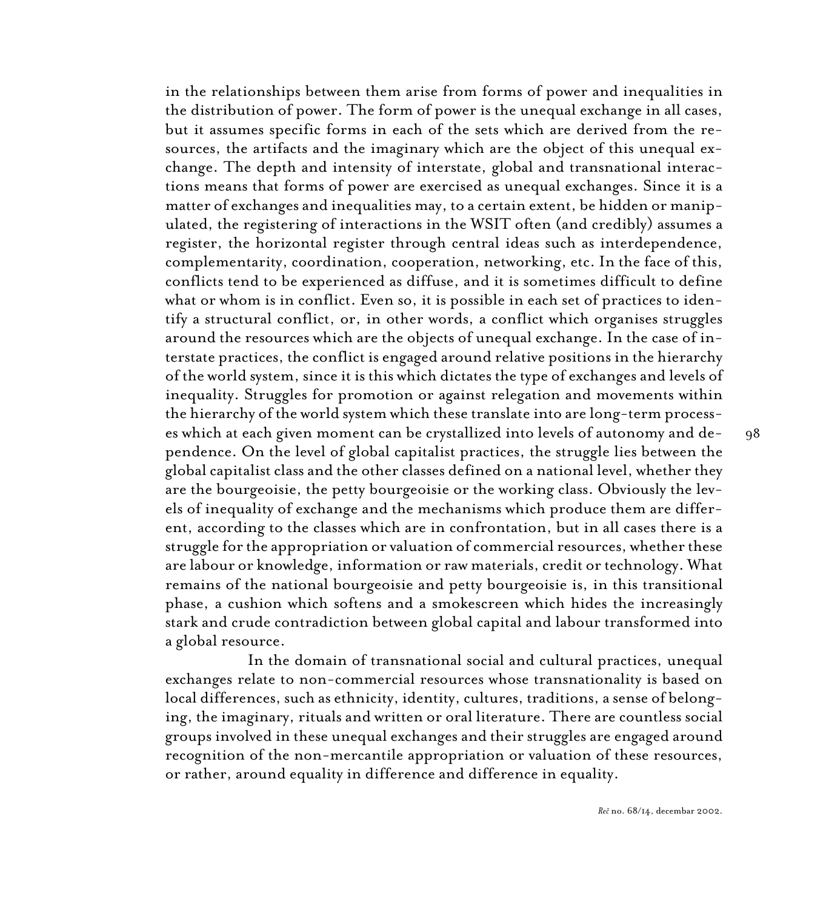in the relationships between them arise from forms of power and inequalities in the distribution of power. The form of power is the unequal exchange in all cases, but it assumes specific forms in each of the sets which are derived from the resources, the artifacts and the imaginary which are the object of this unequal exchange. The depth and intensity of interstate, global and transnational interactions means that forms of power are exercised as unequal exchanges. Since it is a matter of exchanges and inequalities may, to a certain extent, be hidden or manipulated, the registering of interactions in the WSIT often (and credibly) assumes a register, the horizontal register through central ideas such as interdependence, complementarity, coordination, cooperation, networking, etc. In the face of this, conflicts tend to be experienced as diffuse, and it is sometimes difficult to define what or whom is in conflict. Even so, it is possible in each set of practices to identify a structural conflict, or, in other words, a conflict which organises struggles around the resources which are the objects of unequal exchange. In the case of interstate practices, the conflict is engaged around relative positions in the hierarchy of the world system, since it is this which dictates the type of exchanges and levels of inequality. Struggles for promotion or against relegation and movements within the hierarchy of the world system which these translate into are long-term processes which at each given moment can be crystallized into levels of autonomy and dependence. On the level of global capitalist practices, the struggle lies between the global capitalist class and the other classes defined on a national level, whether they are the bourgeoisie, the petty bourgeoisie or the working class. Obviously the levels of inequality of exchange and the mechanisms which produce them are different, according to the classes which are in confrontation, but in all cases there is a struggle for the appropriation or valuation of commercial resources, whether these are labour or knowledge, information or raw materials, credit or technology. What remains of the national bourgeoisie and petty bourgeoisie is, in this transitional phase, a cushion which softens and a smokescreen which hides the increasingly stark and crude contradiction between global capital and labour transformed into a global resource.

In the domain of transnational social and cultural practices, unequal exchanges relate to non-commercial resources whose transnationality is based on local differences, such as ethnicity, identity, cultures, traditions, a sense of belonging, the imaginary, rituals and written or oral literature. There are countless social groups involved in these unequal exchanges and their struggles are engaged around recognition of the non-mercantile appropriation or valuation of these resources, or rather, around equality in difference and difference in equality.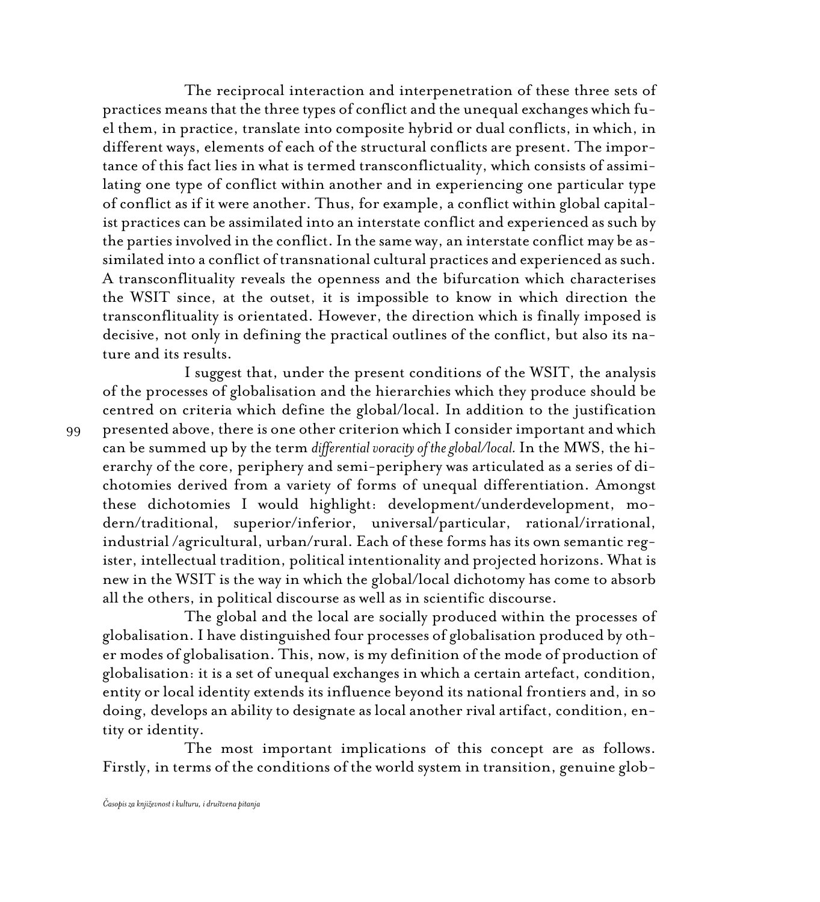The reciprocal interaction and interpenetration of these three sets of practices means that the three types of conflict and the unequal exchanges which fuel them, in practice, translate into composite hybrid or dual conflicts, in which, in different ways, elements of each of the structural conflicts are present. The importance of this fact lies in what is termed transconflictuality, which consists of assimilating one type of conflict within another and in experiencing one particular type of conflict as if it were another. Thus, for example, a conflict within global capitalist practices can be assimilated into an interstate conflict and experienced as such by the parties involved in the conflict. In the same way, an interstate conflict may be assimilated into a conflict of transnational cultural practices and experienced as such. A transconflituality reveals the openness and the bifurcation which characterises the WSIT since, at the outset, it is impossible to know in which direction the transconflituality is orientated. However, the direction which is finally imposed is decisive, not only in defining the practical outlines of the conflict, but also its nature and its results.

I suggest that, under the present conditions of the WSIT, the analysis of the processes of globalisation and the hierarchies which they produce should be centred on criteria which define the global/local. In addition to the justification presented above, there is one other criterion which I consider important and which can be summed up by the term *differential voracity of the global/local.* In the MWS, the hierarchy of the core, periphery and semi-periphery was articulated as a series of dichotomies derived from a variety of forms of unequal differentiation. Amongst these dichotomies I would highlight: development/underdevelopment, modern/traditional, superior/inferior, universal/particular, rational/irrational, industrial /agricultural, urban/rural. Each of these forms has its own semantic register, intellectual tradition, political intentionality and projected horizons. What is new in the WSIT is the way in which the global/local dichotomy has come to absorb all the others, in political discourse as well as in scientific discourse.

The global and the local are socially produced within the processes of globalisation. I have distinguished four processes of globalisation produced by other modes of globalisation. This, now, is my definition of the mode of production of globalisation: it is a set of unequal exchanges in which a certain artefact, condition, entity or local identity extends its influence beyond its national frontiers and, in so doing, develops an ability to designate as local another rival artifact, condition, entity or identity.

The most important implications of this concept are as follows. Firstly, in terms of the conditions of the world system in transition, genuine glob-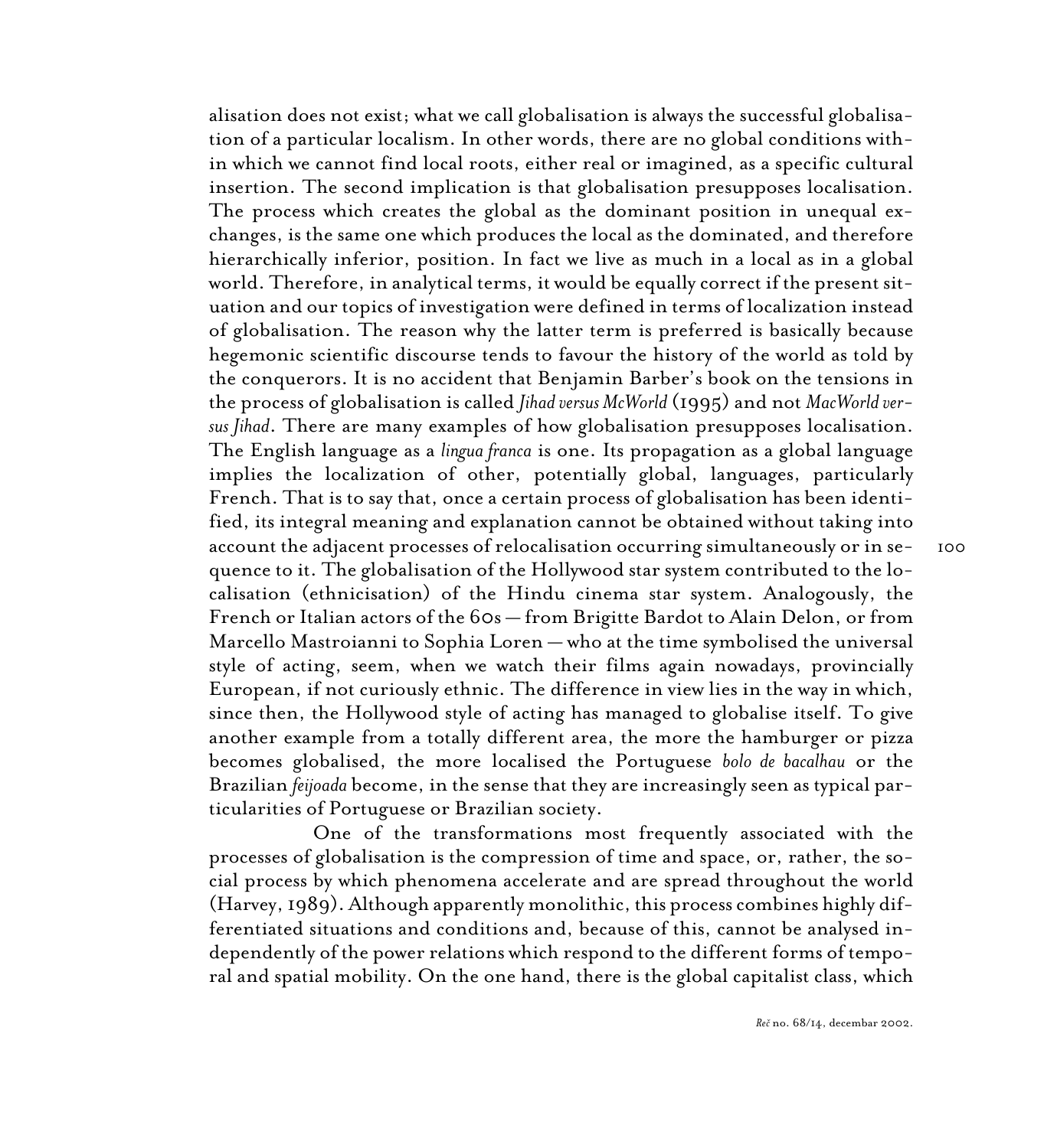alisation does not exist; what we call globalisation is always the successful globalisation of a particular localism. In other words, there are no global conditions within which we cannot find local roots, either real or imagined, as a specific cultural insertion. The second implication is that globalisation presupposes localisation. The process which creates the global as the dominant position in unequal exchanges, is the same one which produces the local as the dominated, and therefore hierarchically inferior, position. In fact we live as much in a local as in a global world. Therefore, in analytical terms, it would be equally correct if the present situation and our topics of investigation were defined in terms of localization instead of globalisation. The reason why the latter term is preferred is basically because hegemonic scientific discourse tends to favour the history of the world as told by the conquerors. It is no accident that Benjamin Barber's book on the tensions in the process of globalisation is called *Jihad versus McWorld* (1995) and not *MacWorld versus Jihad*. There are many examples of how globalisation presupposes localisation. The English language as a *lingua franca* is one. Its propagation as a global language implies the localization of other, potentially global, languages, particularly French. That is to say that, once a certain process of globalisation has been identified, its integral meaning and explanation cannot be obtained without taking into account the adjacent processes of relocalisation occurring simultaneously or in sequence to it. The globalisation of the Hollywood star system contributed to the localisation (ethnicisation) of the Hindu cinema star system. Analogously, the French or Italian actors of the 60s — from Brigitte Bardot to Alain Delon, or from Marcello Mastroianni to Sophia Loren — who at the time symbolised the universal style of acting, seem, when we watch their films again nowadays, provincially European, if not curiously ethnic. The difference in view lies in the way in which, since then, the Hollywood style of acting has managed to globalise itself. To give another example from a totally different area, the more the hamburger or pizza becomes globalised, the more localised the Portuguese *bolo de bacalhau* or the Brazilian *feijoada* become, in the sense that they are increasingly seen as typical particularities of Portuguese or Brazilian society.

One of the transformations most frequently associated with the processes of globalisation is the compression of time and space, or, rather, the social process by which phenomena accelerate and are spread throughout the world (Harvey, 1989). Although apparently monolithic, this process combines highly differentiated situations and conditions and, because of this, cannot be analysed independently of the power relations which respond to the different forms of temporal and spatial mobility. On the one hand, there is the global capitalist class, which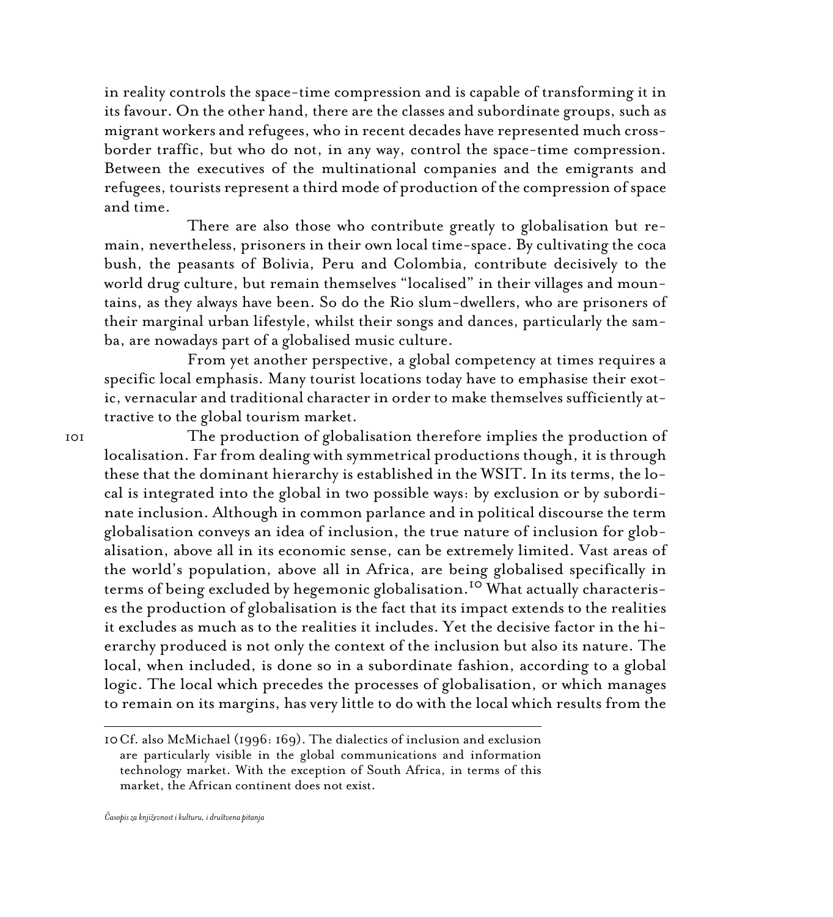in reality controls the space-time compression and is capable of transforming it in its favour. On the other hand, there are the classes and subordinate groups, such as migrant workers and refugees, who in recent decades have represented much cross-border traffic, but who do not, in any way, control the space-time compression. Between the executives of the multinational companies and the emigrants and refugees, tourists represent a third mode of production of the compression of space and time.

There are also those who contribute greatly to globalisation but remain, nevertheless, prisoners in their own local time-space. By cultivating the coca bush, the peasants of Bolivia, Peru and Colombia, contribute decisively to the world drug culture, but remain themselves "localised" in their villages and mountains, as they always have been. So do the Rio slum-dwellers, who are prisoners of their marginal urban lifestyle, whilst their songs and dances, particularly the samba, are nowadays part of a globalised music culture.

From yet another perspective, a global competency at times requires a specific local emphasis. Many tourist locations today have to emphasise their exotic, vernacular and traditional character in order to make themselves sufficiently attractive to the global tourism market.

The production of globalisation therefore implies the production of localisation. Far from dealing with symmetrical productions though, it is through these that the dominant hierarchy is established in the WSIT. In its terms, the local is integrated into the global in two possible ways: by exclusion or by subordinate inclusion. Although in common parlance and in political discourse the term globalisation conveys an idea of inclusion, the true nature of inclusion for globalisation, above all in its economic sense, can be extremely limited. Vast areas of the world's population, above all in Africa, are being globalised specifically in terms of being excluded by hegemonic globalisation.[10] What actually characterises the production of globalisation is the fact that its impact extends to the realities it excludes as much as to the realities it includes. Yet the decisive factor in the hierarchy produced is not only the context of the inclusion but also its nature. The local, when included, is done so in a subordinate fashion, according to a global logic. The local which precedes the processes of globalisation, or which manages to remain on its margins, has very little to do with the local which results from the

---

10 Cf. also McMichael (1996: 169). The dialectics of inclusion and exclusion are particularly visible in the global communications and information technology market. With the exception of South Africa, in terms of this market, the African continent does not exist.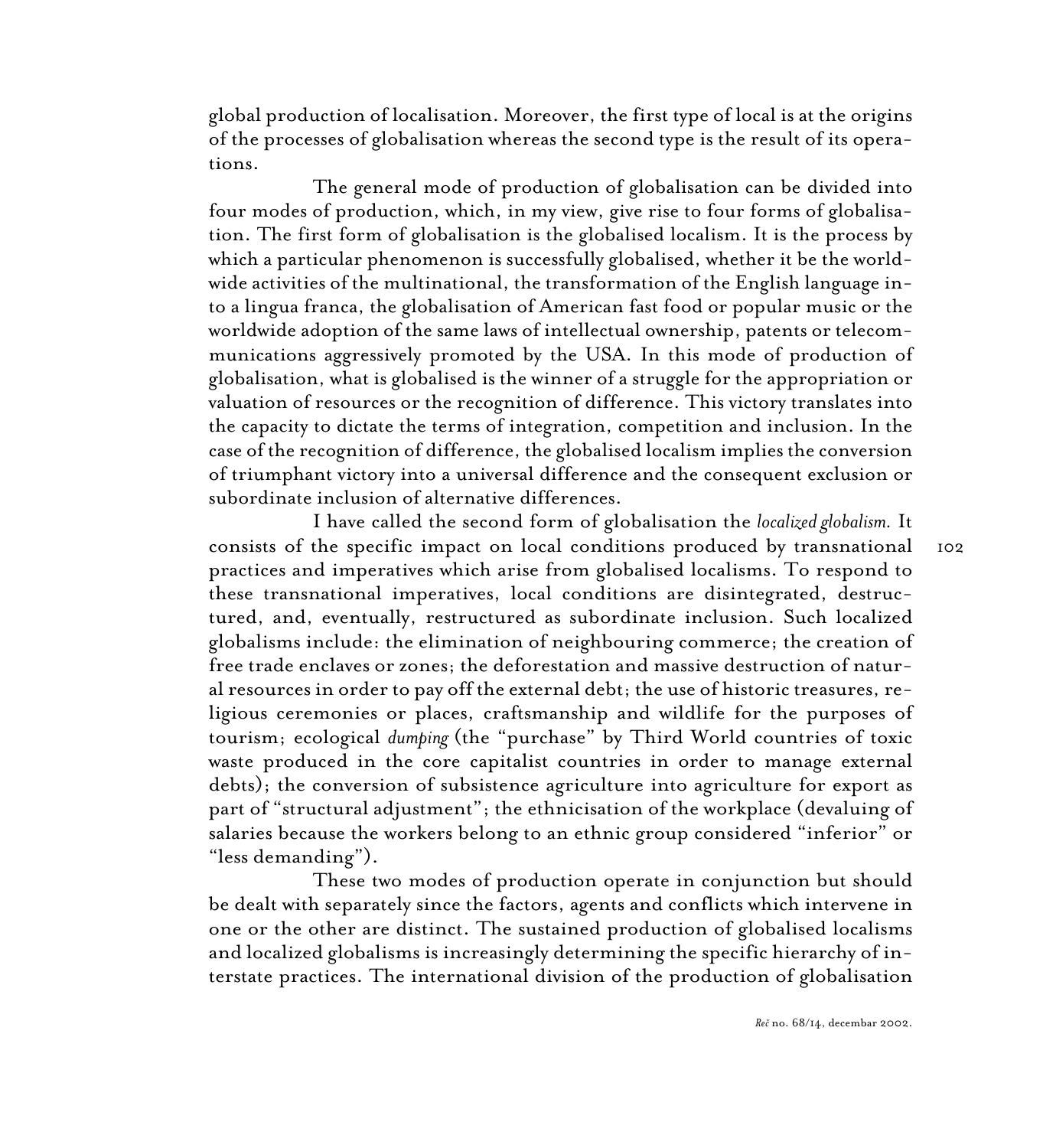global production of localisation. Moreover, the first type of local is at the origins of the processes of globalisation whereas the second type is the result of its operations.

The general mode of production of globalisation can be divided into four modes of production, which, in my view, give rise to four forms of globalisation. The first form of globalisation is the globalised localism. It is the process by which a particular phenomenon is successfully globalised, whether it be the worldwide activities of the multinational, the transformation of the English language into a lingua franca, the globalisation of American fast food or popular music or the worldwide adoption of the same laws of intellectual ownership, patents or telecommunications aggressively promoted by the USA. In this mode of production of globalisation, what is globalised is the winner of a struggle for the appropriation or valuation of resources or the recognition of difference. This victory translates into the capacity to dictate the terms of integration, competition and inclusion. In the case of the recognition of difference, the globalised localism implies the conversion of triumphant victory into a universal difference and the consequent exclusion or subordinate inclusion of alternative differences.

I have called the second form of globalisation the *localized globalism.* It consists of the specific impact on local conditions produced by transnational practices and imperatives which arise from globalised localisms. To respond to these transnational imperatives, local conditions are disintegrated, destructured, and, eventually, restructured as subordinate inclusion. Such localized globalisms include: the elimination of neighbouring commerce; the creation of free trade enclaves or zones; the deforestation and massive destruction of natural resources in order to pay off the external debt; the use of historic treasures, religious ceremonies or places, craftsmanship and wildlife for the purposes of tourism; ecological *dumping* (the "purchase" by Third World countries of toxic waste produced in the core capitalist countries in order to manage external debts); the conversion of subsistence agriculture into agriculture for export as part of "structural adjustment"; the ethnicisation of the workplace (devaluing of salaries because the workers belong to an ethnic group considered "inferior" or "less demanding").

These two modes of production operate in conjunction but should be dealt with separately since the factors, agents and conflicts which intervene in one or the other are distinct. The sustained production of globalised localisms and localized globalisms is increasingly determining the specific hierarchy of interstate practices. The international division of the production of globalisation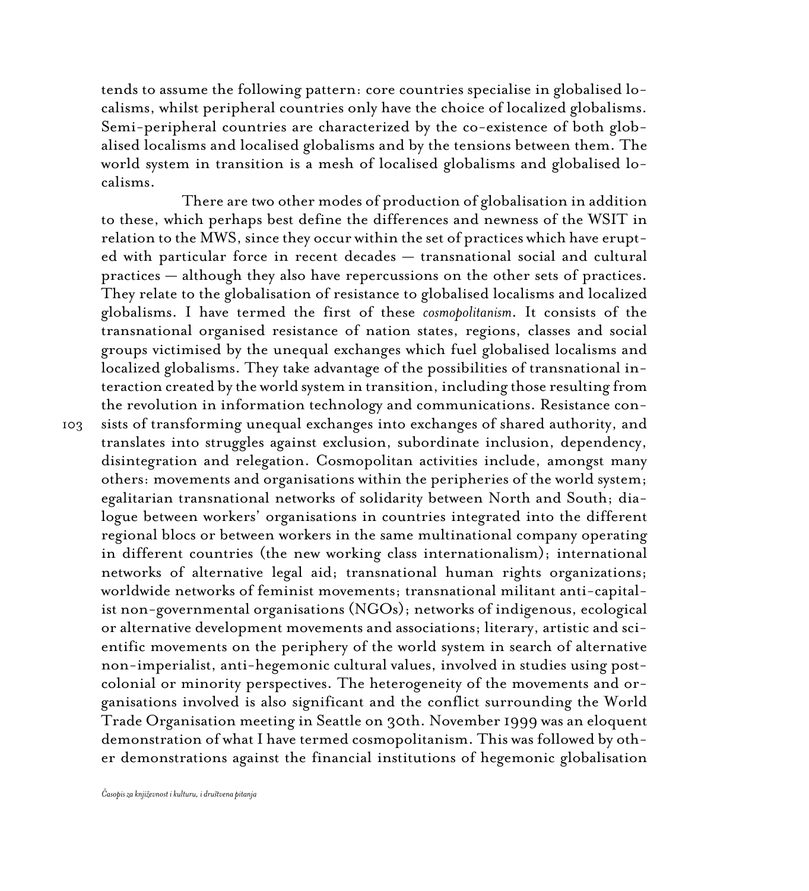tends to assume the following pattern: core countries specialise in globalised localisms, whilst peripheral countries only have the choice of localized globalisms. Semi-peripheral countries are characterized by the co-existence of both globalised localisms and localised globalisms and by the tensions between them. The world system in transition is a mesh of localised globalisms and globalised localisms.

There are two other modes of production of globalisation in addition to these, which perhaps best define the differences and newness of the WSIT in relation to the MWS, since they occur within the set of practices which have erupted with particular force in recent decades — transnational social and cultural practices — although they also have repercussions on the other sets of practices. They relate to the globalisation of resistance to globalised localisms and localized globalisms. I have termed the first of these *cosmopolitanism*. It consists of the transnational organised resistance of nation states, regions, classes and social groups victimised by the unequal exchanges which fuel globalised localisms and localized globalisms. They take advantage of the possibilities of transnational interaction created by the world system in transition, including those resulting from the revolution in information technology and communications. Resistance consists of transforming unequal exchanges into exchanges of shared authority, and translates into struggles against exclusion, subordinate inclusion, dependency, disintegration and relegation. Cosmopolitan activities include, amongst many others: movements and organisations within the peripheries of the world system; egalitarian transnational networks of solidarity between North and South; dialogue between workers' organisations in countries integrated into the different regional blocs or between workers in the same multinational company operating in different countries (the new working class internationalism); international networks of alternative legal aid; transnational human rights organizations; worldwide networks of feminist movements; transnational militant anti-capitalist non-governmental organisations (NGOs); networks of indigenous, ecological or alternative development movements and associations; literary, artistic and scientific movements on the periphery of the world system in search of alternative non-imperialist, anti-hegemonic cultural values, involved in studies using post-colonial or minority perspectives. The heterogeneity of the movements and organisations involved is also significant and the conflict surrounding the World Trade Organisation meeting in Seattle on 30th. November 1999 was an eloquent demonstration of what I have termed cosmopolitanism. This was followed by other demonstrations against the financial institutions of hegemonic globalisation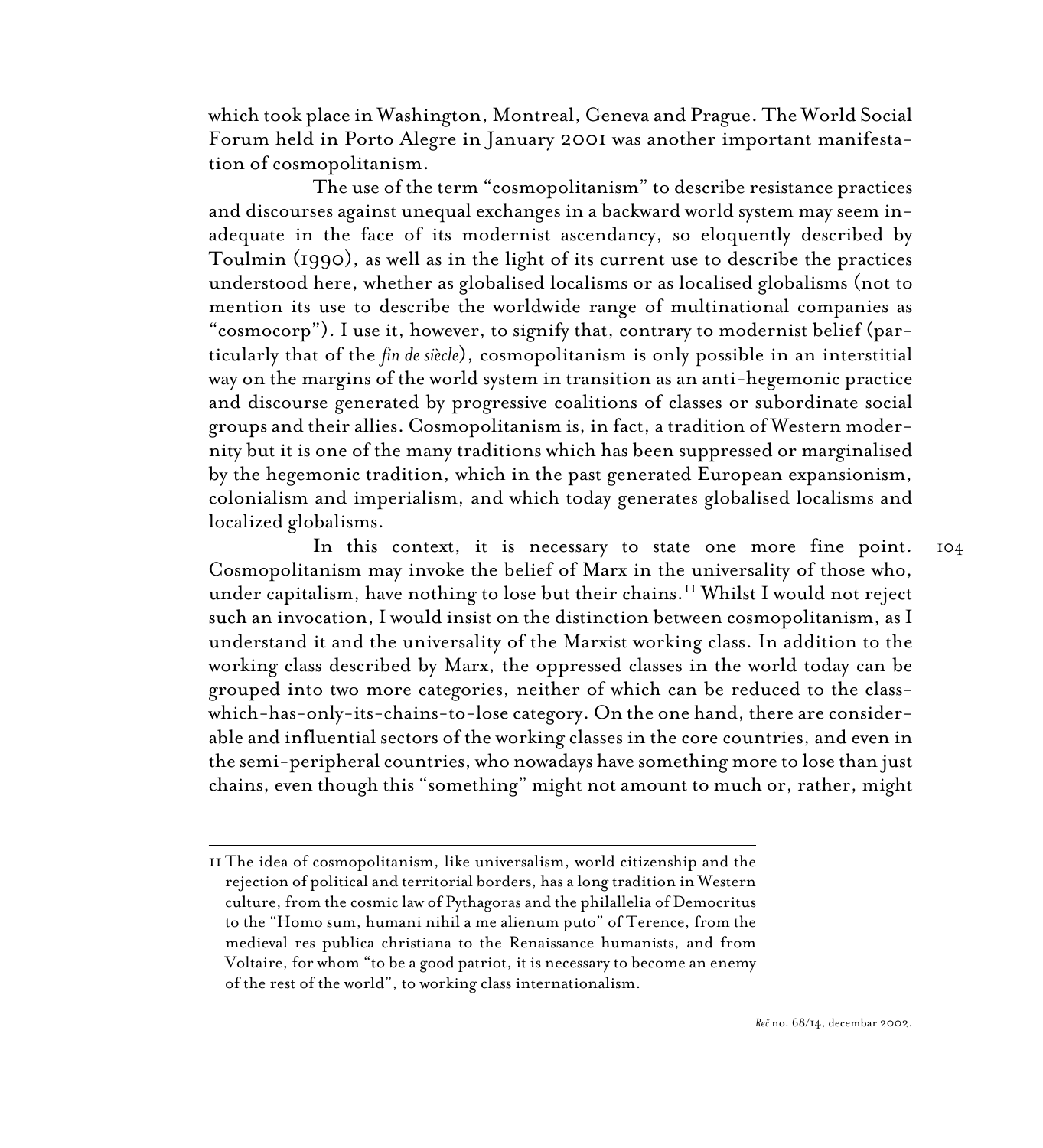which took place in Washington, Montreal, Geneva and Prague. The World Social Forum held in Porto Alegre in January 2001 was another important manifestation of cosmopolitanism.

The use of the term "cosmopolitanism" to describe resistance practices and discourses against unequal exchanges in a backward world system may seem inadequate in the face of its modernist ascendancy, so eloquently described by Toulmin (1990), as well as in the light of its current use to describe the practices understood here, whether as globalised localisms or as localised globalisms (not to mention its use to describe the worldwide range of multinational companies as "cosmocorp"). I use it, however, to signify that, contrary to modernist belief (particularly that of the *fin de siècle*), cosmopolitanism is only possible in an interstitial way on the margins of the world system in transition as an anti-hegemonic practice and discourse generated by progressive coalitions of classes or subordinate social groups and their allies. Cosmopolitanism is, in fact, a tradition of Western modernity but it is one of the many traditions which has been suppressed or marginalised by the hegemonic tradition, which in the past generated European expansionism, colonialism and imperialism, and which today generates globalised localisms and localized globalisms.

In this context, it is necessary to state one more fine point. Cosmopolitanism may invoke the belief of Marx in the universality of those who, under capitalism, have nothing to lose but their chains.[11] Whilst I would not reject such an invocation, I would insist on the distinction between cosmopolitanism, as I understand it and the universality of the Marxist working class. In addition to the working class described by Marx, the oppressed classes in the world today can be grouped into two more categories, neither of which can be reduced to the class-which-has-only-its-chains-to-lose category. On the one hand, there are considerable and influential sectors of the working classes in the core countries, and even in the semi-peripheral countries, who nowadays have something more to lose than just chains, even though this "something" might not amount to much or, rather, might

---

11 The idea of cosmopolitanism, like universalism, world citizenship and the rejection of political and territorial borders, has a long tradition in Western culture, from the cosmic law of Pythagoras and the philallelia of Democritus to the "Homo sum, humani nihil a me alienum puto" of Terence, from the medieval res publica christiana to the Renaissance humanists, and from Voltaire, for whom "to be a good patriot, it is necessary to become an enemy of the rest of the world", to working class internationalism.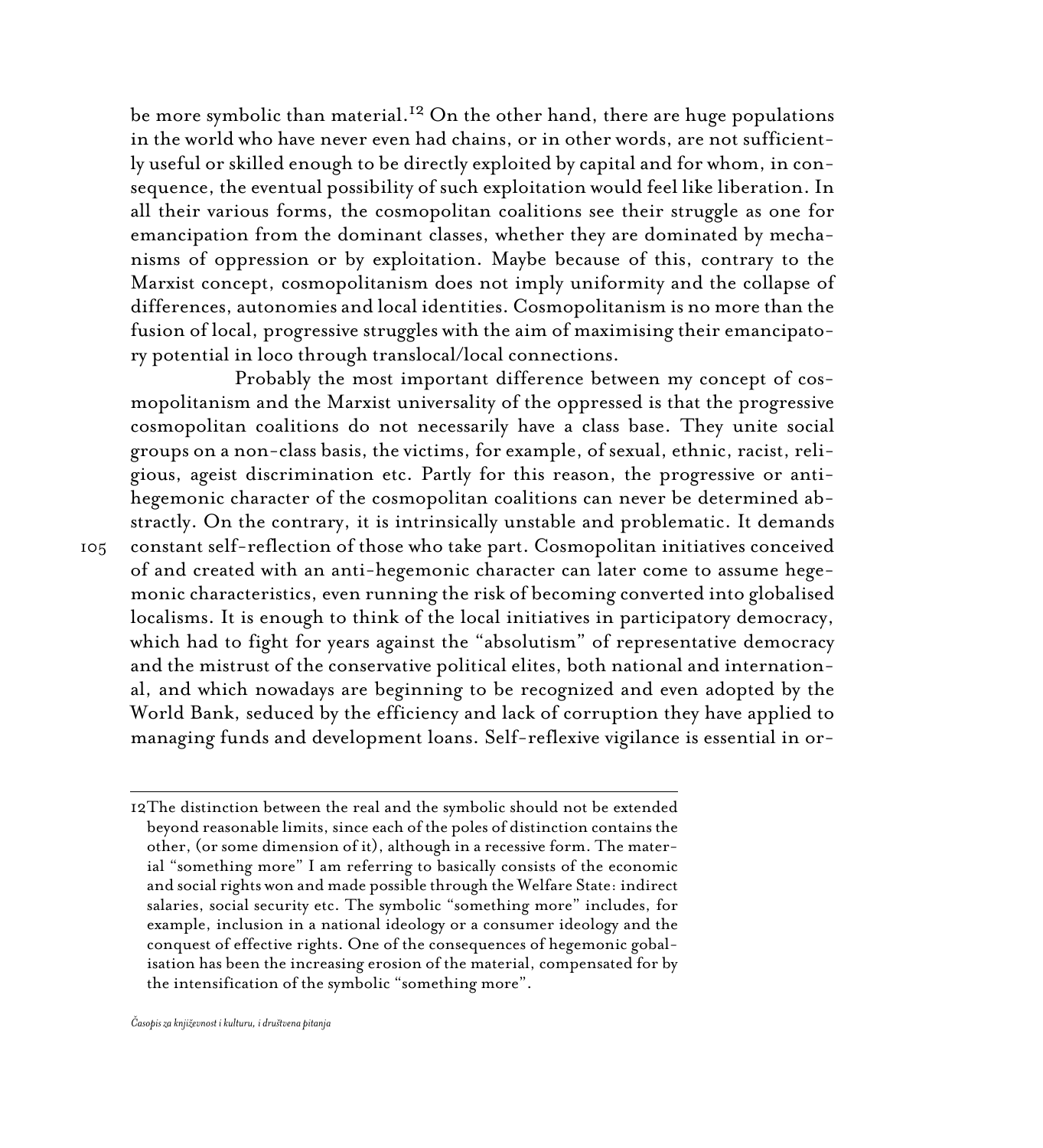be more symbolic than material.[12] On the other hand, there are huge populations in the world who have never even had chains, or in other words, are not sufficiently useful or skilled enough to be directly exploited by capital and for whom, in consequence, the eventual possibility of such exploitation would feel like liberation. In all their various forms, the cosmopolitan coalitions see their struggle as one for emancipation from the dominant classes, whether they are dominated by mechanisms of oppression or by exploitation. Maybe because of this, contrary to the Marxist concept, cosmopolitanism does not imply uniformity and the collapse of differences, autonomies and local identities. Cosmopolitanism is no more than the fusion of local, progressive struggles with the aim of maximising their emancipatory potential in loco through translocal/local connections.

Probably the most important difference between my concept of cosmopolitanism and the Marxist universality of the oppressed is that the progressive cosmopolitan coalitions do not necessarily have a class base. They unite social groups on a non-class basis, the victims, for example, of sexual, ethnic, racist, religious, ageist discrimination etc. Partly for this reason, the progressive or anti-hegemonic character of the cosmopolitan coalitions can never be determined abstractly. On the contrary, it is intrinsically unstable and problematic. It demands constant self-reflection of those who take part. Cosmopolitan initiatives conceived of and created with an anti-hegemonic character can later come to assume hegemonic characteristics, even running the risk of becoming converted into globalised localisms. It is enough to think of the local initiatives in participatory democracy, which had to fight for years against the "absolutism" of representative democracy and the mistrust of the conservative political elites, both national and international, and which nowadays are beginning to be recognized and even adopted by the World Bank, seduced by the efficiency and lack of corruption they have applied to managing funds and development loans. Self-reflexive vigilance is essential in or-

---

12 The distinction between the real and the symbolic should not be extended beyond reasonable limits, since each of the poles of distinction contains the other, (or some dimension of it), although in a recessive form. The material "something more" I am referring to basically consists of the economic and social rights won and made possible through the Welfare State: indirect salaries, social security etc. The symbolic "something more" includes, for example, inclusion in a national ideology or a consumer ideology and the conquest of effective rights. One of the consequences of hegemonic gobalisation has been the increasing erosion of the material, compensated for by the intensification of the symbolic "something more".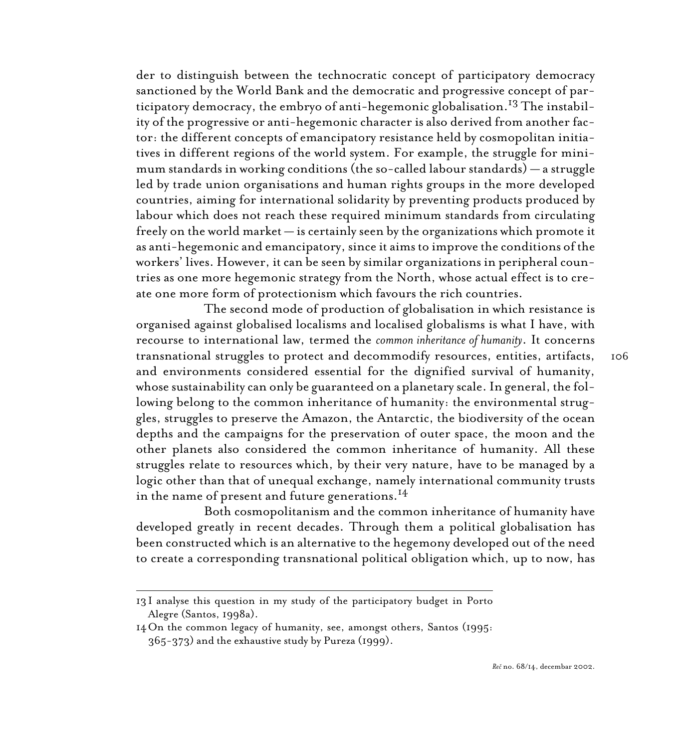der to distinguish between the technocratic concept of participatory democracy sanctioned by the World Bank and the democratic and progressive concept of participatory democracy, the embryo of anti-hegemonic globalisation.[13] The instability of the progressive or anti-hegemonic character is also derived from another factor: the different concepts of emancipatory resistance held by cosmopolitan initiatives in different regions of the world system. For example, the struggle for minimum standards in working conditions (the so-called labour standards) — a struggle led by trade union organisations and human rights groups in the more developed countries, aiming for international solidarity by preventing products produced by labour which does not reach these required minimum standards from circulating freely on the world market — is certainly seen by the organizations which promote it as anti-hegemonic and emancipatory, since it aims to improve the conditions of the workers' lives. However, it can be seen by similar organizations in peripheral countries as one more hegemonic strategy from the North, whose actual effect is to create one more form of protectionism which favours the rich countries.

The second mode of production of globalisation in which resistance is organised against globalised localisms and localised globalisms is what I have, with recourse to international law, termed the *common inheritance of humanity*. It concerns transnational struggles to protect and decommodify resources, entities, artifacts, and environments considered essential for the dignified survival of humanity, whose sustainability can only be guaranteed on a planetary scale. In general, the following belong to the common inheritance of humanity: the environmental struggles, struggles to preserve the Amazon, the Antarctic, the biodiversity of the ocean depths and the campaigns for the preservation of outer space, the moon and the other planets also considered the common inheritance of humanity. All these struggles relate to resources which, by their very nature, have to be managed by a logic other than that of unequal exchange, namely international community trusts in the name of present and future generations.[14]

Both cosmopolitanism and the common inheritance of humanity have developed greatly in recent decades. Through them a political globalisation has been constructed which is an alternative to the hegemony developed out of the need to create a corresponding transnational political obligation which, up to now, has

---

13 I analyse this question in my study of the participatory budget in Porto Alegre (Santos, 1998a).

14 On the common legacy of humanity, see, amongst others, Santos (1995: 365-373) and the exhaustive study by Pureza (1999).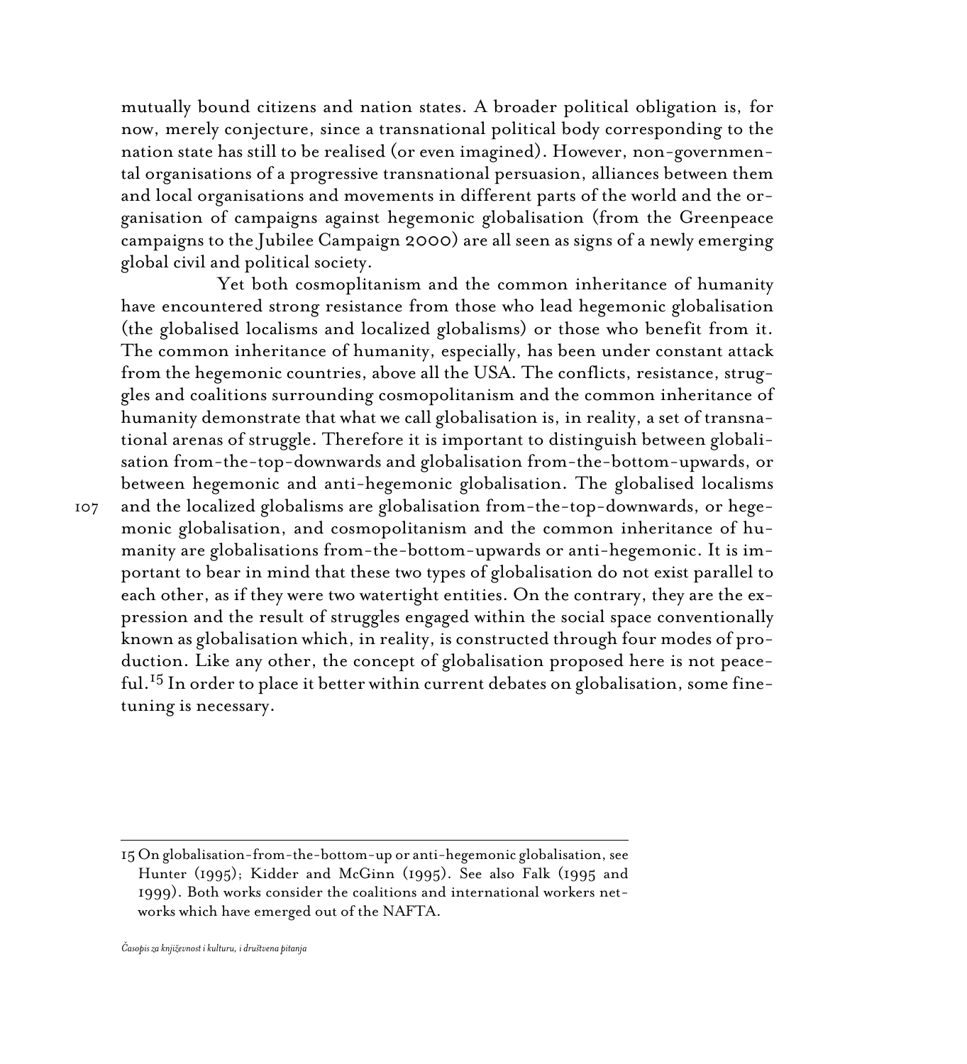mutually bound citizens and nation states. A broader political obligation is, for now, merely conjecture, since a transnational political body corresponding to the nation state has still to be realised (or even imagined). However, non-governmental organisations of a progressive transnational persuasion, alliances between them and local organisations and movements in different parts of the world and the organisation of campaigns against hegemonic globalisation (from the Greenpeace campaigns to the Jubilee Campaign 2000) are all seen as signs of a newly emerging global civil and political society.

Yet both cosmoplitanism and the common inheritance of humanity have encountered strong resistance from those who lead hegemonic globalisation (the globalised localisms and localized globalisms) or those who benefit from it. The common inheritance of humanity, especially, has been under constant attack from the hegemonic countries, above all the USA. The conflicts, resistance, struggles and coalitions surrounding cosmopolitanism and the common inheritance of humanity demonstrate that what we call globalisation is, in reality, a set of transnational arenas of struggle. Therefore it is important to distinguish between globalisation from-the-top-downwards and globalisation from-the-bottom-upwards, or between hegemonic and anti-hegemonic globalisation. The globalised localisms and the localized globalisms are globalisation from-the-top-downwards, or hegemonic globalisation, and cosmopolitanism and the common inheritance of humanity are globalisations from-the-bottom-upwards or anti-hegemonic. It is important to bear in mind that these two types of globalisation do not exist parallel to each other, as if they were two watertight entities. On the contrary, they are the expression and the result of struggles engaged within the social space conventionally known as globalisation which, in reality, is constructed through four modes of production. Like any other, the concept of globalisation proposed here is not peaceful.[15] In order to place it better within current debates on globalisation, some fine-tuning is necessary.

---

15 On globalisation-from-the-bottom-up or anti-hegemonic globalisation, see Hunter (1995); Kidder and McGinn (1995). See also Falk (1995 and 1999). Both works consider the coalitions and international workers networks which have emerged out of the NAFTA.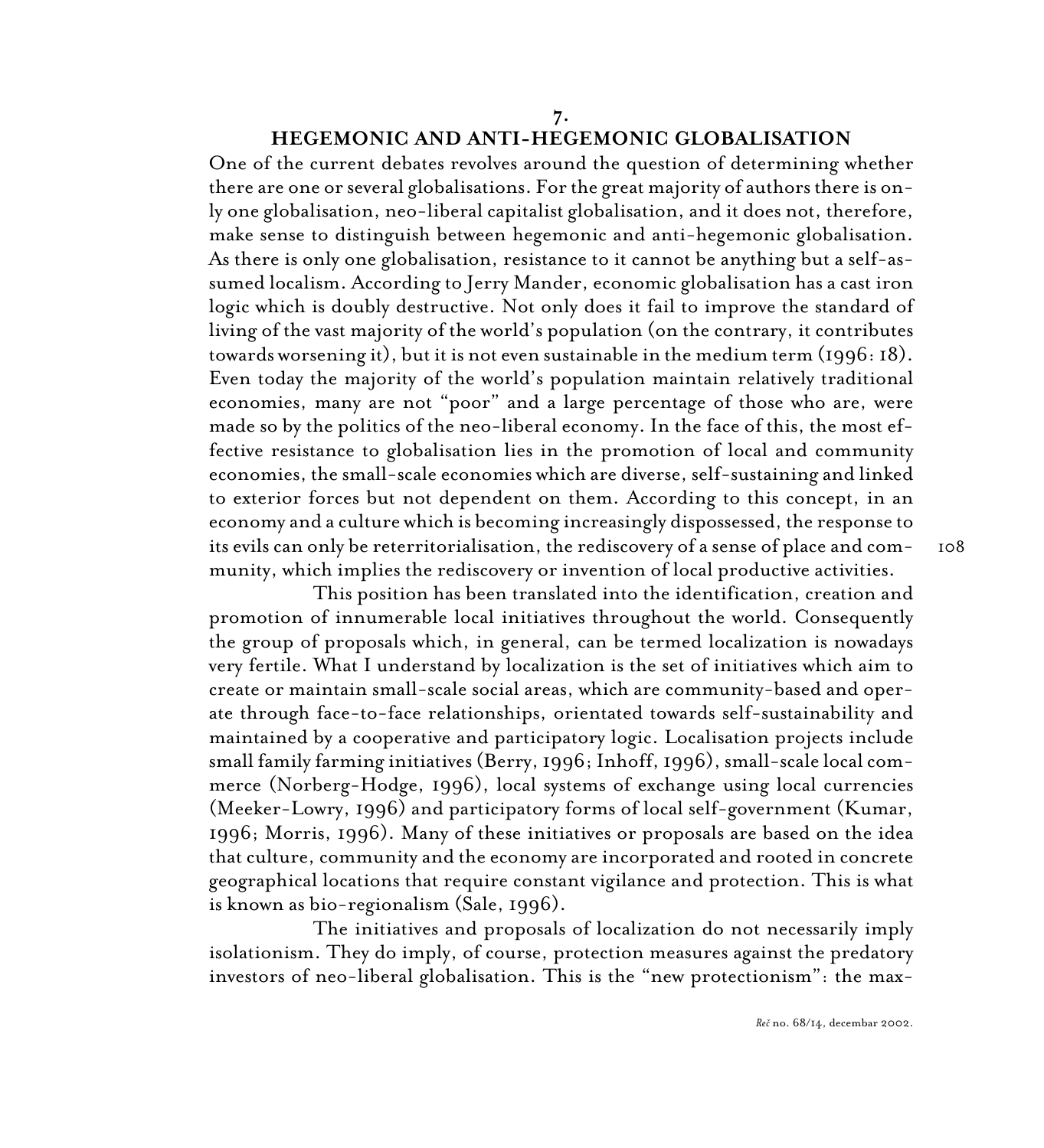## 7. HEGEMONIC AND ANTI-HEGEMONIC GLOBALISATION

One of the current debates revolves around the question of determining whether there are one or several globalisations. For the great majority of authors there is only one globalisation, neo-liberal capitalist globalisation, and it does not, therefore, make sense to distinguish between hegemonic and anti-hegemonic globalisation. As there is only one globalisation, resistance to it cannot be anything but a self-assumed localism. According to Jerry Mander, economic globalisation has a cast iron logic which is doubly destructive. Not only does it fail to improve the standard of living of the vast majority of the world's population (on the contrary, it contributes towards worsening it), but it is not even sustainable in the medium term (1996: 18). Even today the majority of the world's population maintain relatively traditional economies, many are not "poor" and a large percentage of those who are, were made so by the politics of the neo-liberal economy. In the face of this, the most effective resistance to globalisation lies in the promotion of local and community economies, the small-scale economies which are diverse, self-sustaining and linked to exterior forces but not dependent on them. According to this concept, in an economy and a culture which is becoming increasingly dispossessed, the response to its evils can only be reterritorialisation, the rediscovery of a sense of place and community, which implies the rediscovery or invention of local productive activities.

This position has been translated into the identification, creation and promotion of innumerable local initiatives throughout the world. Consequently the group of proposals which, in general, can be termed localization is nowadays very fertile. What I understand by localization is the set of initiatives which aim to create or maintain small-scale social areas, which are community-based and operate through face-to-face relationships, orientated towards self-sustainability and maintained by a cooperative and participatory logic. Localisation projects include small family farming initiatives (Berry, 1996; Inhoff, 1996), small-scale local commerce (Norberg-Hodge, 1996), local systems of exchange using local currencies (Meeker-Lowry, 1996) and participatory forms of local self-government (Kumar, 1996; Morris, 1996). Many of these initiatives or proposals are based on the idea that culture, community and the economy are incorporated and rooted in concrete geographical locations that require constant vigilance and protection. This is what is known as bio-regionalism (Sale, 1996).

The initiatives and proposals of localization do not necessarily imply isolationism. They do imply, of course, protection measures against the predatory investors of neo-liberal globalisation. This is the "new protectionism": the max-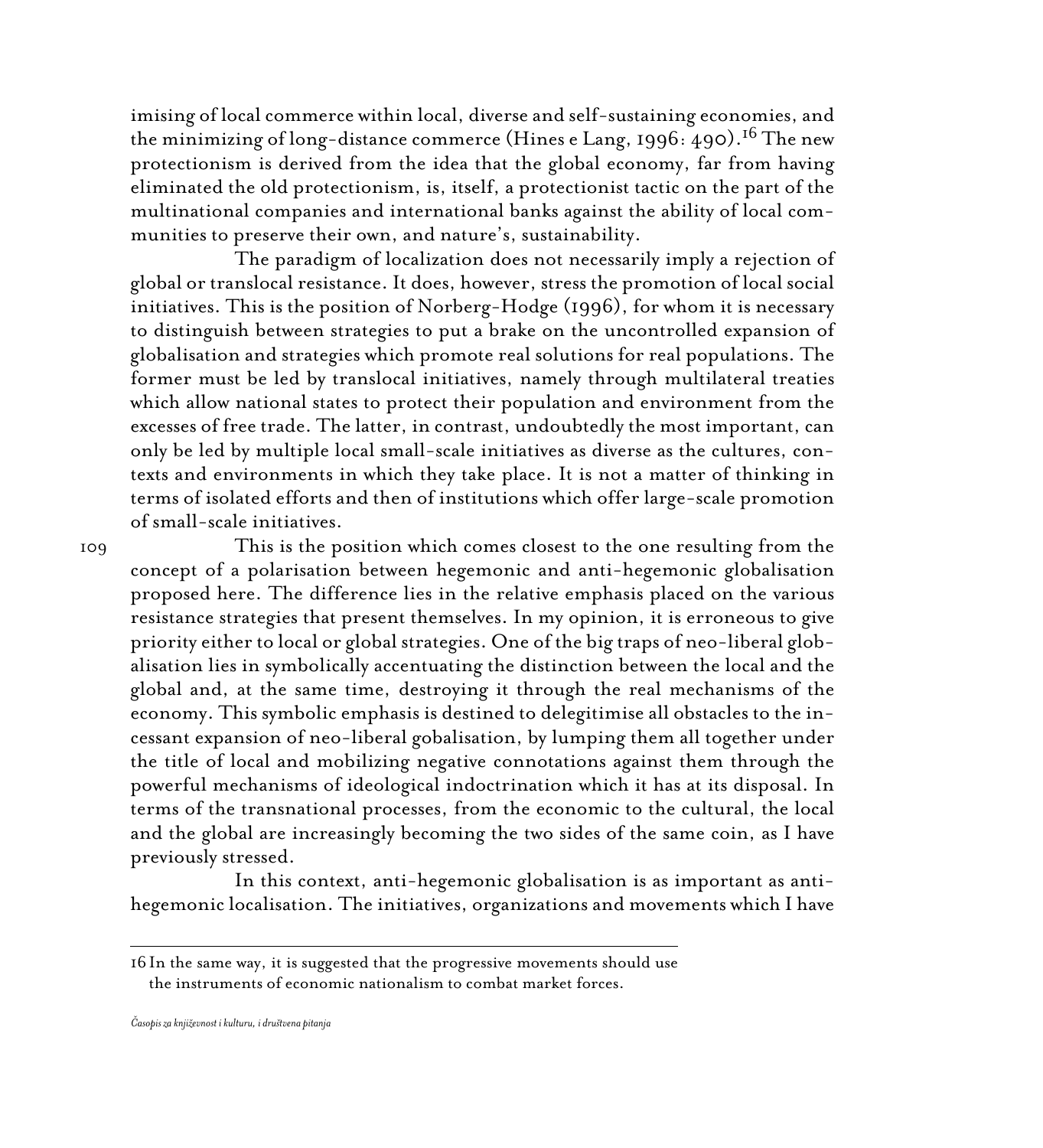imising of local commerce within local, diverse and self-sustaining economies, and the minimizing of long-distance commerce (Hines e Lang, 1996: 490).[16] The new protectionism is derived from the idea that the global economy, far from having eliminated the old protectionism, is, itself, a protectionist tactic on the part of the multinational companies and international banks against the ability of local communities to preserve their own, and nature's, sustainability.

The paradigm of localization does not necessarily imply a rejection of global or translocal resistance. It does, however, stress the promotion of local social initiatives. This is the position of Norberg-Hodge (1996), for whom it is necessary to distinguish between strategies to put a brake on the uncontrolled expansion of globalisation and strategies which promote real solutions for real populations. The former must be led by translocal initiatives, namely through multilateral treaties which allow national states to protect their population and environment from the excesses of free trade. The latter, in contrast, undoubtedly the most important, can only be led by multiple local small-scale initiatives as diverse as the cultures, contexts and environments in which they take place. It is not a matter of thinking in terms of isolated efforts and then of institutions which offer large-scale promotion of small-scale initiatives.

This is the position which comes closest to the one resulting from the concept of a polarisation between hegemonic and anti-hegemonic globalisation proposed here. The difference lies in the relative emphasis placed on the various resistance strategies that present themselves. In my opinion, it is erroneous to give priority either to local or global strategies. One of the big traps of neo-liberal globalisation lies in symbolically accentuating the distinction between the local and the global and, at the same time, destroying it through the real mechanisms of the economy. This symbolic emphasis is destined to delegitimise all obstacles to the incessant expansion of neo-liberal gobalisation, by lumping them all together under the title of local and mobilizing negative connotations against them through the powerful mechanisms of ideological indoctrination which it has at its disposal. In terms of the transnational processes, from the economic to the cultural, the local and the global are increasingly becoming the two sides of the same coin, as I have previously stressed.

In this context, anti-hegemonic globalisation is as important as anti-hegemonic localisation. The initiatives, organizations and movements which I have

---

16 In the same way, it is suggested that the progressive movements should use the instruments of economic nationalism to combat market forces.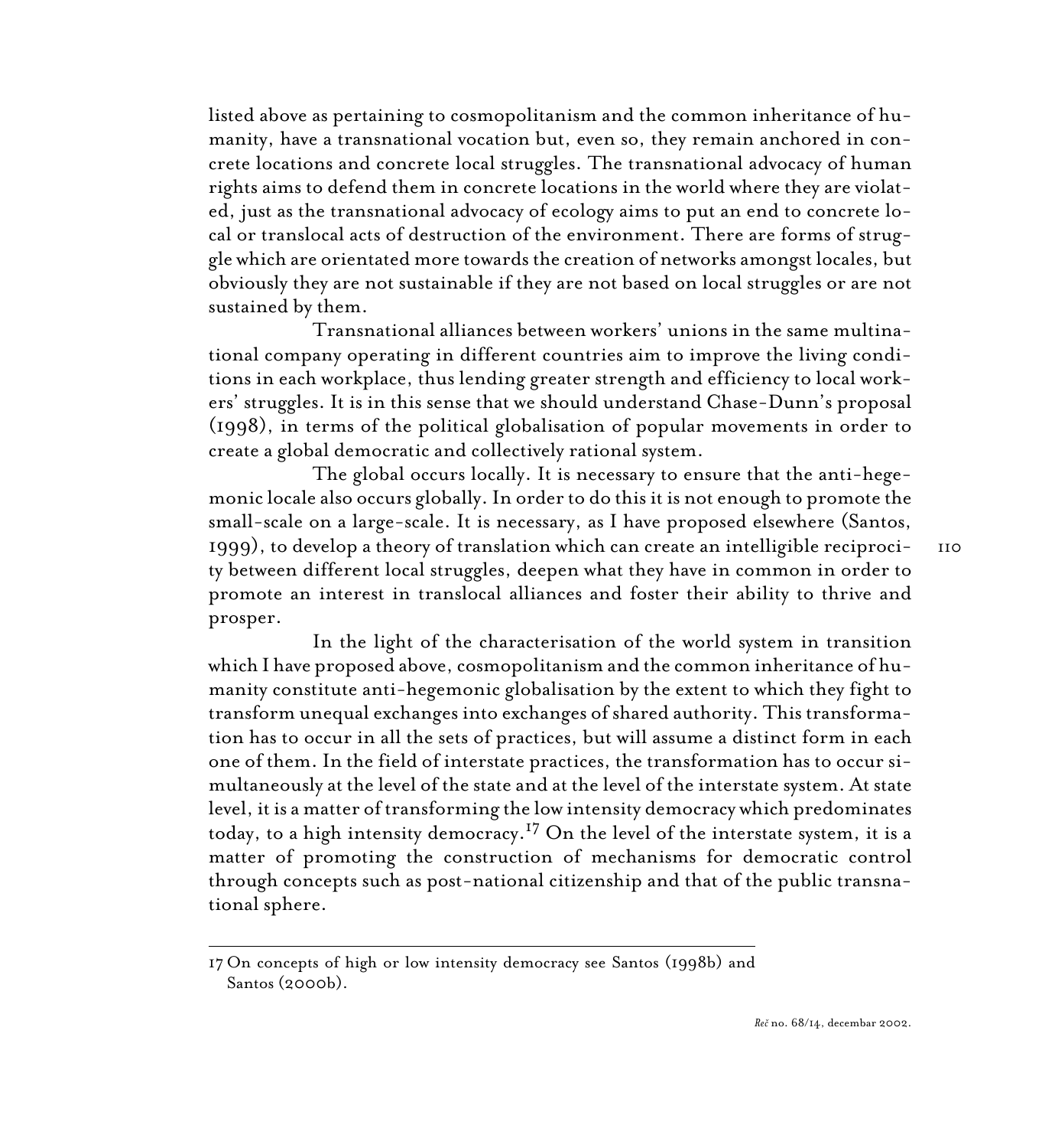listed above as pertaining to cosmopolitanism and the common inheritance of humanity, have a transnational vocation but, even so, they remain anchored in concrete locations and concrete local struggles. The transnational advocacy of human rights aims to defend them in concrete locations in the world where they are violated, just as the transnational advocacy of ecology aims to put an end to concrete local or translocal acts of destruction of the environment. There are forms of struggle which are orientated more towards the creation of networks amongst locales, but obviously they are not sustainable if they are not based on local struggles or are not sustained by them.

Transnational alliances between workers' unions in the same multinational company operating in different countries aim to improve the living conditions in each workplace, thus lending greater strength and efficiency to local workers' struggles. It is in this sense that we should understand Chase-Dunn's proposal (1998), in terms of the political globalisation of popular movements in order to create a global democratic and collectively rational system.

The global occurs locally. It is necessary to ensure that the anti-hegemonic locale also occurs globally. In order to do this it is not enough to promote the small-scale on a large-scale. It is necessary, as I have proposed elsewhere (Santos, 1999), to develop a theory of translation which can create an intelligible reciprocity between different local struggles, deepen what they have in common in order to promote an interest in translocal alliances and foster their ability to thrive and prosper.

In the light of the characterisation of the world system in transition which I have proposed above, cosmopolitanism and the common inheritance of humanity constitute anti-hegemonic globalisation by the extent to which they fight to transform unequal exchanges into exchanges of shared authority. This transformation has to occur in all the sets of practices, but will assume a distinct form in each one of them. In the field of interstate practices, the transformation has to occur simultaneously at the level of the state and at the level of the interstate system. At state level, it is a matter of transforming the low intensity democracy which predominates today, to a high intensity democracy.[17] On the level of the interstate system, it is a matter of promoting the construction of mechanisms for democratic control through concepts such as post-national citizenship and that of the public transnational sphere.

---

17 On concepts of high or low intensity democracy see Santos (1998b) and Santos (2000b).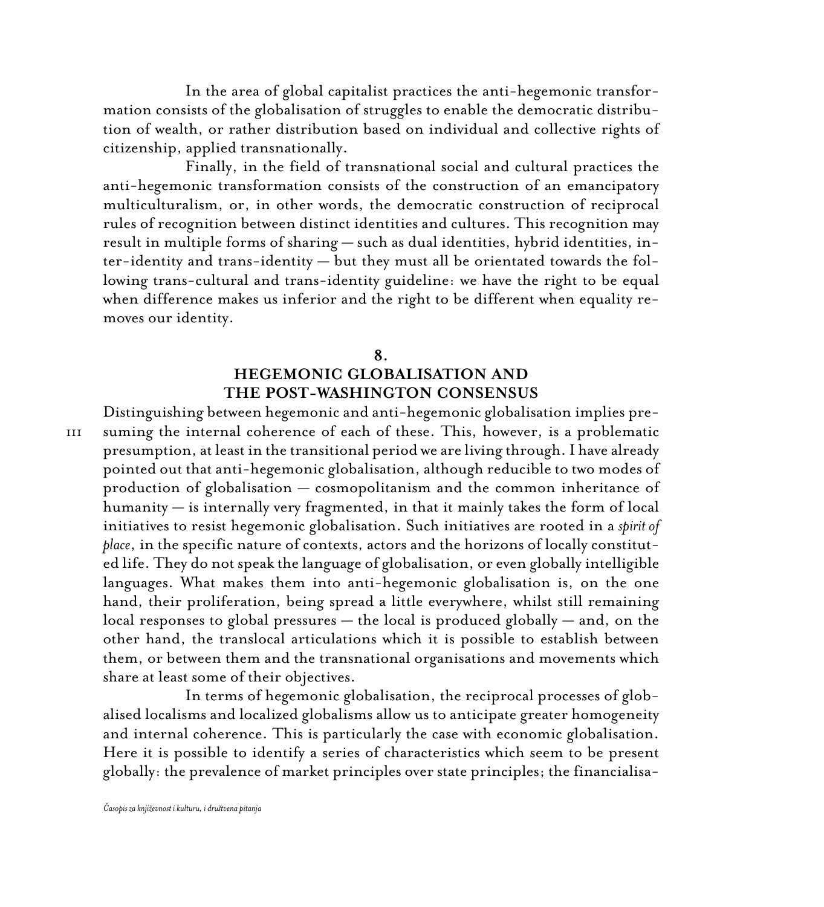In the area of global capitalist practices the anti-hegemonic transformation consists of the globalisation of struggles to enable the democratic distribution of wealth, or rather distribution based on individual and collective rights of citizenship, applied transnationally.

Finally, in the field of transnational social and cultural practices the anti-hegemonic transformation consists of the construction of an emancipatory multiculturalism, or, in other words, the democratic construction of reciprocal rules of recognition between distinct identities and cultures. This recognition may result in multiple forms of sharing — such as dual identities, hybrid identities, inter-identity and trans-identity — but they must all be orientated towards the following trans-cultural and trans-identity guideline: we have the right to be equal when difference makes us inferior and the right to be different when equality removes our identity.

## 8.
## HEGEMONIC GLOBALISATION AND THE POST-WASHINGTON CONSENSUS

Distinguishing between hegemonic and anti-hegemonic globalisation implies presuming the internal coherence of each of these. This, however, is a problematic presumption, at least in the transitional period we are living through. I have already pointed out that anti-hegemonic globalisation, although reducible to two modes of production of globalisation — cosmopolitanism and the common inheritance of humanity — is internally very fragmented, in that it mainly takes the form of local initiatives to resist hegemonic globalisation. Such initiatives are rooted in a *spirit of place*, in the specific nature of contexts, actors and the horizons of locally constituted life. They do not speak the language of globalisation, or even globally intelligible languages. What makes them into anti-hegemonic globalisation is, on the one hand, their proliferation, being spread a little everywhere, whilst still remaining local responses to global pressures — the local is produced globally — and, on the other hand, the translocal articulations which it is possible to establish between them, or between them and the transnational organisations and movements which share at least some of their objectives.

In terms of hegemonic globalisation, the reciprocal processes of globalised localisms and localized globalisms allow us to anticipate greater homogeneity and internal coherence. This is particularly the case with economic globalisation. Here it is possible to identify a series of characteristics which seem to be present globally: the prevalence of market principles over state principles; the financialisa-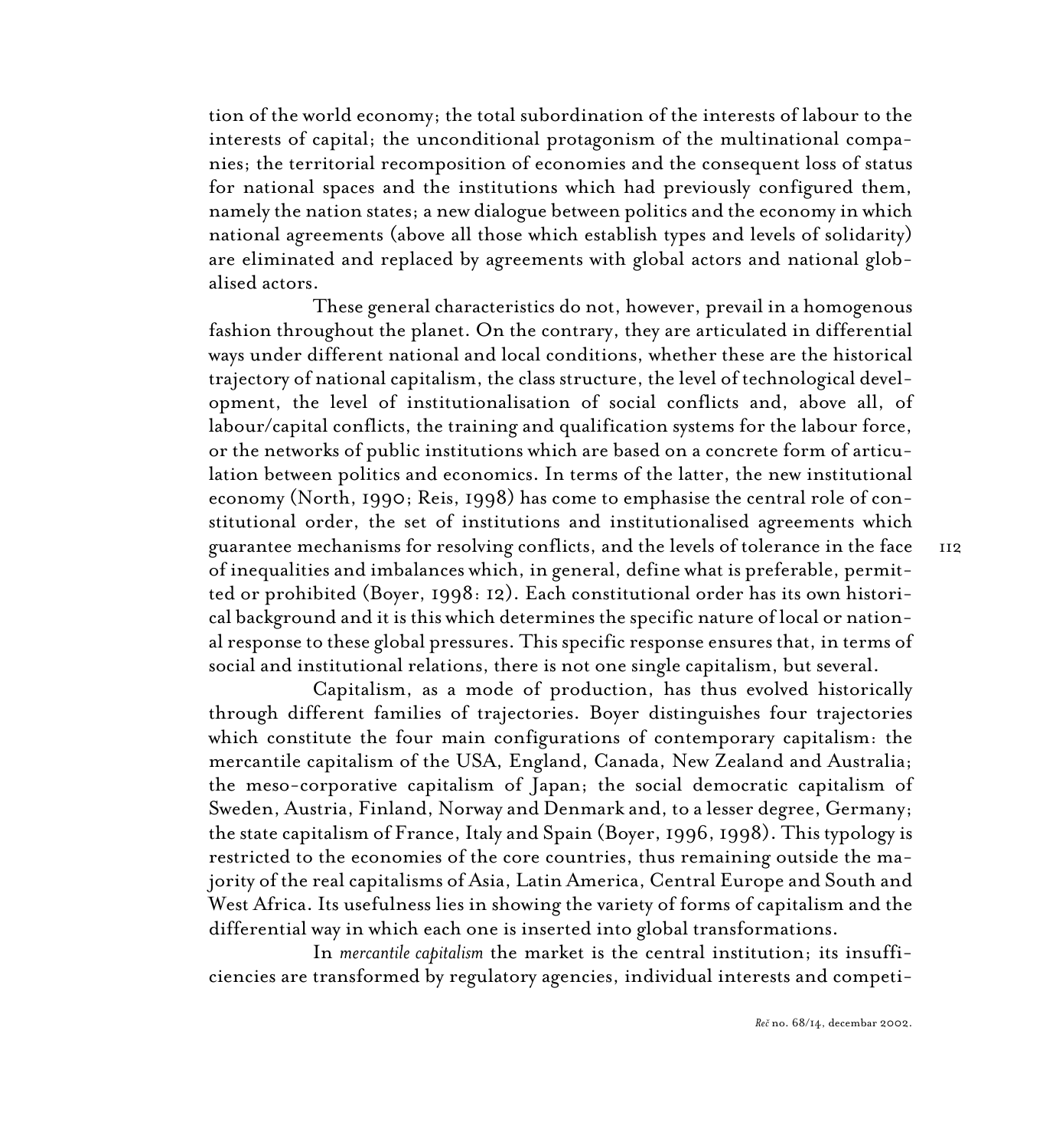tion of the world economy; the total subordination of the interests of labour to the interests of capital; the unconditional protagonism of the multinational companies; the territorial recomposition of economies and the consequent loss of status for national spaces and the institutions which had previously configured them, namely the nation states; a new dialogue between politics and the economy in which national agreements (above all those which establish types and levels of solidarity) are eliminated and replaced by agreements with global actors and national globalised actors.

These general characteristics do not, however, prevail in a homogenous fashion throughout the planet. On the contrary, they are articulated in differential ways under different national and local conditions, whether these are the historical trajectory of national capitalism, the class structure, the level of technological development, the level of institutionalisation of social conflicts and, above all, of labour/capital conflicts, the training and qualification systems for the labour force, or the networks of public institutions which are based on a concrete form of articulation between politics and economics. In terms of the latter, the new institutional economy (North, 1990; Reis, 1998) has come to emphasise the central role of constitutional order, the set of institutions and institutionalised agreements which guarantee mechanisms for resolving conflicts, and the levels of tolerance in the face of inequalities and imbalances which, in general, define what is preferable, permitted or prohibited (Boyer, 1998: 12). Each constitutional order has its own historical background and it is this which determines the specific nature of local or national response to these global pressures. This specific response ensures that, in terms of social and institutional relations, there is not one single capitalism, but several.

Capitalism, as a mode of production, has thus evolved historically through different families of trajectories. Boyer distinguishes four trajectories which constitute the four main configurations of contemporary capitalism: the mercantile capitalism of the USA, England, Canada, New Zealand and Australia; the meso-corporative capitalism of Japan; the social democratic capitalism of Sweden, Austria, Finland, Norway and Denmark and, to a lesser degree, Germany; the state capitalism of France, Italy and Spain (Boyer, 1996, 1998). This typology is restricted to the economies of the core countries, thus remaining outside the majority of the real capitalisms of Asia, Latin America, Central Europe and South and West Africa. Its usefulness lies in showing the variety of forms of capitalism and the differential way in which each one is inserted into global transformations.

In *mercantile capitalism* the market is the central institution; its insufficiencies are transformed by regulatory agencies, individual interests and competi-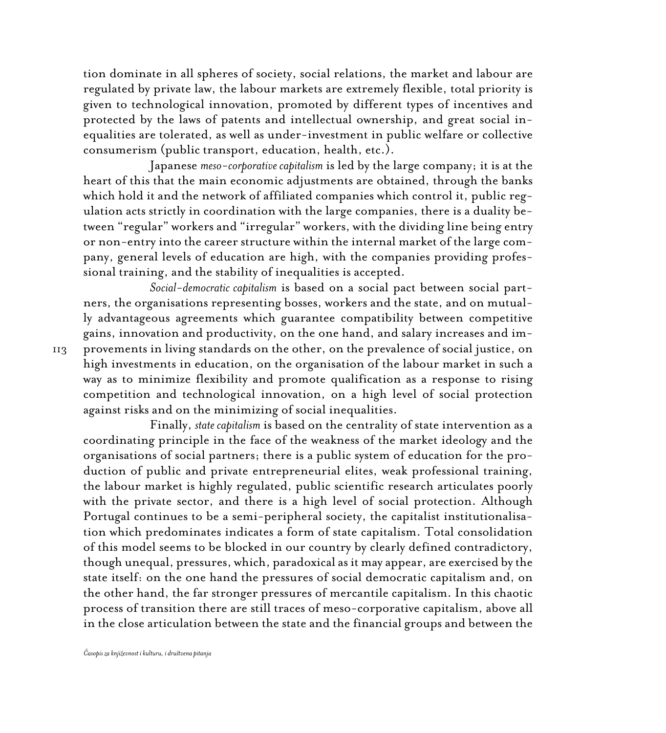tion dominate in all spheres of society, social relations, the market and labour are regulated by private law, the labour markets are extremely flexible, total priority is given to technological innovation, promoted by different types of incentives and protected by the laws of patents and intellectual ownership, and great social inequalities are tolerated, as well as under-investment in public welfare or collective consumerism (public transport, education, health, etc.).

Japanese *meso-corporative capitalism* is led by the large company; it is at the heart of this that the main economic adjustments are obtained, through the banks which hold it and the network of affiliated companies which control it, public regulation acts strictly in coordination with the large companies, there is a duality between "regular" workers and "irregular" workers, with the dividing line being entry or non-entry into the career structure within the internal market of the large company, general levels of education are high, with the companies providing professional training, and the stability of inequalities is accepted.

*Social-democratic capitalism* is based on a social pact between social partners, the organisations representing bosses, workers and the state, and on mutually advantageous agreements which guarantee compatibility between competitive gains, innovation and productivity, on the one hand, and salary increases and improvements in living standards on the other, on the prevalence of social justice, on high investments in education, on the organisation of the labour market in such a way as to minimize flexibility and promote qualification as a response to rising competition and technological innovation, on a high level of social protection against risks and on the minimizing of social inequalities.

Finally, *state capitalism* is based on the centrality of state intervention as a coordinating principle in the face of the weakness of the market ideology and the organisations of social partners; there is a public system of education for the production of public and private entrepreneurial elites, weak professional training, the labour market is highly regulated, public scientific research articulates poorly with the private sector, and there is a high level of social protection. Although Portugal continues to be a semi-peripheral society, the capitalist institutionalisation which predominates indicates a form of state capitalism. Total consolidation of this model seems to be blocked in our country by clearly defined contradictory, though unequal, pressures, which, paradoxical as it may appear, are exercised by the state itself: on the one hand the pressures of social democratic capitalism and, on the other hand, the far stronger pressures of mercantile capitalism. In this chaotic process of transition there are still traces of meso-corporative capitalism, above all in the close articulation between the state and the financial groups and between the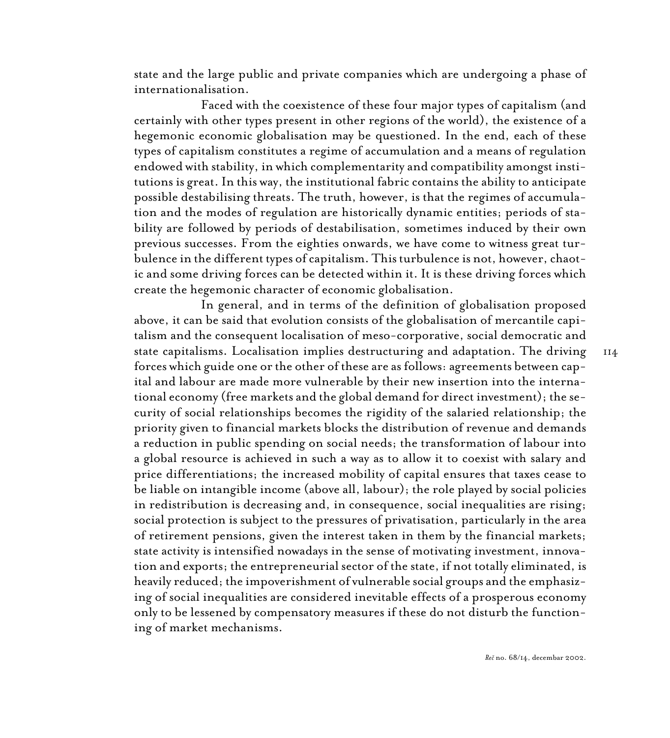state and the large public and private companies which are undergoing a phase of internationalisation.

Faced with the coexistence of these four major types of capitalism (and certainly with other types present in other regions of the world), the existence of a hegemonic economic globalisation may be questioned. In the end, each of these types of capitalism constitutes a regime of accumulation and a means of regulation endowed with stability, in which complementarity and compatibility amongst institutions is great. In this way, the institutional fabric contains the ability to anticipate possible destabilising threats. The truth, however, is that the regimes of accumulation and the modes of regulation are historically dynamic entities; periods of stability are followed by periods of destabilisation, sometimes induced by their own previous successes. From the eighties onwards, we have come to witness great turbulence in the different types of capitalism. This turbulence is not, however, chaotic and some driving forces can be detected within it. It is these driving forces which create the hegemonic character of economic globalisation.

In general, and in terms of the definition of globalisation proposed above, it can be said that evolution consists of the globalisation of mercantile capitalism and the consequent localisation of meso-corporative, social democratic and state capitalisms. Localisation implies destructuring and adaptation. The driving forces which guide one or the other of these are as follows: agreements between capital and labour are made more vulnerable by their new insertion into the international economy (free markets and the global demand for direct investment); the security of social relationships becomes the rigidity of the salaried relationship; the priority given to financial markets blocks the distribution of revenue and demands a reduction in public spending on social needs; the transformation of labour into a global resource is achieved in such a way as to allow it to coexist with salary and price differentiations; the increased mobility of capital ensures that taxes cease to be liable on intangible income (above all, labour); the role played by social policies in redistribution is decreasing and, in consequence, social inequalities are rising; social protection is subject to the pressures of privatisation, particularly in the area of retirement pensions, given the interest taken in them by the financial markets; state activity is intensified nowadays in the sense of motivating investment, innovation and exports; the entrepreneurial sector of the state, if not totally eliminated, is heavily reduced; the impoverishment of vulnerable social groups and the emphasizing of social inequalities are considered inevitable effects of a prosperous economy only to be lessened by compensatory measures if these do not disturb the functioning of market mechanisms.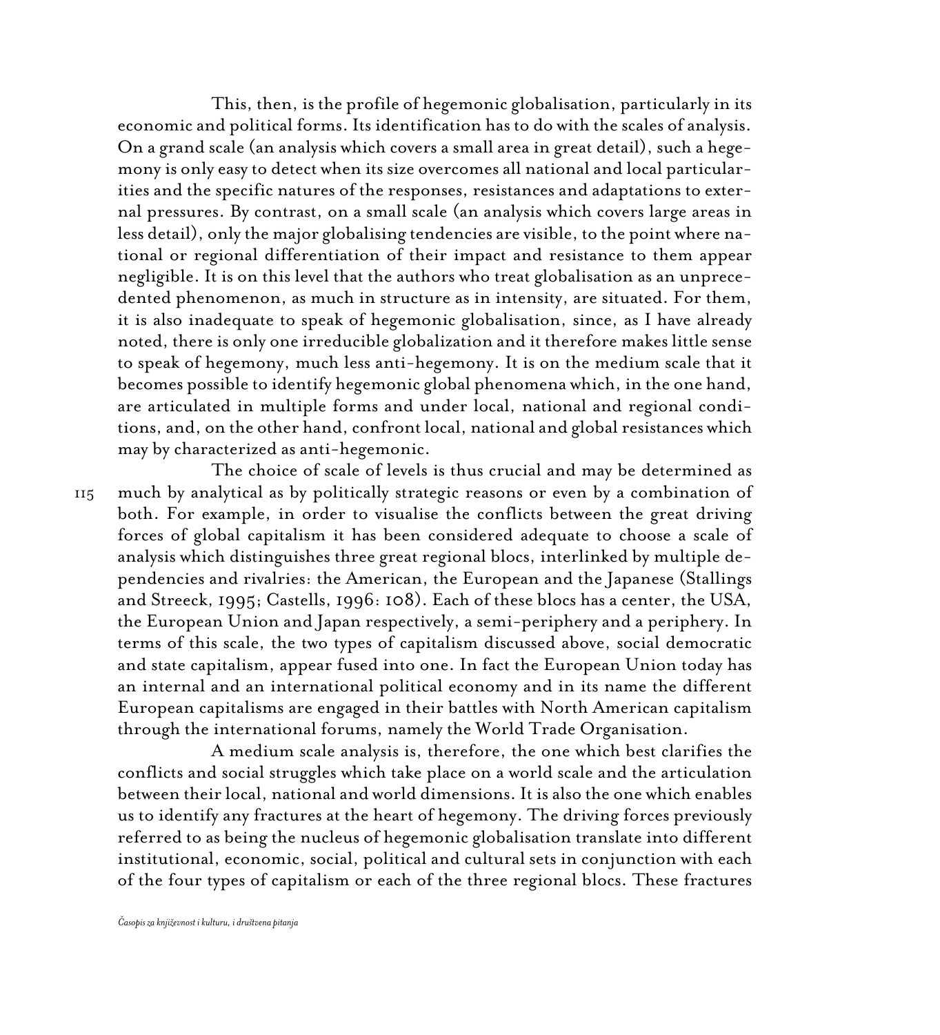This, then, is the profile of hegemonic globalisation, particularly in its economic and political forms. Its identification has to do with the scales of analysis. On a grand scale (an analysis which covers a small area in great detail), such a hegemony is only easy to detect when its size overcomes all national and local particularities and the specific natures of the responses, resistances and adaptations to external pressures. By contrast, on a small scale (an analysis which covers large areas in less detail), only the major globalising tendencies are visible, to the point where national or regional differentiation of their impact and resistance to them appear negligible. It is on this level that the authors who treat globalisation as an unprecedented phenomenon, as much in structure as in intensity, are situated. For them, it is also inadequate to speak of hegemonic globalisation, since, as I have already noted, there is only one irreducible globalization and it therefore makes little sense to speak of hegemony, much less anti-hegemony. It is on the medium scale that it becomes possible to identify hegemonic global phenomena which, in the one hand, are articulated in multiple forms and under local, national and regional conditions, and, on the other hand, confront local, national and global resistances which may by characterized as anti-hegemonic.

The choice of scale of levels is thus crucial and may be determined as much by analytical as by politically strategic reasons or even by a combination of both. For example, in order to visualise the conflicts between the great driving forces of global capitalism it has been considered adequate to choose a scale of analysis which distinguishes three great regional blocs, interlinked by multiple dependencies and rivalries: the American, the European and the Japanese (Stallings and Streeck, 1995; Castells, 1996: 108). Each of these blocs has a center, the USA, the European Union and Japan respectively, a semi-periphery and a periphery. In terms of this scale, the two types of capitalism discussed above, social democratic and state capitalism, appear fused into one. In fact the European Union today has an internal and an international political economy and in its name the different European capitalisms are engaged in their battles with North American capitalism through the international forums, namely the World Trade Organisation.

A medium scale analysis is, therefore, the one which best clarifies the conflicts and social struggles which take place on a world scale and the articulation between their local, national and world dimensions. It is also the one which enables us to identify any fractures at the heart of hegemony. The driving forces previously referred to as being the nucleus of hegemonic globalisation translate into different institutional, economic, social, political and cultural sets in conjunction with each of the four types of capitalism or each of the three regional blocs. These fractures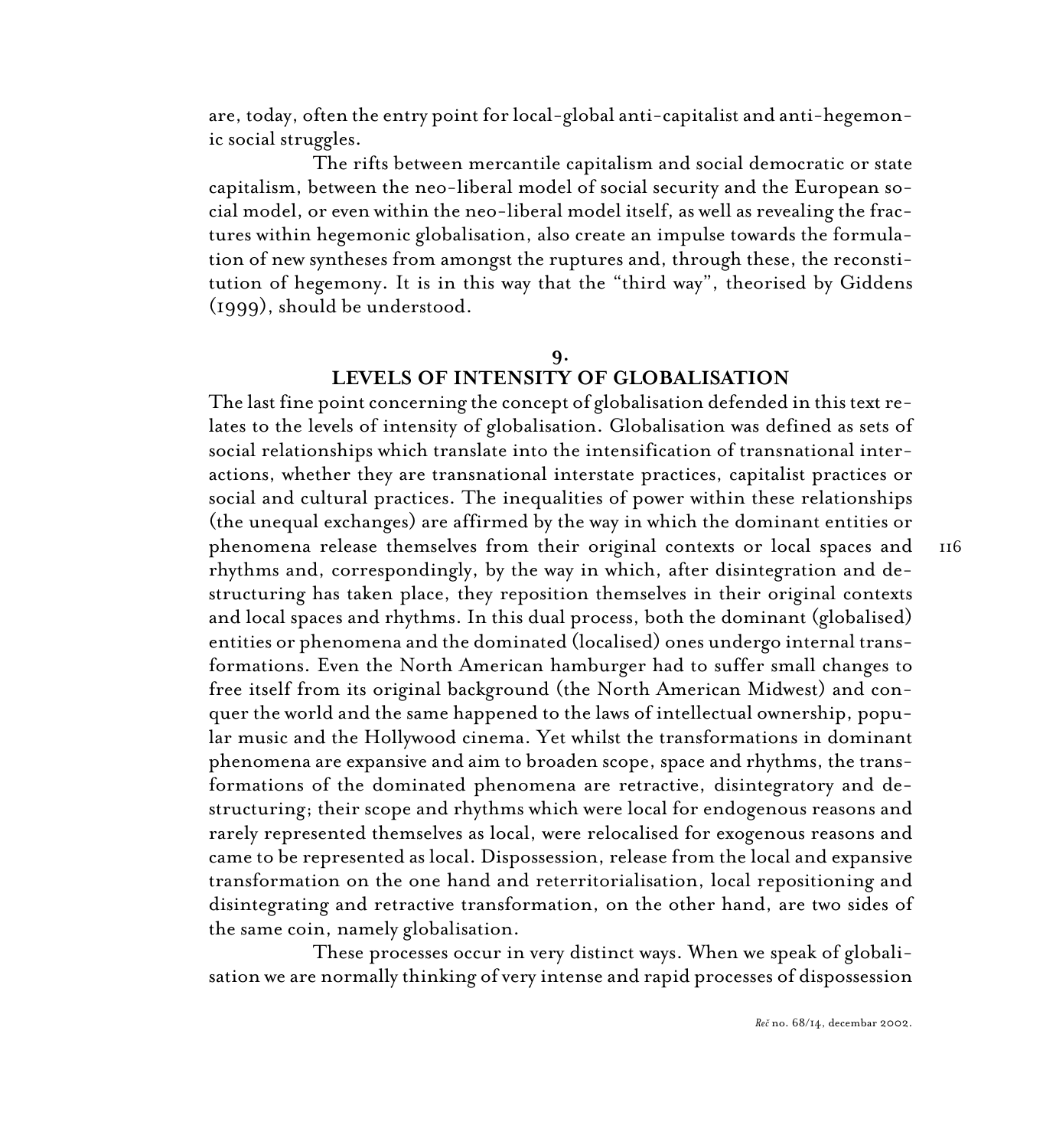are, today, often the entry point for local-global anti-capitalist and anti-hegemonic social struggles.

The rifts between mercantile capitalism and social democratic or state capitalism, between the neo-liberal model of social security and the European social model, or even within the neo-liberal model itself, as well as revealing the fractures within hegemonic globalisation, also create an impulse towards the formulation of new syntheses from amongst the ruptures and, through these, the reconstitution of hegemony. It is in this way that the "third way", theorised by Giddens (1999), should be understood.

## 9. LEVELS OF INTENSITY OF GLOBALISATION

The last fine point concerning the concept of globalisation defended in this text relates to the levels of intensity of globalisation. Globalisation was defined as sets of social relationships which translate into the intensification of transnational interactions, whether they are transnational interstate practices, capitalist practices or social and cultural practices. The inequalities of power within these relationships (the unequal exchanges) are affirmed by the way in which the dominant entities or phenomena release themselves from their original contexts or local spaces and rhythms and, correspondingly, by the way in which, after disintegration and destructuring has taken place, they reposition themselves in their original contexts and local spaces and rhythms. In this dual process, both the dominant (globalised) entities or phenomena and the dominated (localised) ones undergo internal transformations. Even the North American hamburger had to suffer small changes to free itself from its original background (the North American Midwest) and conquer the world and the same happened to the laws of intellectual ownership, popular music and the Hollywood cinema. Yet whilst the transformations in dominant phenomena are expansive and aim to broaden scope, space and rhythms, the transformations of the dominated phenomena are retractive, disintegratory and destructuring; their scope and rhythms which were local for endogenous reasons and rarely represented themselves as local, were relocalised for exogenous reasons and came to be represented as local. Dispossession, release from the local and expansive transformation on the one hand and reterritorialisation, local repositioning and disintegrating and retractive transformation, on the other hand, are two sides of the same coin, namely globalisation.

These processes occur in very distinct ways. When we speak of globalisation we are normally thinking of very intense and rapid processes of dispossession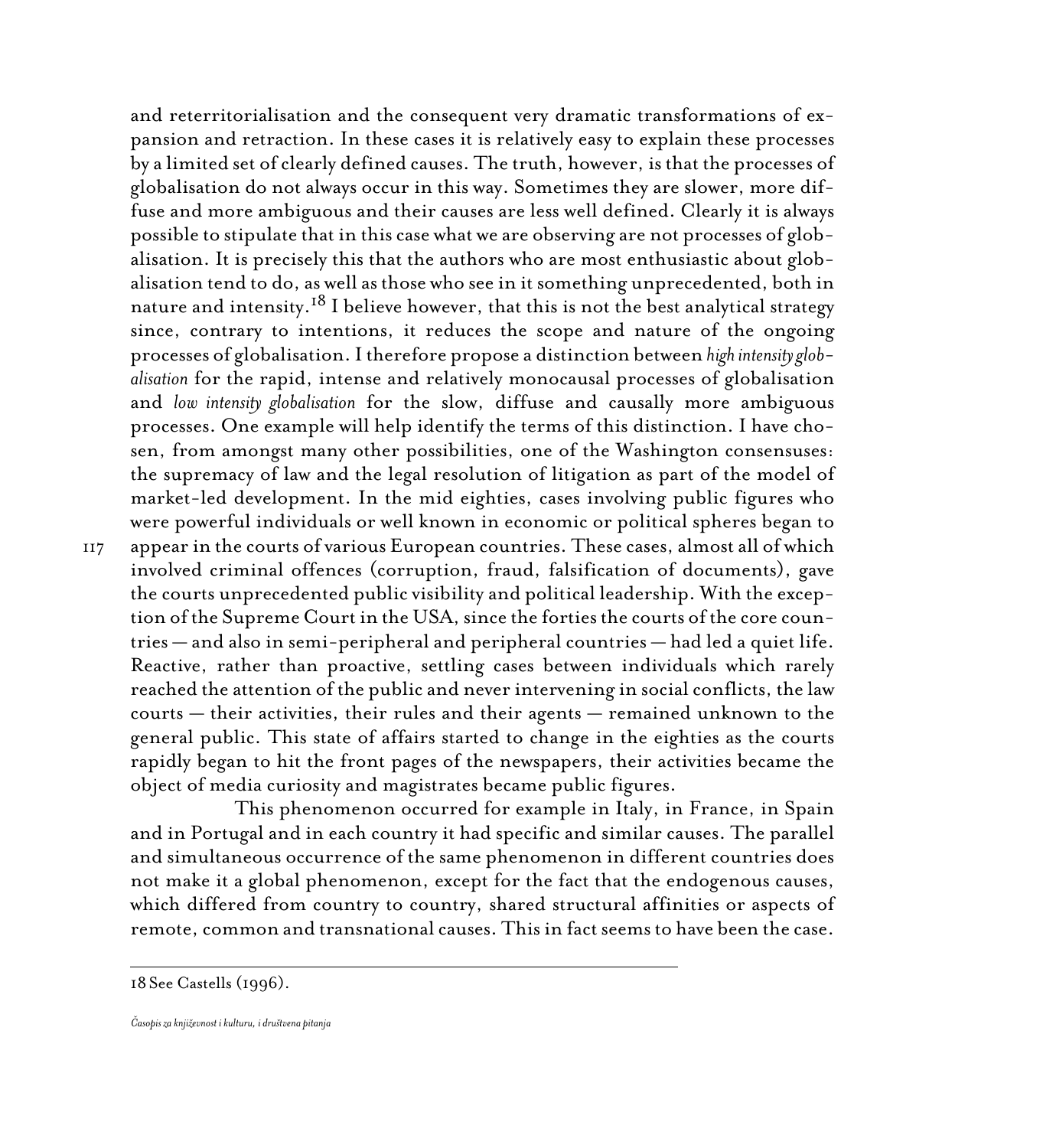and reterritorialisation and the consequent very dramatic transformations of expansion and retraction. In these cases it is relatively easy to explain these processes by a limited set of clearly defined causes. The truth, however, is that the processes of globalisation do not always occur in this way. Sometimes they are slower, more diffuse and more ambiguous and their causes are less well defined. Clearly it is always possible to stipulate that in this case what we are observing are not processes of globalisation. It is precisely this that the authors who are most enthusiastic about globalisation tend to do, as well as those who see in it something unprecedented, both in nature and intensity.[18] I believe however, that this is not the best analytical strategy since, contrary to intentions, it reduces the scope and nature of the ongoing processes of globalisation. I therefore propose a distinction between *high intensity globalisation* for the rapid, intense and relatively monocausal processes of globalisation and *low intensity globalisation* for the slow, diffuse and causally more ambiguous processes. One example will help identify the terms of this distinction. I have chosen, from amongst many other possibilities, one of the Washington consensuses: the supremacy of law and the legal resolution of litigation as part of the model of market-led development. In the mid eighties, cases involving public figures who were powerful individuals or well known in economic or political spheres began to appear in the courts of various European countries. These cases, almost all of which involved criminal offences (corruption, fraud, falsification of documents), gave the courts unprecedented public visibility and political leadership. With the exception of the Supreme Court in the USA, since the forties the courts of the core countries — and also in semi-peripheral and peripheral countries — had led a quiet life. Reactive, rather than proactive, settling cases between individuals which rarely reached the attention of the public and never intervening in social conflicts, the law courts — their activities, their rules and their agents — remained unknown to the general public. This state of affairs started to change in the eighties as the courts rapidly began to hit the front pages of the newspapers, their activities became the object of media curiosity and magistrates became public figures.

This phenomenon occurred for example in Italy, in France, in Spain and in Portugal and in each country it had specific and similar causes. The parallel and simultaneous occurrence of the same phenomenon in different countries does not make it a global phenomenon, except for the fact that the endogenous causes, which differed from country to country, shared structural affinities or aspects of remote, common and transnational causes. This in fact seems to have been the case.

---

18 See Castells (1996).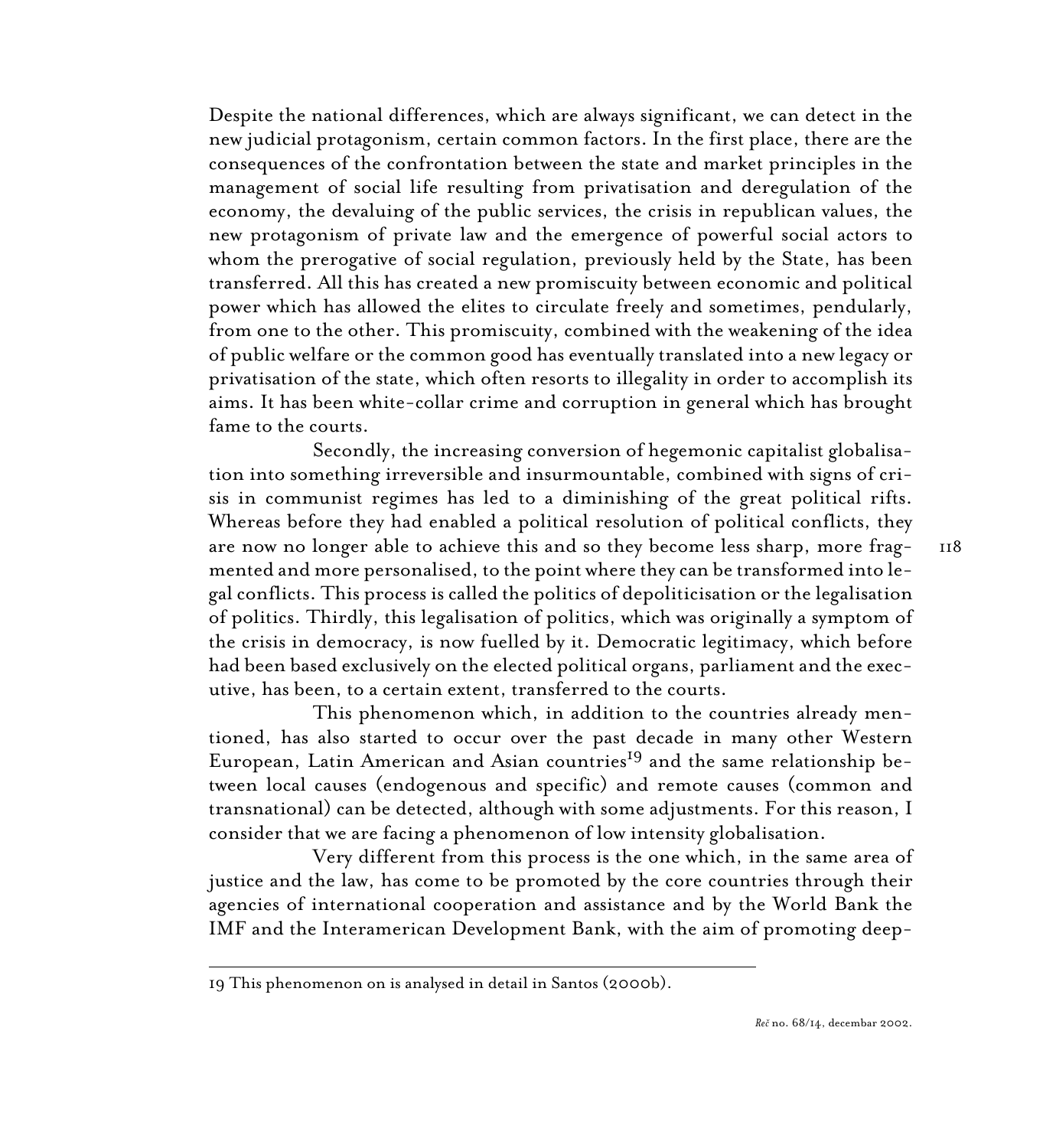Despite the national differences, which are always significant, we can detect in the new judicial protagonism, certain common factors. In the first place, there are the consequences of the confrontation between the state and market principles in the management of social life resulting from privatisation and deregulation of the economy, the devaluing of the public services, the crisis in republican values, the new protagonism of private law and the emergence of powerful social actors to whom the prerogative of social regulation, previously held by the State, has been transferred. All this has created a new promiscuity between economic and political power which has allowed the elites to circulate freely and sometimes, pendularly, from one to the other. This promiscuity, combined with the weakening of the idea of public welfare or the common good has eventually translated into a new legacy or privatisation of the state, which often resorts to illegality in order to accomplish its aims. It has been white-collar crime and corruption in general which has brought fame to the courts.

Secondly, the increasing conversion of hegemonic capitalist globalisation into something irreversible and insurmountable, combined with signs of crisis in communist regimes has led to a diminishing of the great political rifts. Whereas before they had enabled a political resolution of political conflicts, they are now no longer able to achieve this and so they become less sharp, more fragmented and more personalised, to the point where they can be transformed into legal conflicts. This process is called the politics of depoliticisation or the legalisation of politics. Thirdly, this legalisation of politics, which was originally a symptom of the crisis in democracy, is now fuelled by it. Democratic legitimacy, which before had been based exclusively on the elected political organs, parliament and the executive, has been, to a certain extent, transferred to the courts.

This phenomenon which, in addition to the countries already mentioned, has also started to occur over the past decade in many other Western European, Latin American and Asian countries[19] and the same relationship between local causes (endogenous and specific) and remote causes (common and transnational) can be detected, although with some adjustments. For this reason, I consider that we are facing a phenomenon of low intensity globalisation.

Very different from this process is the one which, in the same area of justice and the law, has come to be promoted by the core countries through their agencies of international cooperation and assistance and by the World Bank the IMF and the Interamerican Development Bank, with the aim of promoting deep-

---

19 This phenomenon on is analysed in detail in Santos (2000b).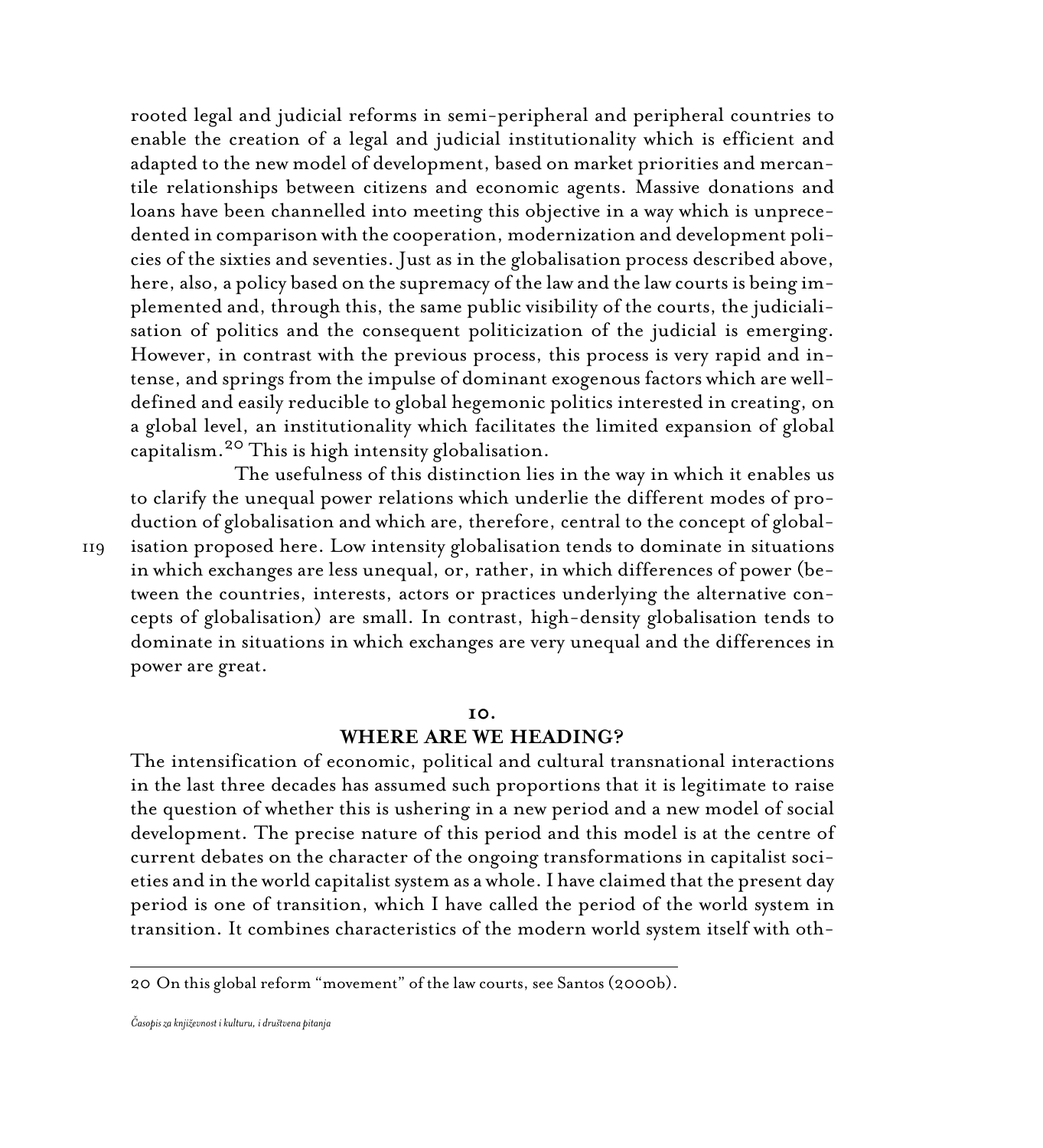rooted legal and judicial reforms in semi-peripheral and peripheral countries to enable the creation of a legal and judicial institutionality which is efficient and adapted to the new model of development, based on market priorities and mercantile relationships between citizens and economic agents. Massive donations and loans have been channelled into meeting this objective in a way which is unprecedented in comparison with the cooperation, modernization and development policies of the sixties and seventies. Just as in the globalisation process described above, here, also, a policy based on the supremacy of the law and the law courts is being implemented and, through this, the same public visibility of the courts, the judicialisation of politics and the consequent politicization of the judicial is emerging. However, in contrast with the previous process, this process is very rapid and intense, and springs from the impulse of dominant exogenous factors which are well-defined and easily reducible to global hegemonic politics interested in creating, on a global level, an institutionality which facilitates the limited expansion of global capitalism.[20] This is high intensity globalisation.

The usefulness of this distinction lies in the way in which it enables us to clarify the unequal power relations which underlie the different modes of production of globalisation and which are, therefore, central to the concept of globalisation proposed here. Low intensity globalisation tends to dominate in situations in which exchanges are less unequal, or, rather, in which differences of power (between the countries, interests, actors or practices underlying the alternative concepts of globalisation) are small. In contrast, high-density globalisation tends to dominate in situations in which exchanges are very unequal and the differences in power are great.

## 10. WHERE ARE WE HEADING?

The intensification of economic, political and cultural transnational interactions in the last three decades has assumed such proportions that it is legitimate to raise the question of whether this is ushering in a new period and a new model of social development. The precise nature of this period and this model is at the centre of current debates on the character of the ongoing transformations in capitalist societies and in the world capitalist system as a whole. I have claimed that the present day period is one of transition, which I have called the period of the world system in transition. It combines characteristics of the modern world system itself with oth-

---

20 On this global reform "movement" of the law courts, see Santos (2000b).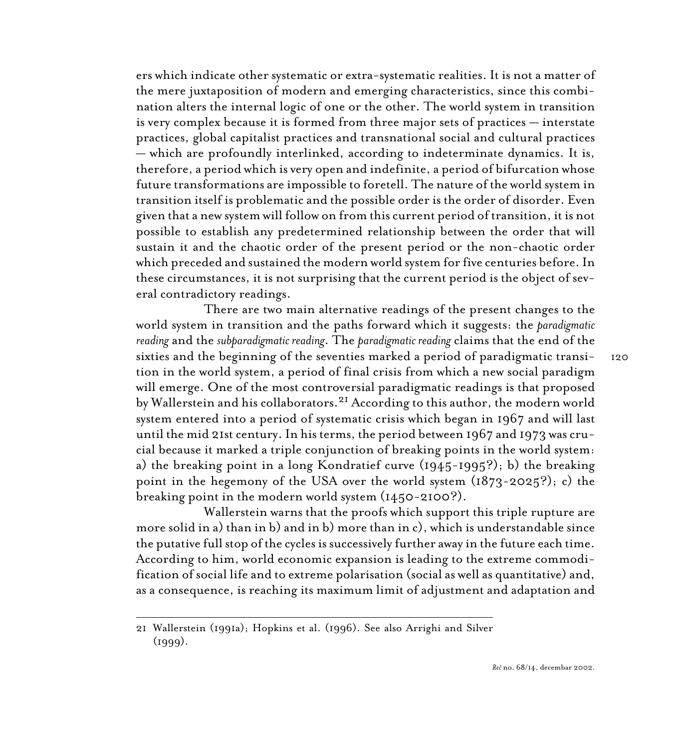ers which indicate other systematic or extra-systematic realities. It is not a matter of the mere juxtaposition of modern and emerging characteristics, since this combination alters the internal logic of one or the other. The world system in transition is very complex because it is formed from three major sets of practices — interstate practices, global capitalist practices and transnational social and cultural practices — which are profoundly interlinked, according to indeterminate dynamics. It is, therefore, a period which is very open and indefinite, a period of bifurcation whose future transformations are impossible to foretell. The nature of the world system in transition itself is problematic and the possible order is the order of disorder. Even given that a new system will follow on from this current period of transition, it is not possible to establish any predetermined relationship between the order that will sustain it and the chaotic order of the present period or the non-chaotic order which preceded and sustained the modern world system for five centuries before. In these circumstances, it is not surprising that the current period is the object of several contradictory readings.

There are two main alternative readings of the present changes to the world system in transition and the paths forward which it suggests: the *paradigmatic reading* and the *subparadigmatic reading*. The *paradigmatic reading* claims that the end of the sixties and the beginning of the seventies marked a period of paradigmatic transition in the world system, a period of final crisis from which a new social paradigm will emerge. One of the most controversial paradigmatic readings is that proposed by Wallerstein and his collaborators.[21] According to this author, the modern world system entered into a period of systematic crisis which began in 1967 and will last until the mid 21st century. In his terms, the period between 1967 and 1973 was crucial because it marked a triple conjunction of breaking points in the world system: a) the breaking point in a long Kondratief curve (1945-1995?); b) the breaking point in the hegemony of the USA over the world system (1873-2025?); c) the breaking point in the modern world system (1450-2100?).

Wallerstein warns that the proofs which support this triple rupture are more solid in a) than in b) and in b) more than in c), which is understandable since the putative full stop of the cycles is successively further away in the future each time. According to him, world economic expansion is leading to the extreme commodification of social life and to extreme polarisation (social as well as quantitative) and, as a consequence, is reaching its maximum limit of adjustment and adaptation and

---

21 Wallerstein (1991a); Hopkins et al. (1996). See also Arrighi and Silver (1999).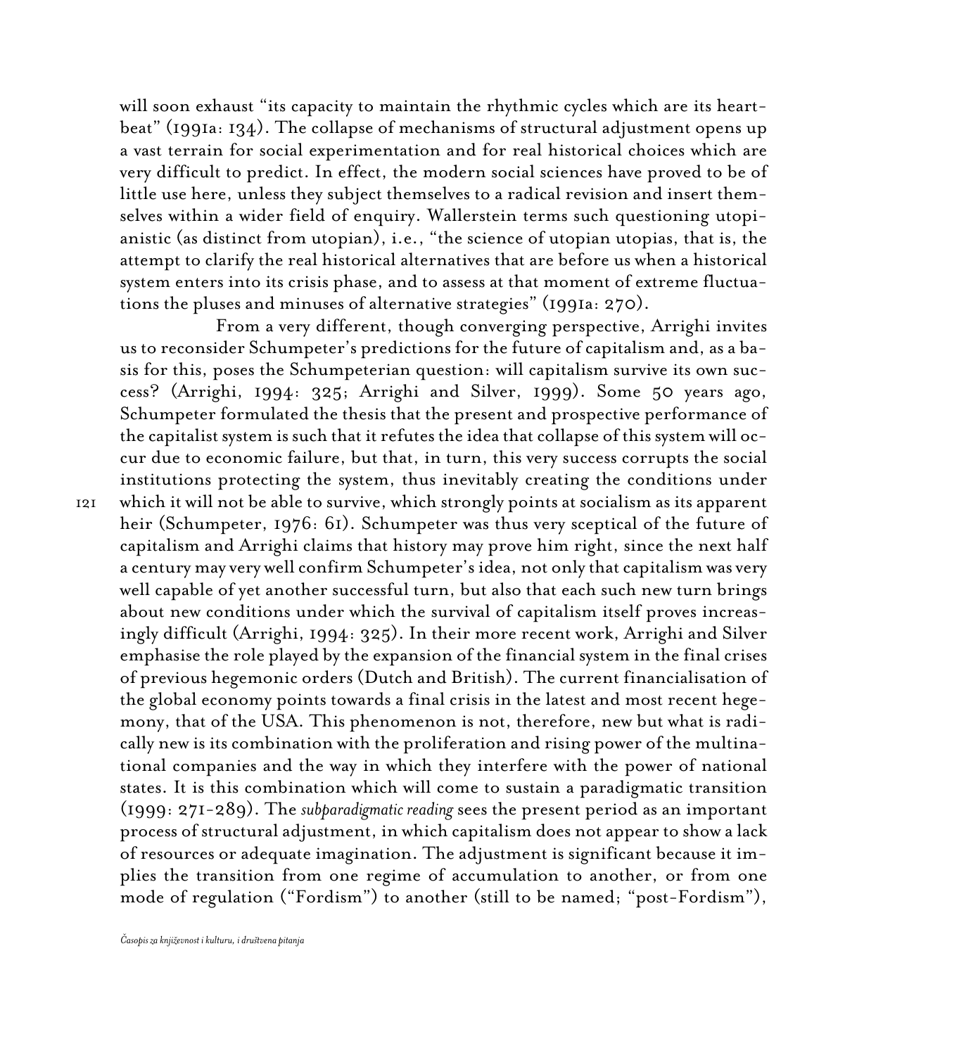will soon exhaust "its capacity to maintain the rhythmic cycles which are its heartbeat" (1991a: 134). The collapse of mechanisms of structural adjustment opens up a vast terrain for social experimentation and for real historical choices which are very difficult to predict. In effect, the modern social sciences have proved to be of little use here, unless they subject themselves to a radical revision and insert themselves within a wider field of enquiry. Wallerstein terms such questioning utopianistic (as distinct from utopian), i.e., "the science of utopian utopias, that is, the attempt to clarify the real historical alternatives that are before us when a historical system enters into its crisis phase, and to assess at that moment of extreme fluctuations the pluses and minuses of alternative strategies" (1991a: 270).

From a very different, though converging perspective, Arrighi invites us to reconsider Schumpeter's predictions for the future of capitalism and, as a basis for this, poses the Schumpeterian question: will capitalism survive its own success? (Arrighi, 1994: 325; Arrighi and Silver, 1999). Some 50 years ago, Schumpeter formulated the thesis that the present and prospective performance of the capitalist system is such that it refutes the idea that collapse of this system will occur due to economic failure, but that, in turn, this very success corrupts the social institutions protecting the system, thus inevitably creating the conditions under which it will not be able to survive, which strongly points at socialism as its apparent heir (Schumpeter, 1976: 61). Schumpeter was thus very sceptical of the future of capitalism and Arrighi claims that history may prove him right, since the next half a century may very well confirm Schumpeter's idea, not only that capitalism was very well capable of yet another successful turn, but also that each such new turn brings about new conditions under which the survival of capitalism itself proves increasingly difficult (Arrighi, 1994: 325). In their more recent work, Arrighi and Silver emphasise the role played by the expansion of the financial system in the final crises of previous hegemonic orders (Dutch and British). The current financialisation of the global economy points towards a final crisis in the latest and most recent hegemony, that of the USA. This phenomenon is not, therefore, new but what is radically new is its combination with the proliferation and rising power of the multinational companies and the way in which they interfere with the power of national states. It is this combination which will come to sustain a paradigmatic transition (1999: 271-289). The *subparadigmatic reading* sees the present period as an important process of structural adjustment, in which capitalism does not appear to show a lack of resources or adequate imagination. The adjustment is significant because it implies the transition from one regime of accumulation to another, or from one mode of regulation ("Fordism") to another (still to be named; "post-Fordism"),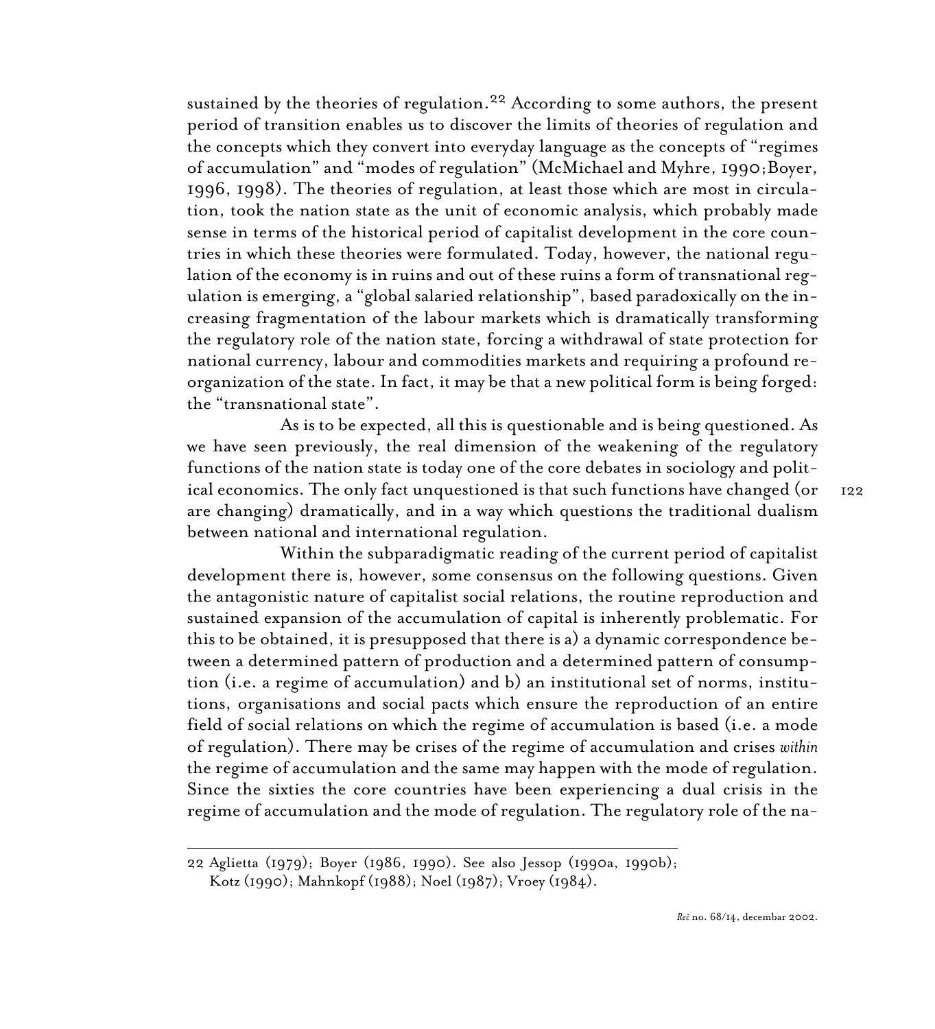sustained by the theories of regulation.[22] According to some authors, the present period of transition enables us to discover the limits of theories of regulation and the concepts which they convert into everyday language as the concepts of "regimes of accumulation" and "modes of regulation" (McMichael and Myhre, 1990;Boyer, 1996, 1998). The theories of regulation, at least those which are most in circulation, took the nation state as the unit of economic analysis, which probably made sense in terms of the historical period of capitalist development in the core countries in which these theories were formulated. Today, however, the national regulation of the economy is in ruins and out of these ruins a form of transnational regulation is emerging, a "global salaried relationship", based paradoxically on the increasing fragmentation of the labour markets which is dramatically transforming the regulatory role of the nation state, forcing a withdrawal of state protection for national currency, labour and commodities markets and requiring a profound reorganization of the state. In fact, it may be that a new political form is being forged: the "transnational state".

As is to be expected, all this is questionable and is being questioned. As we have seen previously, the real dimension of the weakening of the regulatory functions of the nation state is today one of the core debates in sociology and political economics. The only fact unquestioned is that such functions have changed (or are changing) dramatically, and in a way which questions the traditional dualism between national and international regulation.

Within the subparadigmatic reading of the current period of capitalist development there is, however, some consensus on the following questions. Given the antagonistic nature of capitalist social relations, the routine reproduction and sustained expansion of the accumulation of capital is inherently problematic. For this to be obtained, it is presupposed that there is a) a dynamic correspondence between a determined pattern of production and a determined pattern of consumption (i.e. a regime of accumulation) and b) an institutional set of norms, institutions, organisations and social pacts which ensure the reproduction of an entire field of social relations on which the regime of accumulation is based (i.e. a mode of regulation). There may be crises of the regime of accumulation and crises *within* the regime of accumulation and the same may happen with the mode of regulation. Since the sixties the core countries have been experiencing a dual crisis in the regime of accumulation and the mode of regulation. The regulatory role of the na-

22 Aglietta (1979); Boyer (1986, 1990). See also Jessop (1990a, 1990b); Kotz (1990); Mahnkopf (1988); Noel (1987); Vroey (1984).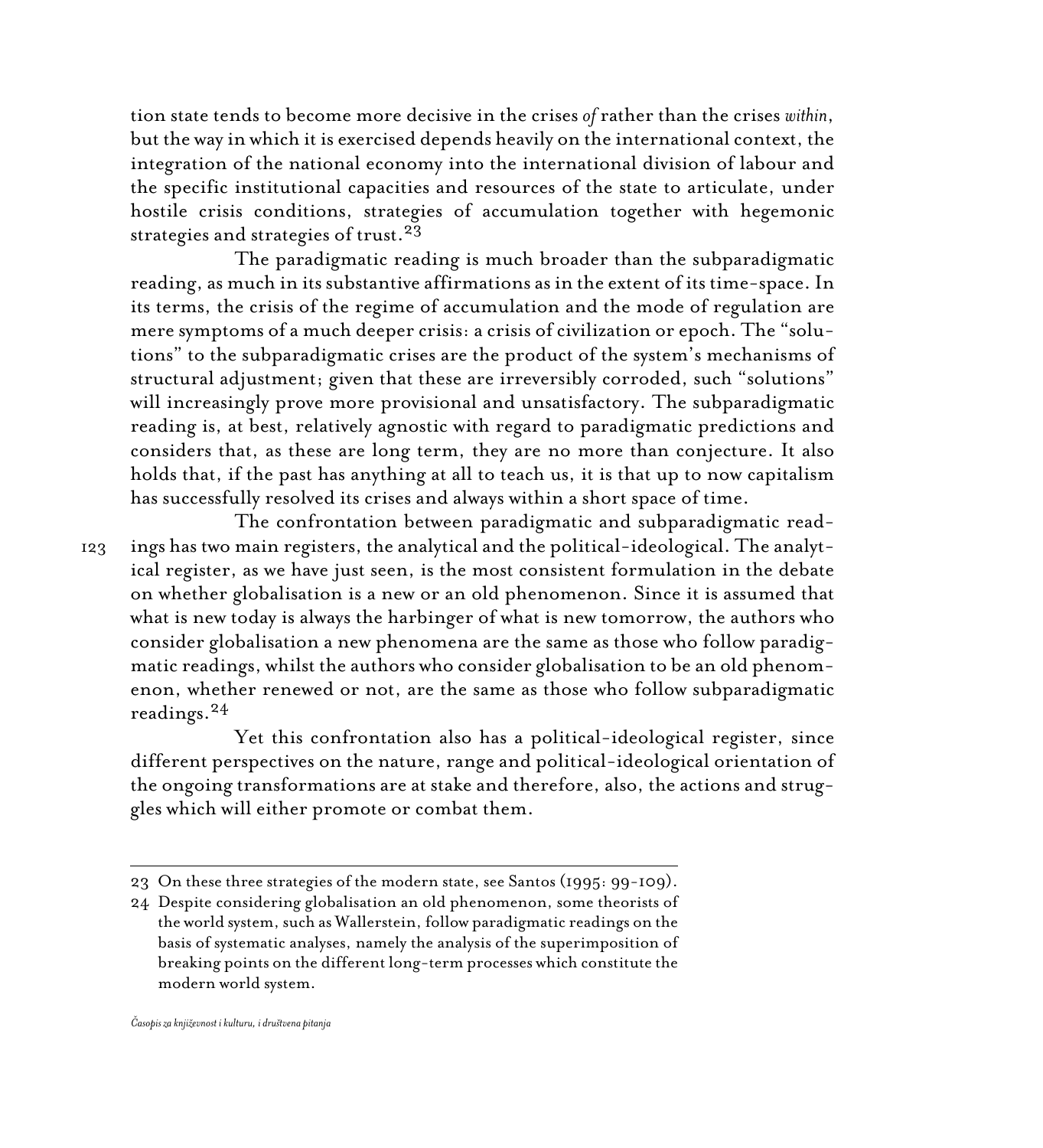tion state tends to become more decisive in the crises *of* rather than the crises *within*, but the way in which it is exercised depends heavily on the international context, the integration of the national economy into the international division of labour and the specific institutional capacities and resources of the state to articulate, under hostile crisis conditions, strategies of accumulation together with hegemonic strategies and strategies of trust.[23]

The paradigmatic reading is much broader than the subparadigmatic reading, as much in its substantive affirmations as in the extent of its time-space. In its terms, the crisis of the regime of accumulation and the mode of regulation are mere symptoms of a much deeper crisis: a crisis of civilization or epoch. The "solutions" to the subparadigmatic crises are the product of the system's mechanisms of structural adjustment; given that these are irreversibly corroded, such "solutions" will increasingly prove more provisional and unsatisfactory. The subparadigmatic reading is, at best, relatively agnostic with regard to paradigmatic predictions and considers that, as these are long term, they are no more than conjecture. It also holds that, if the past has anything at all to teach us, it is that up to now capitalism has successfully resolved its crises and always within a short space of time.

The confrontation between paradigmatic and subparadigmatic readings has two main registers, the analytical and the political-ideological. The analytical register, as we have just seen, is the most consistent formulation in the debate on whether globalisation is a new or an old phenomenon. Since it is assumed that what is new today is always the harbinger of what is new tomorrow, the authors who consider globalisation a new phenomena are the same as those who follow paradigmatic readings, whilst the authors who consider globalisation to be an old phenomenon, whether renewed or not, are the same as those who follow subparadigmatic readings.[24]

Yet this confrontation also has a political-ideological register, since different perspectives on the nature, range and political-ideological orientation of the ongoing transformations are at stake and therefore, also, the actions and struggles which will either promote or combat them.

---

23 On these three strategies of the modern state, see Santos (1995: 99-109).

24 Despite considering globalisation an old phenomenon, some theorists of the world system, such as Wallerstein, follow paradigmatic readings on the basis of systematic analyses, namely the analysis of the superimposition of breaking points on the different long-term processes which constitute the modern world system.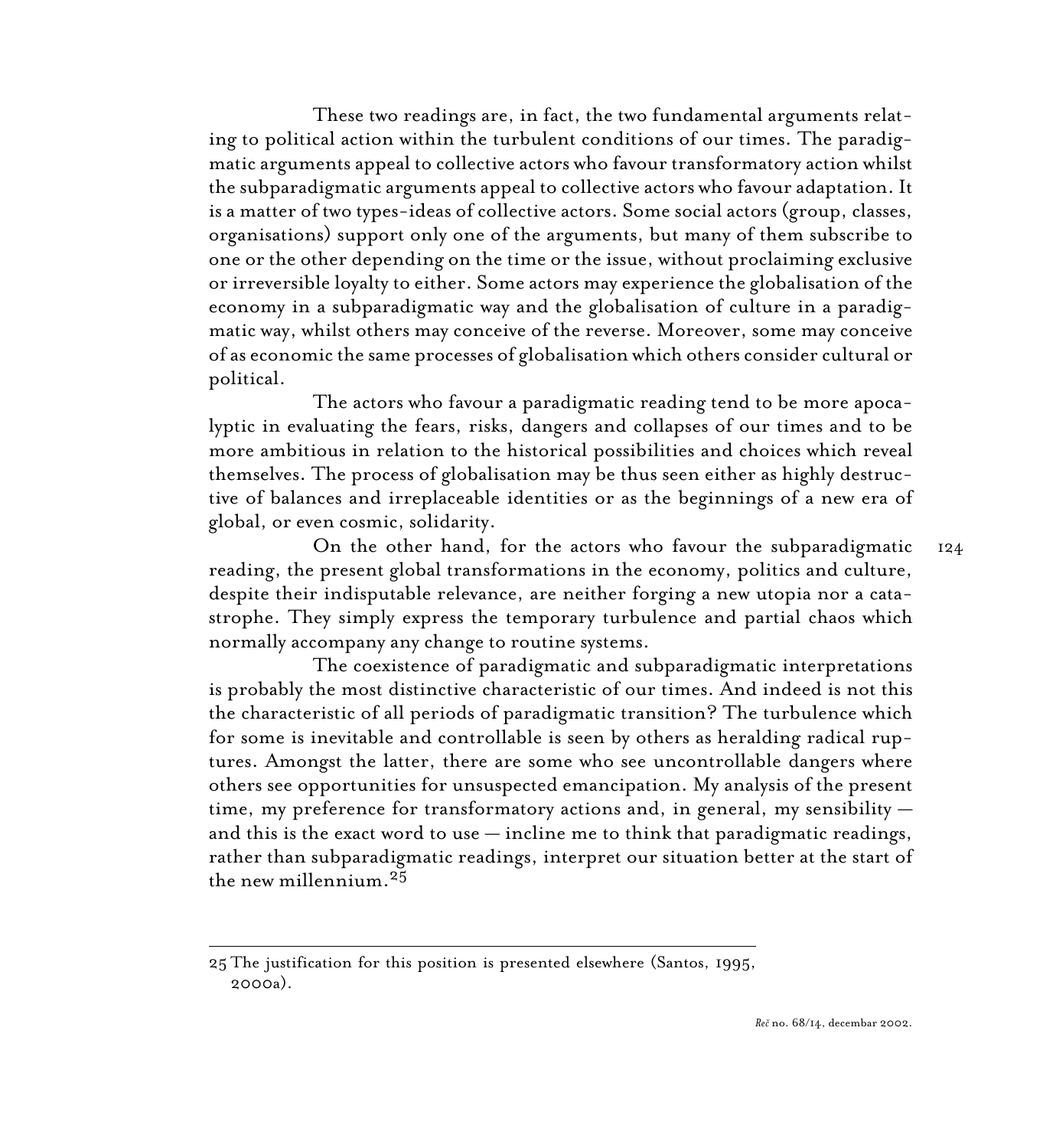These two readings are, in fact, the two fundamental arguments relating to political action within the turbulent conditions of our times. The paradigmatic arguments appeal to collective actors who favour transformatory action whilst the subparadigmatic arguments appeal to collective actors who favour adaptation. It is a matter of two types-ideas of collective actors. Some social actors (group, classes, organisations) support only one of the arguments, but many of them subscribe to one or the other depending on the time or the issue, without proclaiming exclusive or irreversible loyalty to either. Some actors may experience the globalisation of the economy in a subparadigmatic way and the globalisation of culture in a paradigmatic way, whilst others may conceive of the reverse. Moreover, some may conceive of as economic the same processes of globalisation which others consider cultural or political.

The actors who favour a paradigmatic reading tend to be more apocalyptic in evaluating the fears, risks, dangers and collapses of our times and to be more ambitious in relation to the historical possibilities and choices which reveal themselves. The process of globalisation may be thus seen either as highly destructive of balances and irreplaceable identities or as the beginnings of a new era of global, or even cosmic, solidarity.

On the other hand, for the actors who favour the subparadigmatic reading, the present global transformations in the economy, politics and culture, despite their indisputable relevance, are neither forging a new utopia nor a catastrophe. They simply express the temporary turbulence and partial chaos which normally accompany any change to routine systems.

The coexistence of paradigmatic and subparadigmatic interpretations is probably the most distinctive characteristic of our times. And indeed is not this the characteristic of all periods of paradigmatic transition? The turbulence which for some is inevitable and controllable is seen by others as heralding radical ruptures. Amongst the latter, there are some who see uncontrollable dangers where others see opportunities for unsuspected emancipation. My analysis of the present time, my preference for transformatory actions and, in general, my sensibility — and this is the exact word to use — incline me to think that paradigmatic readings, rather than subparadigmatic readings, interpret our situation better at the start of the new millennium.[25]

---

25 The justification for this position is presented elsewhere (Santos, 1995, 2000a).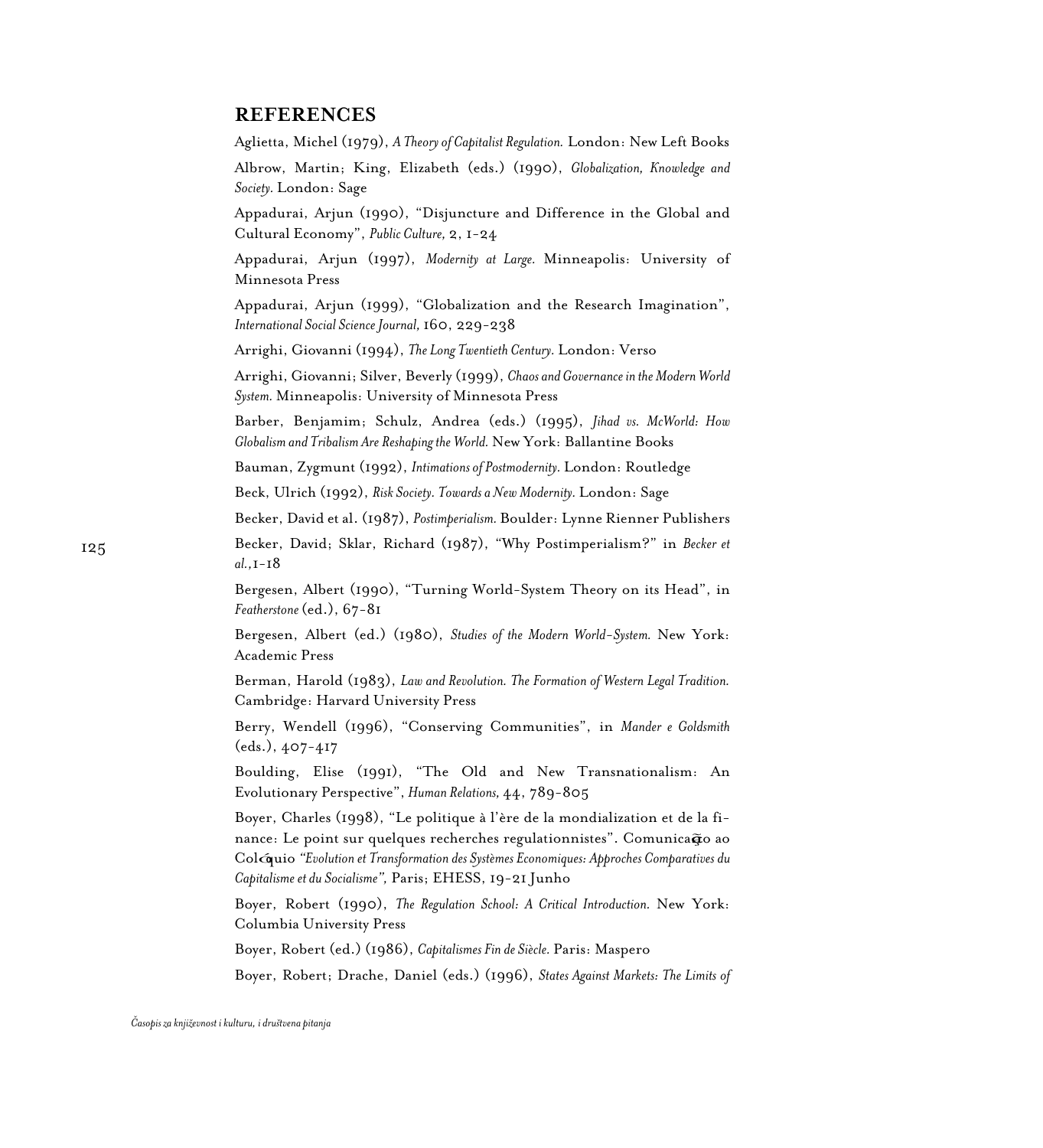## REFERENCES

Aglietta, Michel (1979), *A Theory of Capitalist Regulation.* London: New Left Books

Albrow, Martin; King, Elizabeth (eds.) (1990), *Globalization, Knowledge and Society.* London: Sage

Appadurai, Arjun (1990), "Disjuncture and Difference in the Global and Cultural Economy", *Public Culture,* 2, 1-24

Appadurai, Arjun (1997), *Modernity at Large.* Minneapolis: University of Minnesota Press

Appadurai, Arjun (1999), "Globalization and the Research Imagination", *International Social Science Journal,* 160, 229-238

Arrighi, Giovanni (1994), *The Long Twentieth Century.* London: Verso

Arrighi, Giovanni; Silver, Beverly (1999), *Chaos and Governance in the Modern World System.* Minneapolis: University of Minnesota Press

Barber, Benjamim; Schulz, Andrea (eds.) (1995), *Jihad vs. McWorld: How Globalism and Tribalism Are Reshaping the World.* New York: Ballantine Books

Bauman, Zygmunt (1992), *Intimations of Postmodernity.* London: Routledge

Beck, Ulrich (1992), *Risk Society. Towards a New Modernity.* London: Sage

Becker, David et al. (1987), *Postimperialism.* Boulder: Lynne Rienner Publishers

Becker, David; Sklar, Richard (1987), "Why Postimperialism?" in *Becker et al.,*1-18

Bergesen, Albert (1990), "Turning World-System Theory on its Head", in *Featherstone* (ed.), 67-81

Bergesen, Albert (ed.) (1980), *Studies of the Modern World-System.* New York: Academic Press

Berman, Harold (1983), *Law and Revolution. The Formation of Western Legal Tradition.* Cambridge: Harvard University Press

Berry, Wendell (1996), "Conserving Communities", in *Mander e Goldsmith* (eds.), 407-417

Boulding, Elise (1991), "The Old and New Transnationalism: An Evolutionary Perspective", *Human Relations,* 44, 789-805

Boyer, Charles (1998), "Le politique à l'ère de la mondialization et de la finance: Le point sur quelques recherches regulationnistes". Comunicação ao Colóquio *"Evolution et Transformation des Systèmes Economiques: Approches Comparatives du Capitalisme et du Socialisme",* Paris; EHESS, 19-21 Junho

Boyer, Robert (1990), *The Regulation School: A Critical Introduction.* New York: Columbia University Press

Boyer, Robert (ed.) (1986), *Capitalismes Fin de Siècle.* Paris: Maspero

Boyer, Robert; Drache, Daniel (eds.) (1996), *States Against Markets: The Limits of*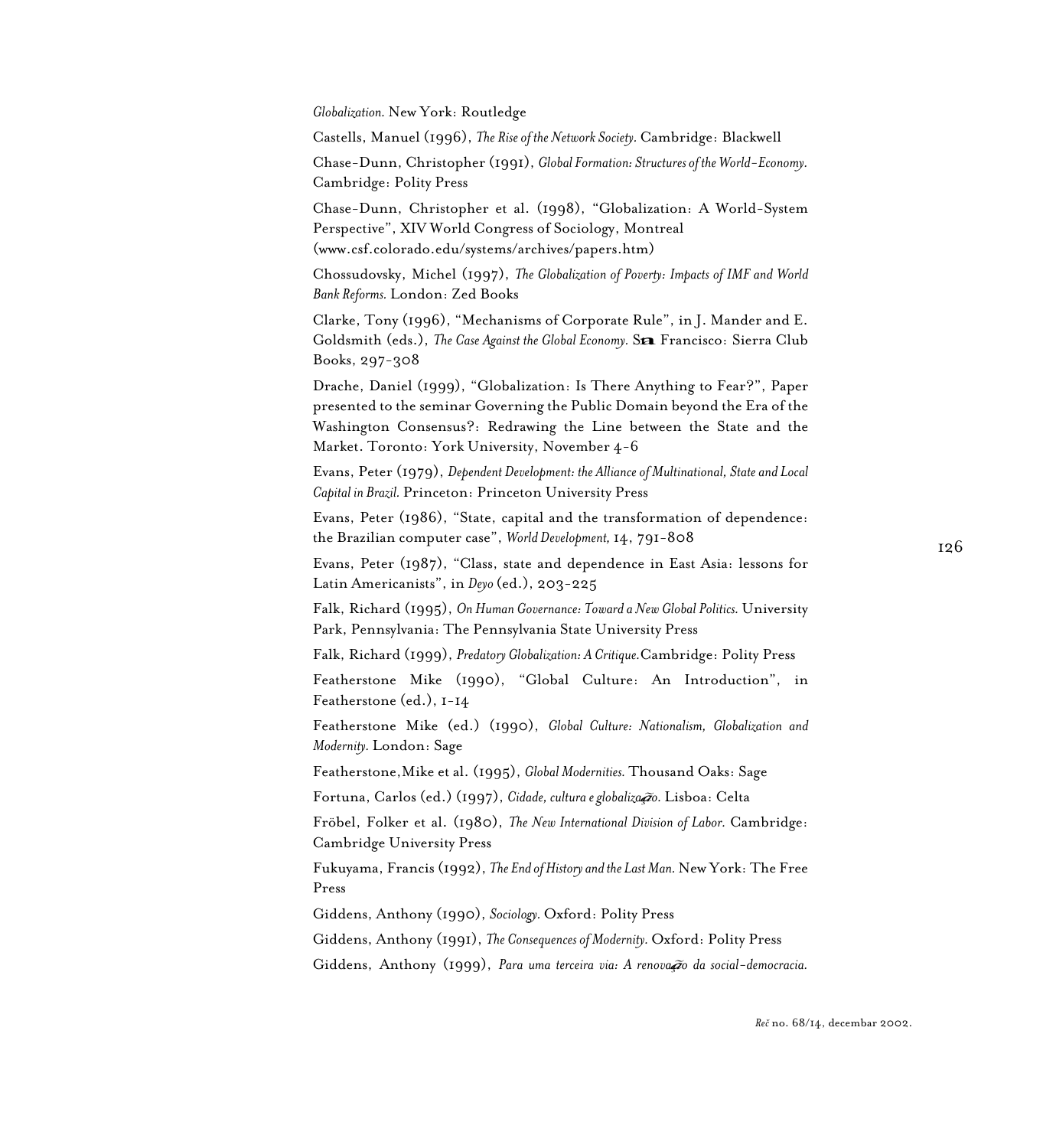*Globalization.* New York: Routledge

Castells, Manuel (1996), *The Rise of the Network Society.* Cambridge: Blackwell

Chase-Dunn, Christopher (1991), *Global Formation: Structures of the World-Economy.* Cambridge: Polity Press

Chase-Dunn, Christopher et al. (1998), "Globalization: A World-System Perspective", XIV World Congress of Sociology, Montreal (www.csf.colorado.edu/systems/archives/papers.htm)

Chossudovsky, Michel (1997), *The Globalization of Poverty: Impacts of IMF and World Bank Reforms.* London: Zed Books

Clarke, Tony (1996), "Mechanisms of Corporate Rule", in J. Mander and E. Goldsmith (eds.), *The Case Against the Global Economy.* San Francisco: Sierra Club Books, 297-308

Drache, Daniel (1999), "Globalization: Is There Anything to Fear?", Paper presented to the seminar Governing the Public Domain beyond the Era of the Washington Consensus?: Redrawing the Line between the State and the Market. Toronto: York University, November 4-6

Evans, Peter (1979), *Dependent Development: the Alliance of Multinational, State and Local Capital in Brazil.* Princeton: Princeton University Press

Evans, Peter (1986), "State, capital and the transformation of dependence: the Brazilian computer case", *World Development,* 14, 791-808

Evans, Peter (1987), "Class, state and dependence in East Asia: lessons for Latin Americanists", in *Deyo* (ed.), 203-225

Falk, Richard (1995), *On Human Governance: Toward a New Global Politics.* University Park, Pennsylvania: The Pennsylvania State University Press

Falk, Richard (1999), *Predatory Globalization: A Critique.*Cambridge: Polity Press

Featherstone Mike (1990), "Global Culture: An Introduction", in Featherstone (ed.), 1-14

Featherstone Mike (ed.) (1990), *Global Culture: Nationalism, Globalization and Modernity.* London: Sage

Featherstone,Mike et al. (1995), *Global Modernities.* Thousand Oaks: Sage

Fortuna, Carlos (ed.) (1997), *Cidade, cultura e globalização.* Lisboa: Celta

Fröbel, Folker et al. (1980), *The New International Division of Labor.* Cambridge: Cambridge University Press

Fukuyama, Francis (1992), *The End of History and the Last Man.* New York: The Free Press

Giddens, Anthony (1990), *Sociology.* Oxford: Polity Press

Giddens, Anthony (1991), *The Consequences of Modernity.* Oxford: Polity Press

Giddens, Anthony (1999), *Para uma terceira via: A renovação da social-democracia.*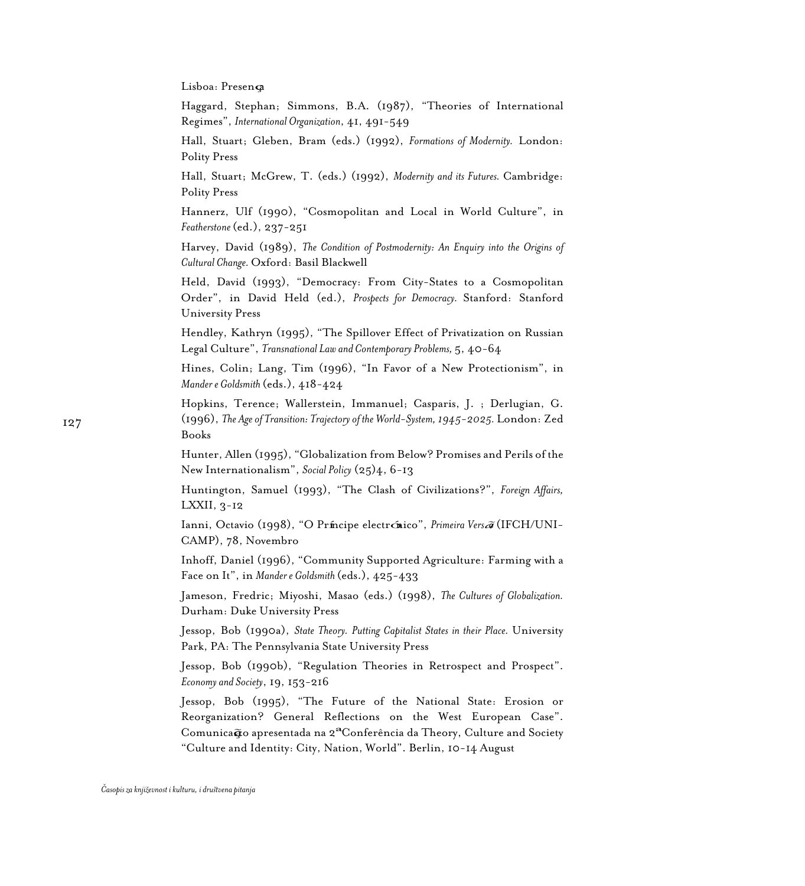Lisboa: Presença

Haggard, Stephan; Simmons, B.A. (1987), "Theories of International Regimes", *International Organization*, 41, 491-549

Hall, Stuart; Gleben, Bram (eds.) (1992), *Formations of Modernity.* London: Polity Press

Hall, Stuart; McGrew, T. (eds.) (1992), *Modernity and its Futures.* Cambridge: Polity Press

Hannerz, Ulf (1990), "Cosmopolitan and Local in World Culture", in *Featherstone* (ed.), 237-251

Harvey, David (1989), *The Condition of Postmodernity: An Enquiry into the Origins of Cultural Change.* Oxford: Basil Blackwell

Held, David (1993), "Democracy: From City-States to a Cosmopolitan Order", in David Held (ed.), *Prospects for Democracy.* Stanford: Stanford University Press

Hendley, Kathryn (1995), "The Spillover Effect of Privatization on Russian Legal Culture", *Transnational Law and Contemporary Problems,* 5, 40-64

Hines, Colin; Lang, Tim (1996), "In Favor of a New Protectionism", in *Mander e Goldsmith* (eds.), 418-424

Hopkins, Terence; Wallerstein, Immanuel; Casparis, J. ; Derlugian, G. (1996), *The Age of Transition: Trajectory of the World-System, 1945-2025.* London: Zed Books

Hunter, Allen (1995), "Globalization from Below? Promises and Perils of the New Internationalism", *Social Policy* (25)4, 6-13

Huntington, Samuel (1993), "The Clash of Civilizations?", *Foreign Affairs,* LXXII, 3-12

Ianni, Octavio (1998), "O Príncipe electrónico", *Primeira Versão* (IFCH/UNICAMP), 78, Novembro

Inhoff, Daniel (1996), "Community Supported Agriculture: Farming with a Face on It", in *Mander e Goldsmith* (eds.), 425-433

Jameson, Fredric; Miyoshi, Masao (eds.) (1998), *The Cultures of Globalization.* Durham: Duke University Press

Jessop, Bob (1990a), *State Theory. Putting Capitalist States in their Place.* University Park, PA: The Pennsylvania State University Press

Jessop, Bob (1990b), "Regulation Theories in Retrospect and Prospect". *Economy and Society*, 19, 153-216

Jessop, Bob (1995), "The Future of the National State: Erosion or Reorganization? General Reflections on the West European Case". Comunicação apresentada na 2ª Conferência da Theory, Culture and Society "Culture and Identity: City, Nation, World". Berlin, 10-14 August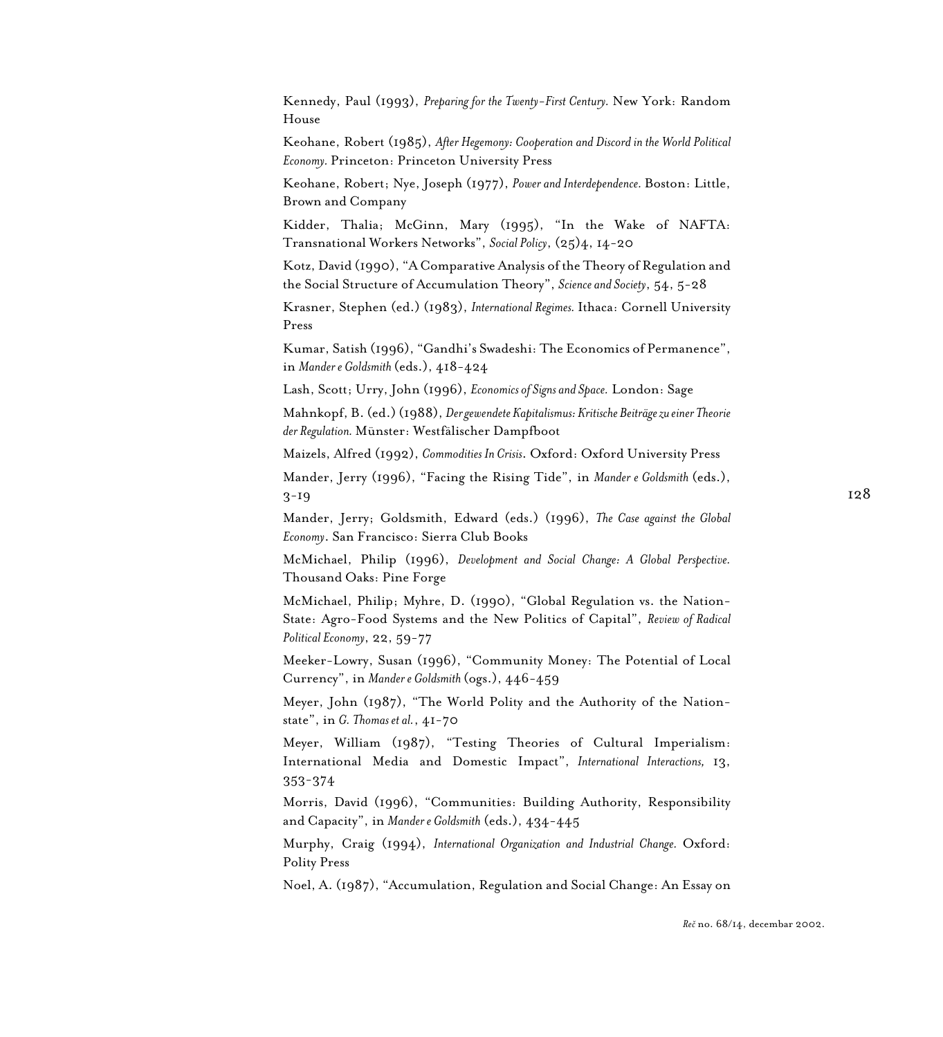Kennedy, Paul (1993), *Preparing for the Twenty-First Century.* New York: Random House

Keohane, Robert (1985), *After Hegemony: Cooperation and Discord in the World Political Economy.* Princeton: Princeton University Press

Keohane, Robert; Nye, Joseph (1977), *Power and Interdependence.* Boston: Little, Brown and Company

Kidder, Thalia; McGinn, Mary (1995), "In the Wake of NAFTA: Transnational Workers Networks", *Social Policy*, (25)4, 14-20

Kotz, David (1990), "A Comparative Analysis of the Theory of Regulation and the Social Structure of Accumulation Theory", *Science and Society*, 54, 5-28

Krasner, Stephen (ed.) (1983), *International Regimes.* Ithaca: Cornell University Press

Kumar, Satish (1996), "Gandhi's Swadeshi: The Economics of Permanence", in *Mander e Goldsmith* (eds.), 418-424

Lash, Scott; Urry, John (1996), *Economics of Signs and Space.* London: Sage

Mahnkopf, B. (ed.) (1988), *Der gewendete Kapitalismus: Kritische Beiträge zu einer Theorie der Regulation.* Münster: Westfälischer Dampfboot

Maizels, Alfred (1992), *Commodities In Crisis*. Oxford: Oxford University Press

Mander, Jerry (1996), "Facing the Rising Tide", in *Mander e Goldsmith* (eds.), 3-19

Mander, Jerry; Goldsmith, Edward (eds.) (1996), *The Case against the Global Economy*. San Francisco: Sierra Club Books

McMichael, Philip (1996), *Development and Social Change: A Global Perspective.* Thousand Oaks: Pine Forge

McMichael, Philip; Myhre, D. (1990), "Global Regulation vs. the Nation-State: Agro-Food Systems and the New Politics of Capital", *Review of Radical Political Economy*, 22, 59-77

Meeker-Lowry, Susan (1996), "Community Money: The Potential of Local Currency", in *Mander e Goldsmith* (ogs.), 446-459

Meyer, John (1987), "The World Polity and the Authority of the Nation-state", in *G. Thomas et al.*, 41-70

Meyer, William (1987), "Testing Theories of Cultural Imperialism: International Media and Domestic Impact", *International Interactions,* 13, 353-374

Morris, David (1996), "Communities: Building Authority, Responsibility and Capacity", in *Mander e Goldsmith* (eds.), 434-445

Murphy, Craig (1994), *International Organization and Industrial Change.* Oxford: Polity Press

Noel, A. (1987), "Accumulation, Regulation and Social Change: An Essay on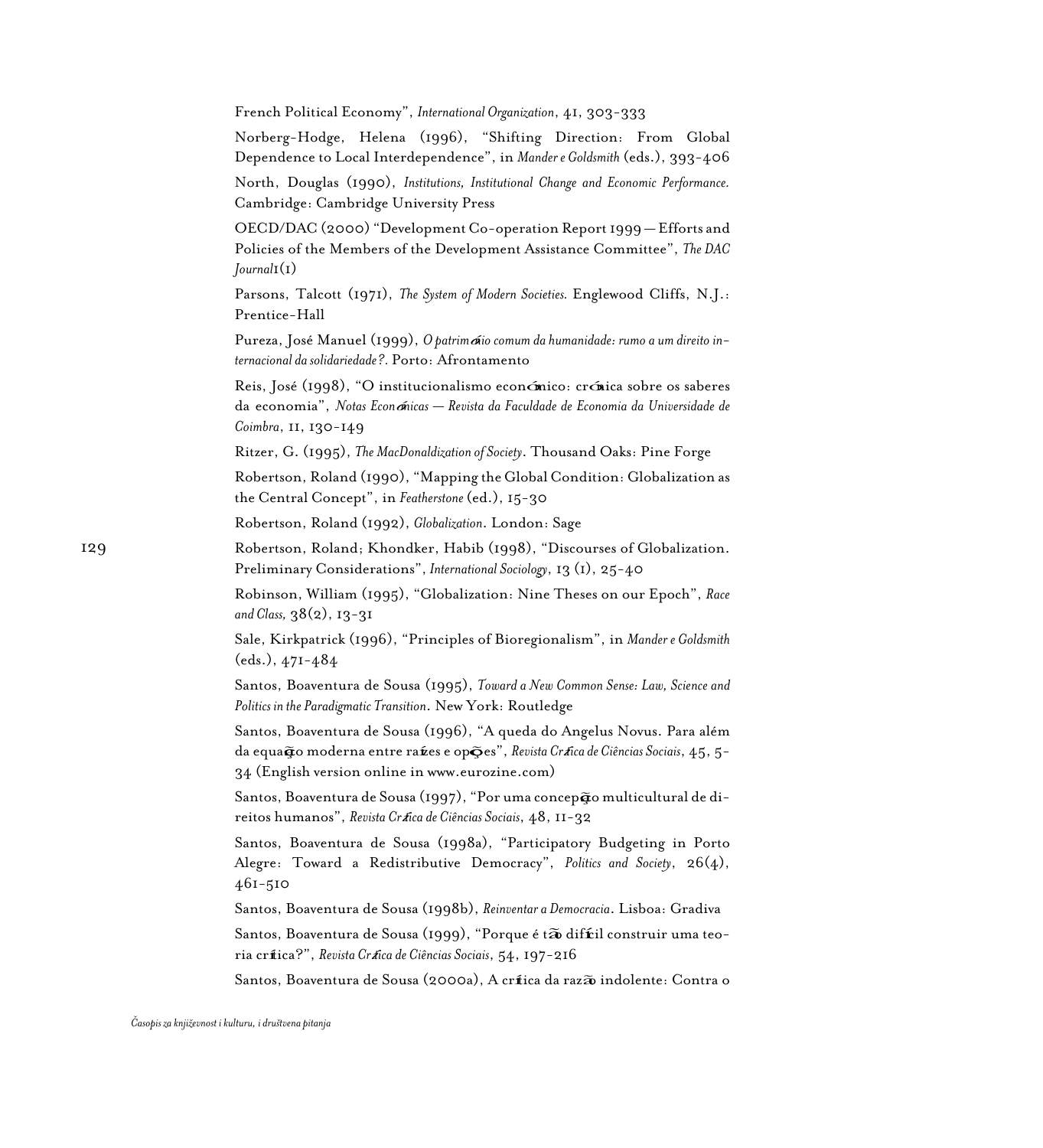French Political Economy", *International Organization*, 41, 303-333

Norberg-Hodge, Helena (1996), "Shifting Direction: From Global Dependence to Local Interdependence", in *Mander e Goldsmith* (eds.), 393-406

North, Douglas (1990), *Institutions, Institutional Change and Economic Performance.* Cambridge: Cambridge University Press

OECD/DAC (2000) "Development Co-operation Report 1999 — Efforts and Policies of the Members of the Development Assistance Committee", *The DAC Journal*1(1)

Parsons, Talcott (1971), *The System of Modern Societies.* Englewood Cliffs, N.J.: Prentice-Hall

Pureza, José Manuel (1999), *O património comum da humanidade: rumo a um direito internacional da solidariedade?.* Porto: Afrontamento

Reis, José (1998), "O institucionalismo económico: crónica sobre os saberes da economia", *Notas Económicas — Revista da Faculdade de Economia da Universidade de Coimbra*, 11, 130-149

Ritzer, G. (1995), *The MacDonaldization of Society*. Thousand Oaks: Pine Forge

Robertson, Roland (1990), "Mapping the Global Condition: Globalization as the Central Concept", in *Featherstone* (ed.), 15-30

Robertson, Roland (1992), *Globalization*. London: Sage

Robertson, Roland; Khondker, Habib (1998), "Discourses of Globalization. Preliminary Considerations", *International Sociology*, 13 (1), 25-40

Robinson, William (1995), "Globalization: Nine Theses on our Epoch", *Race and Class,* 38(2), 13-31

Sale, Kirkpatrick (1996), "Principles of Bioregionalism", in *Mander e Goldsmith* (eds.), 471-484

Santos, Boaventura de Sousa (1995), *Toward a New Common Sense: Law, Science and Politics in the Paradigmatic Transition*. New York: Routledge

Santos, Boaventura de Sousa (1996), "A queda do Angelus Novus. Para além da equação moderna entre raízes e opções", *Revista Crítica de Ciências Sociais*, 45, 5-34 (English version online in www.eurozine.com)

Santos, Boaventura de Sousa (1997), "Por uma concepção multicultural de direitos humanos", *Revista Crítica de Ciências Sociais*, 48, 11-32

Santos, Boaventura de Sousa (1998a), "Participatory Budgeting in Porto Alegre: Toward a Redistributive Democracy", *Politics and Society*, 26(4), 461-510

Santos, Boaventura de Sousa (1998b), *Reinventar a Democracia*. Lisboa: Gradiva

Santos, Boaventura de Sousa (1999), "Porque é tão difícil construir uma teoria crítica?", *Revista Crítica de Ciências Sociais*, 54, 197-216

Santos, Boaventura de Sousa (2000a), A crítica da razão indolente: Contra o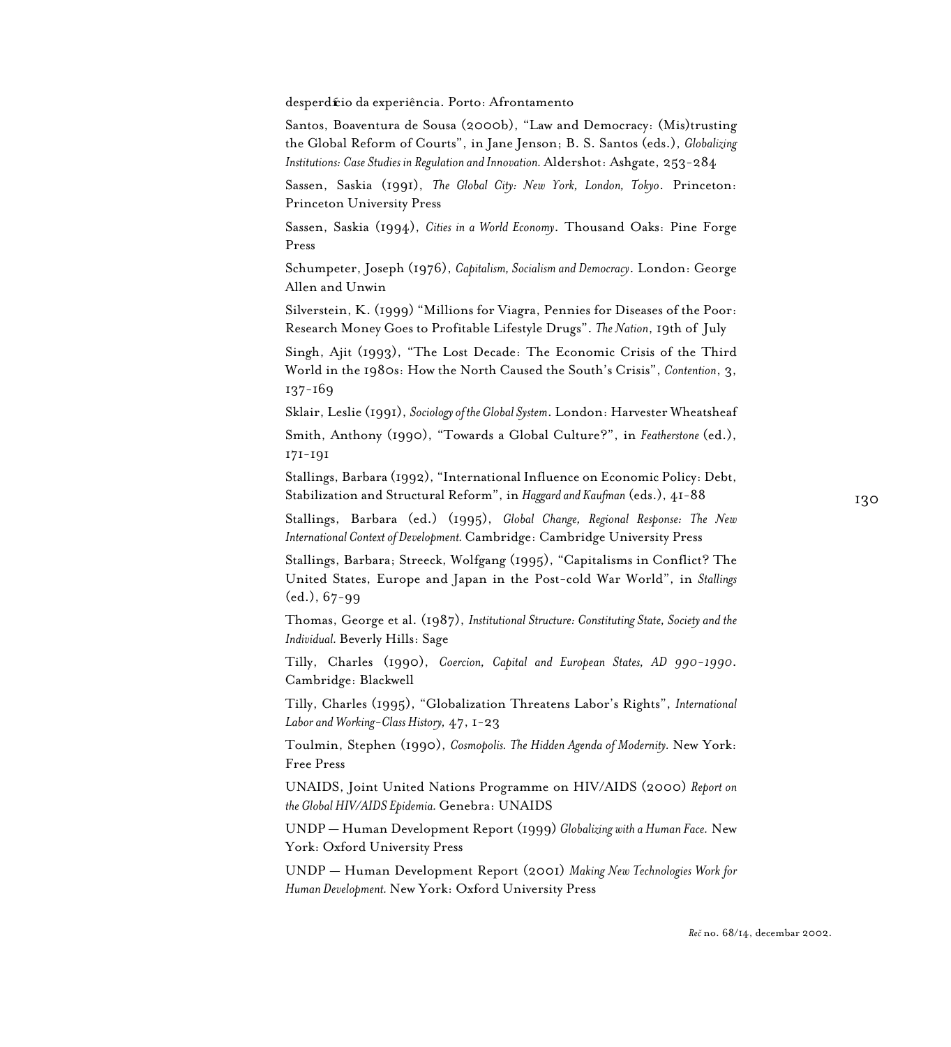desperdício da experiência. Porto: Afrontamento

Santos, Boaventura de Sousa (2000b), "Law and Democracy: (Mis)trusting the Global Reform of Courts", in Jane Jenson; B. S. Santos (eds.), *Globalizing Institutions: Case Studies in Regulation and Innovation.* Aldershot: Ashgate, 253-284

Sassen, Saskia (1991), *The Global City: New York, London, Tokyo*. Princeton: Princeton University Press

Sassen, Saskia (1994), *Cities in a World Economy*. Thousand Oaks: Pine Forge Press

Schumpeter, Joseph (1976), *Capitalism, Socialism and Democracy*. London: George Allen and Unwin

Silverstein, K. (1999) "Millions for Viagra, Pennies for Diseases of the Poor: Research Money Goes to Profitable Lifestyle Drugs". *The Nation*, 19th of July

Singh, Ajit (1993), "The Lost Decade: The Economic Crisis of the Third World in the 1980s: How the North Caused the South's Crisis", *Contention*, 3, 137-169

Sklair, Leslie (1991), *Sociology of the Global System*. London: Harvester Wheatsheaf

Smith, Anthony (1990), "Towards a Global Culture?", in *Featherstone* (ed.), 171-191

Stallings, Barbara (1992), "International Influence on Economic Policy: Debt, Stabilization and Structural Reform", in *Haggard and Kaufman* (eds.), 41-88

Stallings, Barbara (ed.) (1995), *Global Change, Regional Response: The New International Context of Development.* Cambridge: Cambridge University Press

Stallings, Barbara; Streeck, Wolfgang (1995), "Capitalisms in Conflict? The United States, Europe and Japan in the Post-cold War World", in *Stallings* (ed.), 67-99

Thomas, George et al. (1987), *Institutional Structure: Constituting State, Society and the Individual.* Beverly Hills: Sage

Tilly, Charles (1990), *Coercion, Capital and European States, AD 990-1990*. Cambridge: Blackwell

Tilly, Charles (1995), "Globalization Threatens Labor's Rights", *International Labor and Working-Class History,* 47, 1-23

Toulmin, Stephen (1990), *Cosmopolis. The Hidden Agenda of Modernity.* New York: Free Press

UNAIDS, Joint United Nations Programme on HIV/AIDS (2000) *Report on the Global HIV/AIDS Epidemia.* Genebra: UNAIDS

UNDP — Human Development Report (1999) *Globalizing with a Human Face.* New York: Oxford University Press

UNDP — Human Development Report (2001) *Making New Technologies Work for Human Development.* New York: Oxford University Press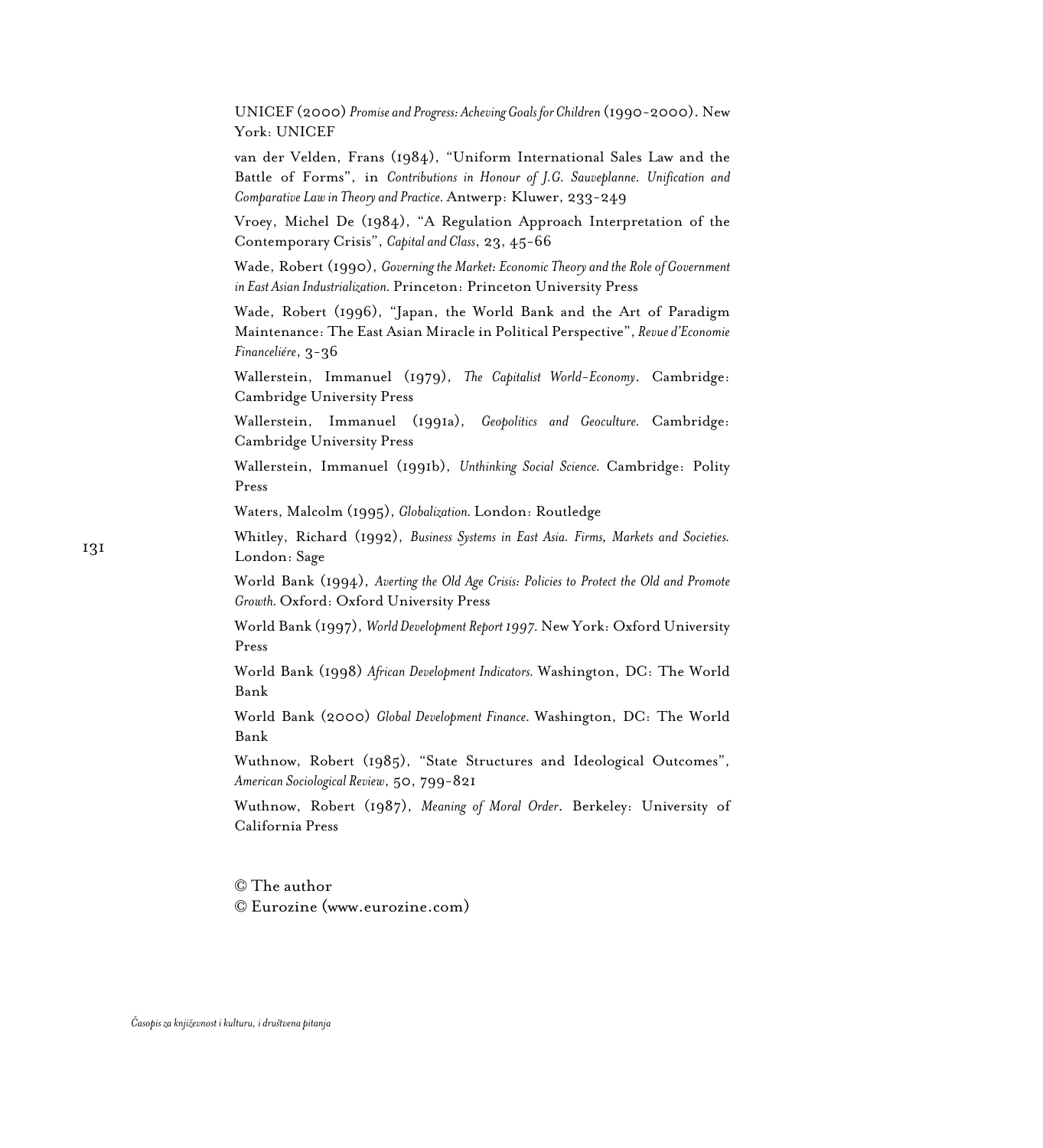UNICEF (2000) *Promise and Progress: Acheving Goals for Children* (1990-2000). New York: UNICEF

van der Velden, Frans (1984), "Uniform International Sales Law and the Battle of Forms", in *Contributions in Honour of J.G. Sauveplanne. Unification and Comparative Law in Theory and Practice.* Antwerp: Kluwer, 233-249

Vroey, Michel De (1984), "A Regulation Approach Interpretation of the Contemporary Crisis", *Capital and Class*, 23, 45-66

Wade, Robert (1990), *Governing the Market: Economic Theory and the Role of Government in East Asian Industrialization.* Princeton: Princeton University Press

Wade, Robert (1996), "Japan, the World Bank and the Art of Paradigm Maintenance: The East Asian Miracle in Political Perspective", *Revue d'Economie Financeliére*, 3-36

Wallerstein, Immanuel (1979), *The Capitalist World-Economy*. Cambridge: Cambridge University Press

Wallerstein, Immanuel (1991a), *Geopolitics and Geoculture.* Cambridge: Cambridge University Press

Wallerstein, Immanuel (1991b), *Unthinking Social Science.* Cambridge: Polity Press

Waters, Malcolm (1995), *Globalization.* London: Routledge

Whitley, Richard (1992), *Business Systems in East Asia. Firms, Markets and Societies.* London: Sage

World Bank (1994), *Averting the Old Age Crisis: Policies to Protect the Old and Promote Growth.* Oxford: Oxford University Press

World Bank (1997), *World Development Report 1997.* New York: Oxford University Press

World Bank (1998) *African Development Indicators.* Washington, DC: The World Bank

World Bank (2000) *Global Development Finance.* Washington, DC: The World Bank

Wuthnow, Robert (1985), "State Structures and Ideological Outcomes", *American Sociological Review*, 50, 799-821

Wuthnow, Robert (1987), *Meaning of Moral Order*. Berkeley: University of California Press

© The author
© Eurozine (www.eurozine.com)